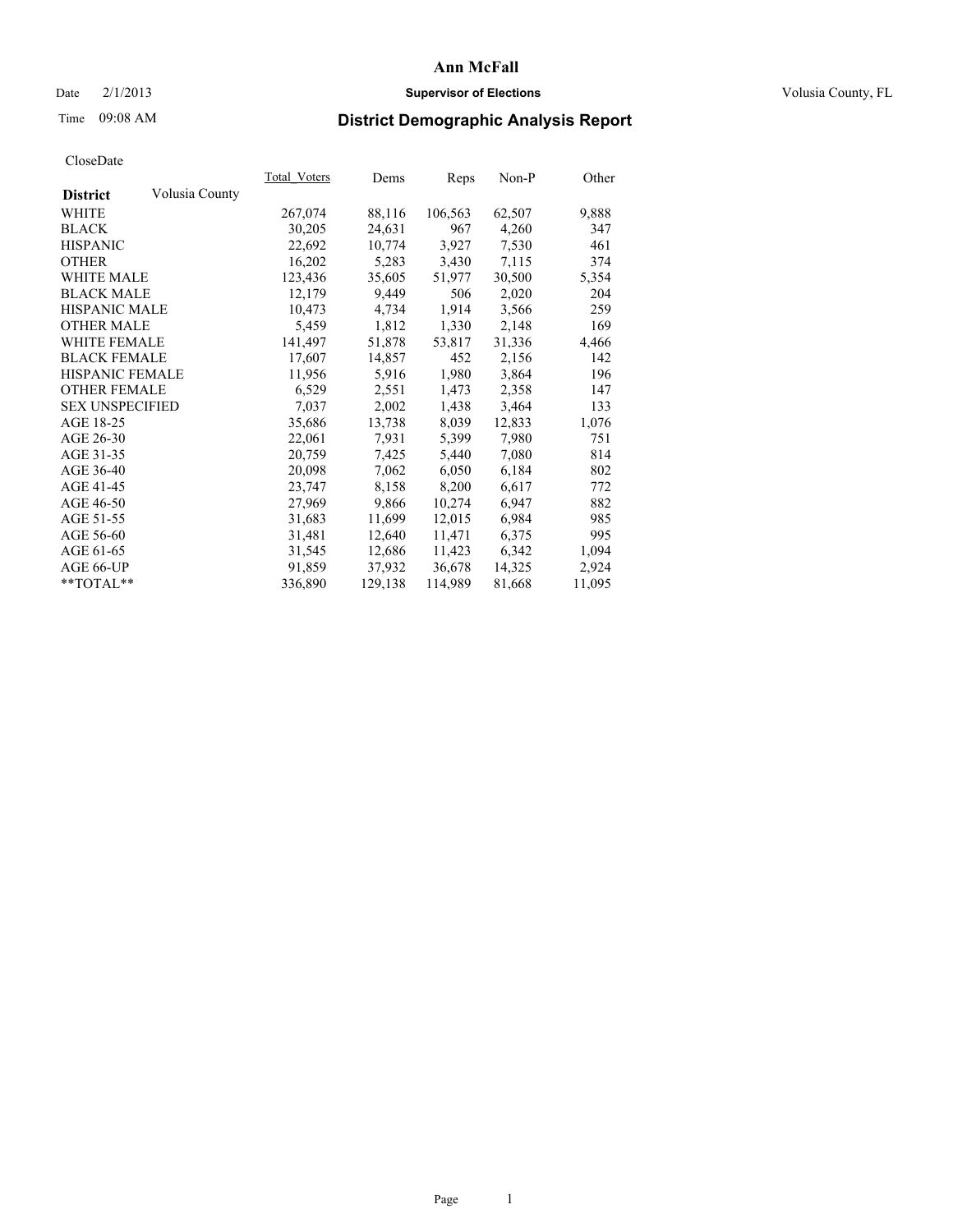# Ann McFall

Date 2/1/2013 **Supervisor of Elections** Volusia County, FL

Time 09:08 AM

## District Demographic Analysis Report

CloseDate

| District | Volusia County | Total_Voters | Dems | Reps | Non-P | Other |
|---|---|---|---|---|---|---|
| WHITE | | 267,074 | 88,116 | 106,563 | 62,507 | 9,888 |
| BLACK | | 30,205 | 24,631 | 967 | 4,260 | 347 |
| HISPANIC | | 22,692 | 10,774 | 3,927 | 7,530 | 461 |
| OTHER | | 16,202 | 5,283 | 3,430 | 7,115 | 374 |
| WHITE MALE | | 123,436 | 35,605 | 51,977 | 30,500 | 5,354 |
| BLACK MALE | | 12,179 | 9,449 | 506 | 2,020 | 204 |
| HISPANIC MALE | | 10,473 | 4,734 | 1,914 | 3,566 | 259 |
| OTHER MALE | | 5,459 | 1,812 | 1,330 | 2,148 | 169 |
| WHITE FEMALE | | 141,497 | 51,878 | 53,817 | 31,336 | 4,466 |
| BLACK FEMALE | | 17,607 | 14,857 | 452 | 2,156 | 142 |
| HISPANIC FEMALE | | 11,956 | 5,916 | 1,980 | 3,864 | 196 |
| OTHER FEMALE | | 6,529 | 2,551 | 1,473 | 2,358 | 147 |
| SEX UNSPECIFIED | | 7,037 | 2,002 | 1,438 | 3,464 | 133 |
| AGE 18-25 | | 35,686 | 13,738 | 8,039 | 12,833 | 1,076 |
| AGE 26-30 | | 22,061 | 7,931 | 5,399 | 7,980 | 751 |
| AGE 31-35 | | 20,759 | 7,425 | 5,440 | 7,080 | 814 |
| AGE 36-40 | | 20,098 | 7,062 | 6,050 | 6,184 | 802 |
| AGE 41-45 | | 23,747 | 8,158 | 8,200 | 6,617 | 772 |
| AGE 46-50 | | 27,969 | 9,866 | 10,274 | 6,947 | 882 |
| AGE 51-55 | | 31,683 | 11,699 | 12,015 | 6,984 | 985 |
| AGE 56-60 | | 31,481 | 12,640 | 11,471 | 6,375 | 995 |
| AGE 61-65 | | 31,545 | 12,686 | 11,423 | 6,342 | 1,094 |
| AGE 66-UP | | 91,859 | 37,932 | 36,678 | 14,325 | 2,924 |
| **TOTAL** | | 336,890 | 129,138 | 114,989 | 81,668 | 11,095 |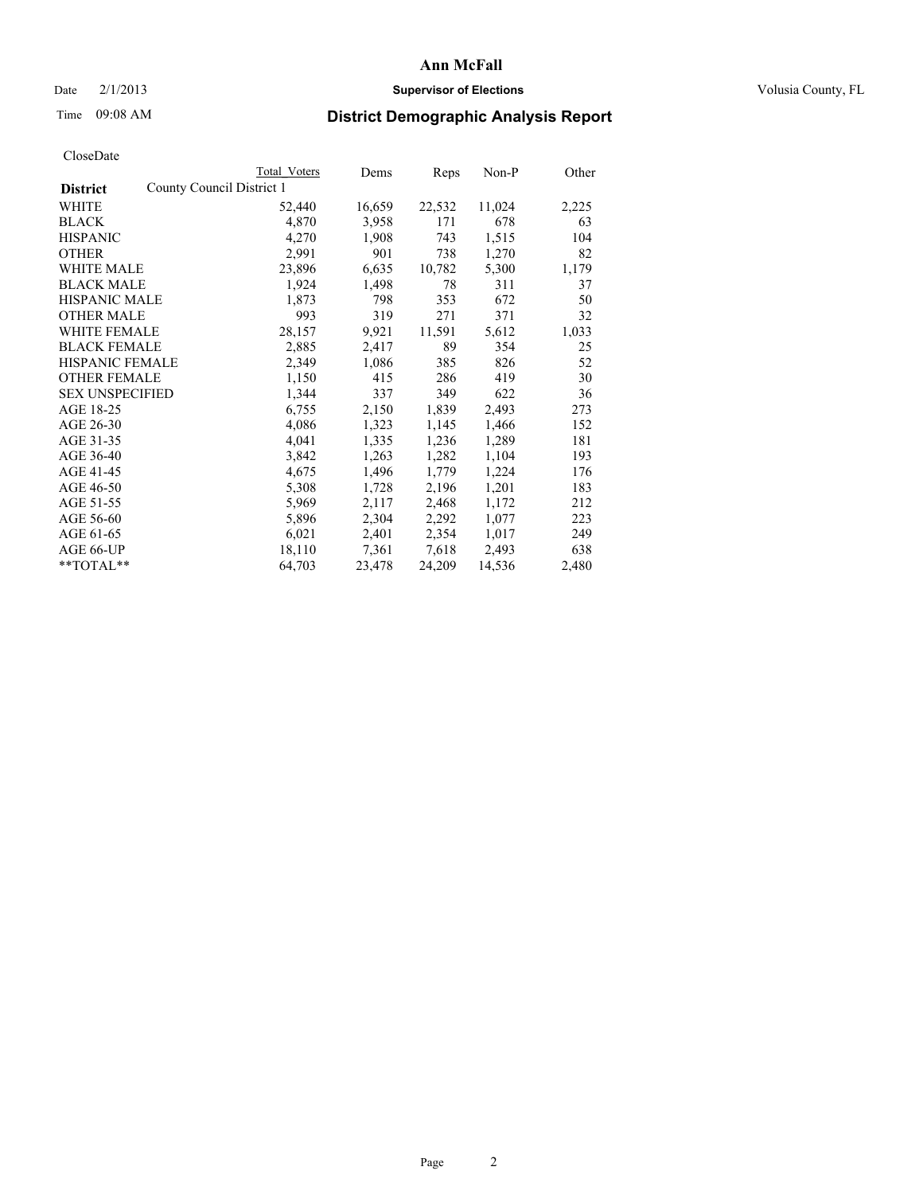# Ann McFall

Date 2/1/2013 **Supervisor of Elections** Volusia County, FL

Time 09:08 AM

## District Demographic Analysis Report

CloseDate

| District | County Council District 1 | Total Voters | Dems | Reps | Non-P | Other |
|---|---|---|---|---|---|---|
| WHITE | | 52,440 | 16,659 | 22,532 | 11,024 | 2,225 |
| BLACK | | 4,870 | 3,958 | 171 | 678 | 63 |
| HISPANIC | | 4,270 | 1,908 | 743 | 1,515 | 104 |
| OTHER | | 2,991 | 901 | 738 | 1,270 | 82 |
| WHITE MALE | | 23,896 | 6,635 | 10,782 | 5,300 | 1,179 |
| BLACK MALE | | 1,924 | 1,498 | 78 | 311 | 37 |
| HISPANIC MALE | | 1,873 | 798 | 353 | 672 | 50 |
| OTHER MALE | | 993 | 319 | 271 | 371 | 32 |
| WHITE FEMALE | | 28,157 | 9,921 | 11,591 | 5,612 | 1,033 |
| BLACK FEMALE | | 2,885 | 2,417 | 89 | 354 | 25 |
| HISPANIC FEMALE | | 2,349 | 1,086 | 385 | 826 | 52 |
| OTHER FEMALE | | 1,150 | 415 | 286 | 419 | 30 |
| SEX UNSPECIFIED | | 1,344 | 337 | 349 | 622 | 36 |
| AGE 18-25 | | 6,755 | 2,150 | 1,839 | 2,493 | 273 |
| AGE 26-30 | | 4,086 | 1,323 | 1,145 | 1,466 | 152 |
| AGE 31-35 | | 4,041 | 1,335 | 1,236 | 1,289 | 181 |
| AGE 36-40 | | 3,842 | 1,263 | 1,282 | 1,104 | 193 |
| AGE 41-45 | | 4,675 | 1,496 | 1,779 | 1,224 | 176 |
| AGE 46-50 | | 5,308 | 1,728 | 2,196 | 1,201 | 183 |
| AGE 51-55 | | 5,969 | 2,117 | 2,468 | 1,172 | 212 |
| AGE 56-60 | | 5,896 | 2,304 | 2,292 | 1,077 | 223 |
| AGE 61-65 | | 6,021 | 2,401 | 2,354 | 1,017 | 249 |
| AGE 66-UP | | 18,110 | 7,361 | 7,618 | 2,493 | 638 |
| **TOTAL** | | 64,703 | 23,478 | 24,209 | 14,536 | 2,480 |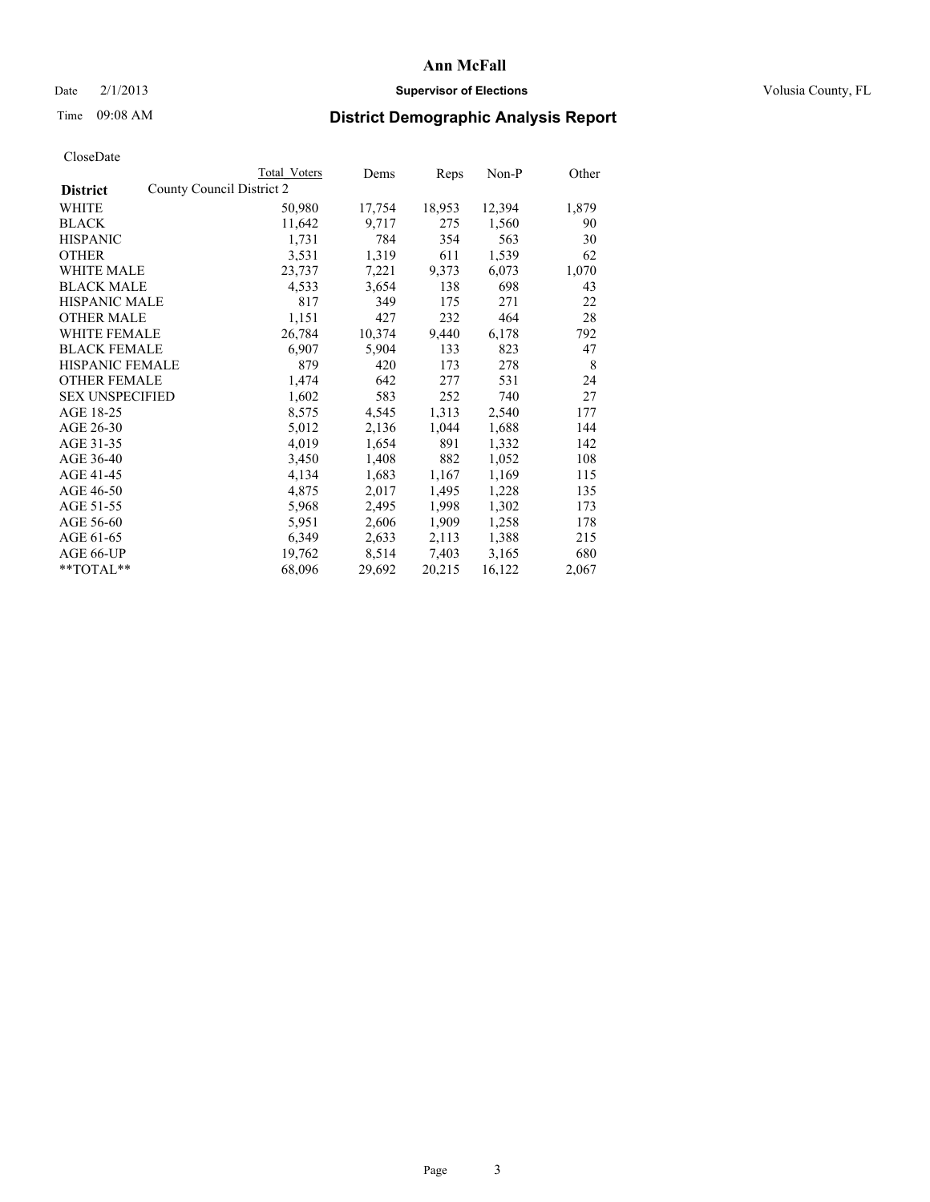# Ann McFall

Date 2/1/2013 **Supervisor of Elections** Volusia County, FL

Time 09:08 AM

## District Demographic Analysis Report

CloseDate

| **District** | Total Voters | Dems | Reps | Non-P | Other |
|---|---|---|---|---|---|
| County Council District 2 | | | | | |
| WHITE | 50,980 | 17,754 | 18,953 | 12,394 | 1,879 |
| BLACK | 11,642 | 9,717 | 275 | 1,560 | 90 |
| HISPANIC | 1,731 | 784 | 354 | 563 | 30 |
| OTHER | 3,531 | 1,319 | 611 | 1,539 | 62 |
| WHITE MALE | 23,737 | 7,221 | 9,373 | 6,073 | 1,070 |
| BLACK MALE | 4,533 | 3,654 | 138 | 698 | 43 |
| HISPANIC MALE | 817 | 349 | 175 | 271 | 22 |
| OTHER MALE | 1,151 | 427 | 232 | 464 | 28 |
| WHITE FEMALE | 26,784 | 10,374 | 9,440 | 6,178 | 792 |
| BLACK FEMALE | 6,907 | 5,904 | 133 | 823 | 47 |
| HISPANIC FEMALE | 879 | 420 | 173 | 278 | 8 |
| OTHER FEMALE | 1,474 | 642 | 277 | 531 | 24 |
| SEX UNSPECIFIED | 1,602 | 583 | 252 | 740 | 27 |
| AGE 18-25 | 8,575 | 4,545 | 1,313 | 2,540 | 177 |
| AGE 26-30 | 5,012 | 2,136 | 1,044 | 1,688 | 144 |
| AGE 31-35 | 4,019 | 1,654 | 891 | 1,332 | 142 |
| AGE 36-40 | 3,450 | 1,408 | 882 | 1,052 | 108 |
| AGE 41-45 | 4,134 | 1,683 | 1,167 | 1,169 | 115 |
| AGE 46-50 | 4,875 | 2,017 | 1,495 | 1,228 | 135 |
| AGE 51-55 | 5,968 | 2,495 | 1,998 | 1,302 | 173 |
| AGE 56-60 | 5,951 | 2,606 | 1,909 | 1,258 | 178 |
| AGE 61-65 | 6,349 | 2,633 | 2,113 | 1,388 | 215 |
| AGE 66-UP | 19,762 | 8,514 | 7,403 | 3,165 | 680 |
| **TOTAL** | 68,096 | 29,692 | 20,215 | 16,122 | 2,067 |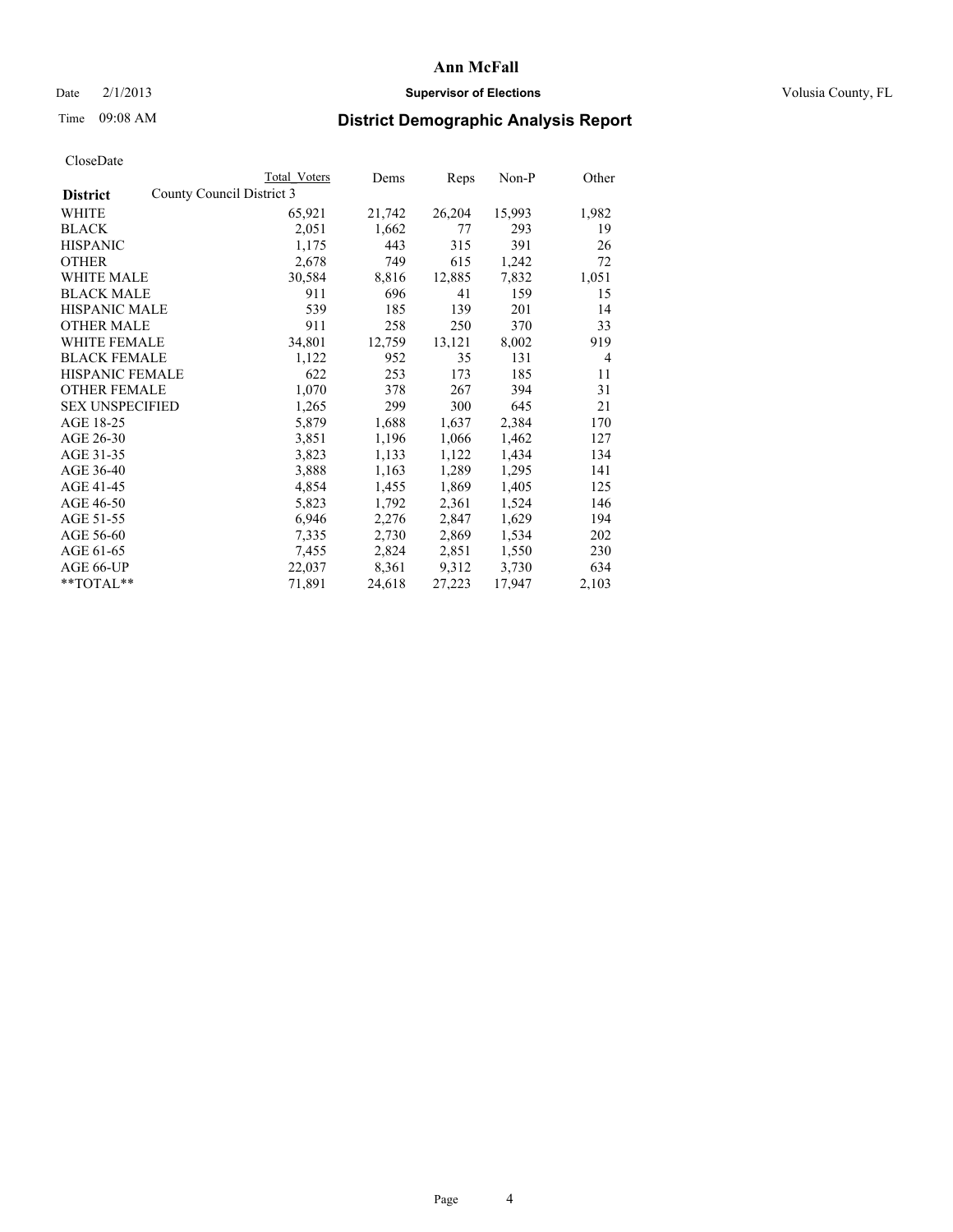# Ann McFall

Date 2/1/2013 **Supervisor of Elections** Volusia County, FL

Time 09:08 AM **District Demographic Analysis Report**

CloseDate

| | Total Voters | Dems | Reps | Non-P | Other |
|---|---|---|---|---|---|
| **District** County Council District 3 | | | | | |
| WHITE | 65,921 | 21,742 | 26,204 | 15,993 | 1,982 |
| BLACK | 2,051 | 1,662 | 77 | 293 | 19 |
| HISPANIC | 1,175 | 443 | 315 | 391 | 26 |
| OTHER | 2,678 | 749 | 615 | 1,242 | 72 |
| WHITE MALE | 30,584 | 8,816 | 12,885 | 7,832 | 1,051 |
| BLACK MALE | 911 | 696 | 41 | 159 | 15 |
| HISPANIC MALE | 539 | 185 | 139 | 201 | 14 |
| OTHER MALE | 911 | 258 | 250 | 370 | 33 |
| WHITE FEMALE | 34,801 | 12,759 | 13,121 | 8,002 | 919 |
| BLACK FEMALE | 1,122 | 952 | 35 | 131 | 4 |
| HISPANIC FEMALE | 622 | 253 | 173 | 185 | 11 |
| OTHER FEMALE | 1,070 | 378 | 267 | 394 | 31 |
| SEX UNSPECIFIED | 1,265 | 299 | 300 | 645 | 21 |
| AGE 18-25 | 5,879 | 1,688 | 1,637 | 2,384 | 170 |
| AGE 26-30 | 3,851 | 1,196 | 1,066 | 1,462 | 127 |
| AGE 31-35 | 3,823 | 1,133 | 1,122 | 1,434 | 134 |
| AGE 36-40 | 3,888 | 1,163 | 1,289 | 1,295 | 141 |
| AGE 41-45 | 4,854 | 1,455 | 1,869 | 1,405 | 125 |
| AGE 46-50 | 5,823 | 1,792 | 2,361 | 1,524 | 146 |
| AGE 51-55 | 6,946 | 2,276 | 2,847 | 1,629 | 194 |
| AGE 56-60 | 7,335 | 2,730 | 2,869 | 1,534 | 202 |
| AGE 61-65 | 7,455 | 2,824 | 2,851 | 1,550 | 230 |
| AGE 66-UP | 22,037 | 8,361 | 9,312 | 3,730 | 634 |
| **TOTAL** | 71,891 | 24,618 | 27,223 | 17,947 | 2,103 |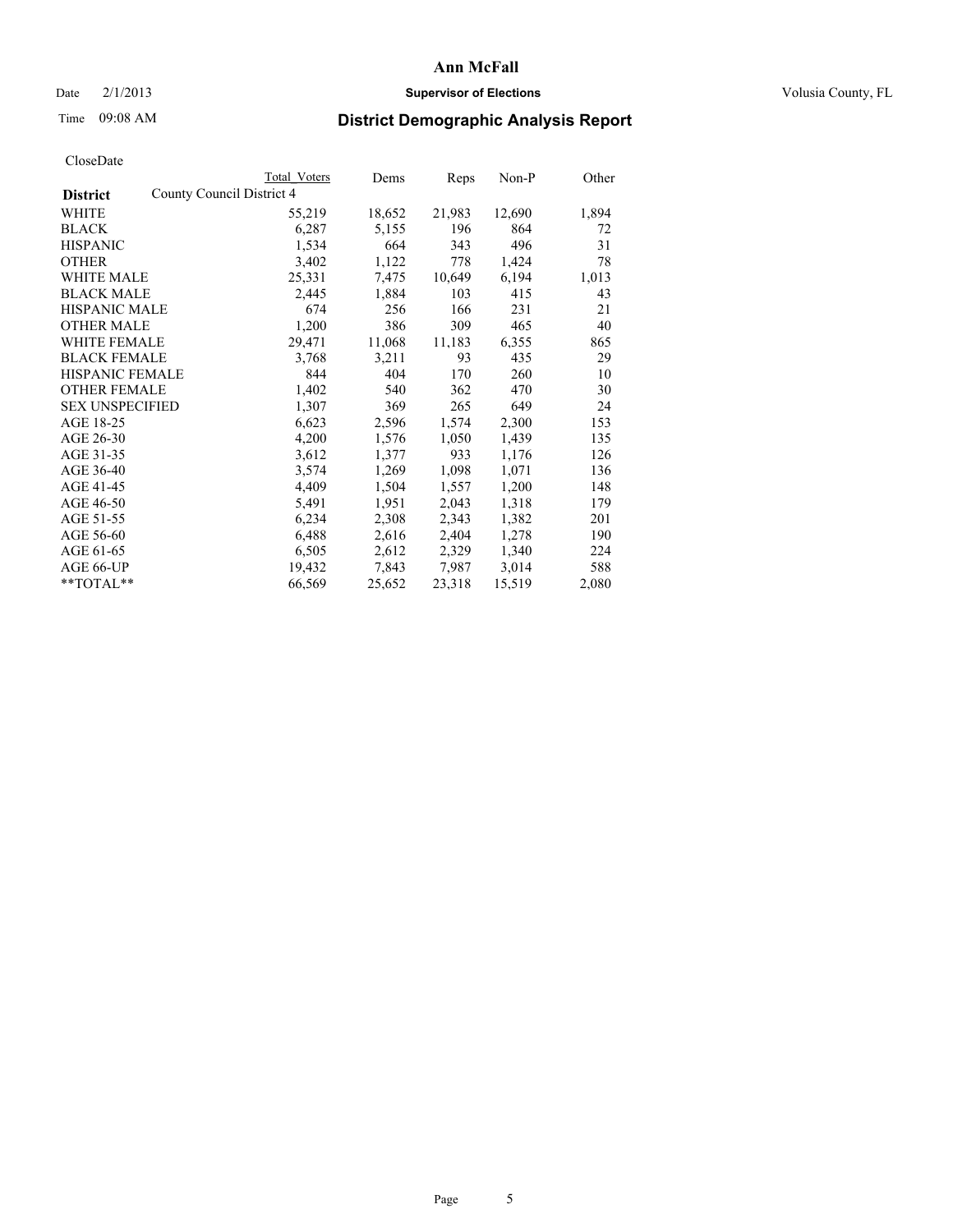# Ann McFall

Date 2/1/2013 **Supervisor of Elections** Volusia County, FL

Time 09:08 AM **District Demographic Analysis Report**

CloseDate

| **District** | County Council District 4 Total Voters | Dems | Reps | Non-P | Other |
|---|---|---|---|---|---|
| WHITE | 55,219 | 18,652 | 21,983 | 12,690 | 1,894 |
| BLACK | 6,287 | 5,155 | 196 | 864 | 72 |
| HISPANIC | 1,534 | 664 | 343 | 496 | 31 |
| OTHER | 3,402 | 1,122 | 778 | 1,424 | 78 |
| WHITE MALE | 25,331 | 7,475 | 10,649 | 6,194 | 1,013 |
| BLACK MALE | 2,445 | 1,884 | 103 | 415 | 43 |
| HISPANIC MALE | 674 | 256 | 166 | 231 | 21 |
| OTHER MALE | 1,200 | 386 | 309 | 465 | 40 |
| WHITE FEMALE | 29,471 | 11,068 | 11,183 | 6,355 | 865 |
| BLACK FEMALE | 3,768 | 3,211 | 93 | 435 | 29 |
| HISPANIC FEMALE | 844 | 404 | 170 | 260 | 10 |
| OTHER FEMALE | 1,402 | 540 | 362 | 470 | 30 |
| SEX UNSPECIFIED | 1,307 | 369 | 265 | 649 | 24 |
| AGE 18-25 | 6,623 | 2,596 | 1,574 | 2,300 | 153 |
| AGE 26-30 | 4,200 | 1,576 | 1,050 | 1,439 | 135 |
| AGE 31-35 | 3,612 | 1,377 | 933 | 1,176 | 126 |
| AGE 36-40 | 3,574 | 1,269 | 1,098 | 1,071 | 136 |
| AGE 41-45 | 4,409 | 1,504 | 1,557 | 1,200 | 148 |
| AGE 46-50 | 5,491 | 1,951 | 2,043 | 1,318 | 179 |
| AGE 51-55 | 6,234 | 2,308 | 2,343 | 1,382 | 201 |
| AGE 56-60 | 6,488 | 2,616 | 2,404 | 1,278 | 190 |
| AGE 61-65 | 6,505 | 2,612 | 2,329 | 1,340 | 224 |
| AGE 66-UP | 19,432 | 7,843 | 7,987 | 3,014 | 588 |
| **TOTAL** | 66,569 | 25,652 | 23,318 | 15,519 | 2,080 |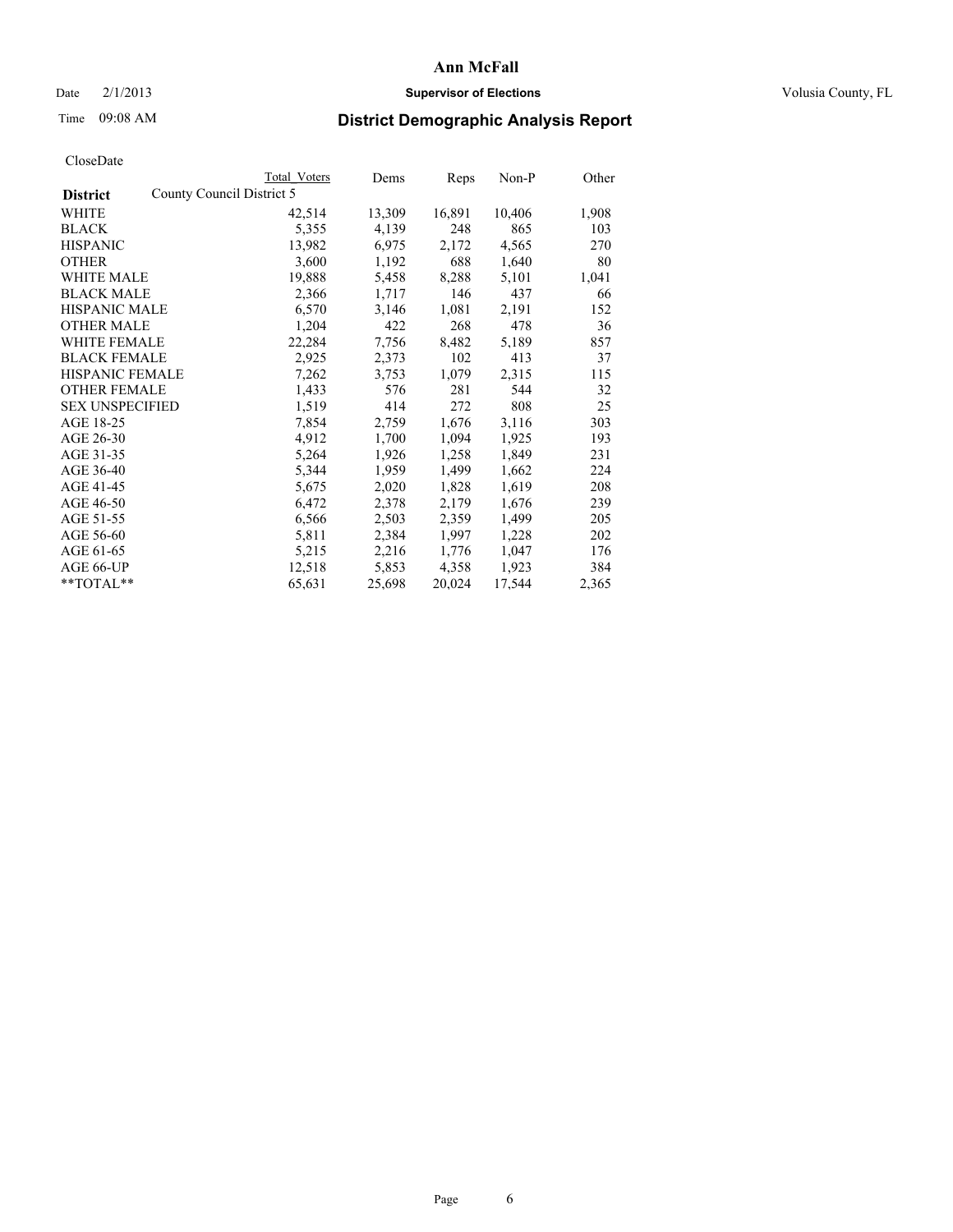# Ann McFall

Date 2/1/2013 **Supervisor of Elections** Volusia County, FL

Time 09:08 AM **District Demographic Analysis Report**

CloseDate

| District | County Council District 5 Total Voters | Dems | Reps | Non-P | Other |
|---|---|---|---|---|---|
| WHITE | 42,514 | 13,309 | 16,891 | 10,406 | 1,908 |
| BLACK | 5,355 | 4,139 | 248 | 865 | 103 |
| HISPANIC | 13,982 | 6,975 | 2,172 | 4,565 | 270 |
| OTHER | 3,600 | 1,192 | 688 | 1,640 | 80 |
| WHITE MALE | 19,888 | 5,458 | 8,288 | 5,101 | 1,041 |
| BLACK MALE | 2,366 | 1,717 | 146 | 437 | 66 |
| HISPANIC MALE | 6,570 | 3,146 | 1,081 | 2,191 | 152 |
| OTHER MALE | 1,204 | 422 | 268 | 478 | 36 |
| WHITE FEMALE | 22,284 | 7,756 | 8,482 | 5,189 | 857 |
| BLACK FEMALE | 2,925 | 2,373 | 102 | 413 | 37 |
| HISPANIC FEMALE | 7,262 | 3,753 | 1,079 | 2,315 | 115 |
| OTHER FEMALE | 1,433 | 576 | 281 | 544 | 32 |
| SEX UNSPECIFIED | 1,519 | 414 | 272 | 808 | 25 |
| AGE 18-25 | 7,854 | 2,759 | 1,676 | 3,116 | 303 |
| AGE 26-30 | 4,912 | 1,700 | 1,094 | 1,925 | 193 |
| AGE 31-35 | 5,264 | 1,926 | 1,258 | 1,849 | 231 |
| AGE 36-40 | 5,344 | 1,959 | 1,499 | 1,662 | 224 |
| AGE 41-45 | 5,675 | 2,020 | 1,828 | 1,619 | 208 |
| AGE 46-50 | 6,472 | 2,378 | 2,179 | 1,676 | 239 |
| AGE 51-55 | 6,566 | 2,503 | 2,359 | 1,499 | 205 |
| AGE 56-60 | 5,811 | 2,384 | 1,997 | 1,228 | 202 |
| AGE 61-65 | 5,215 | 2,216 | 1,776 | 1,047 | 176 |
| AGE 66-UP | 12,518 | 5,853 | 4,358 | 1,923 | 384 |
| **TOTAL** | 65,631 | 25,698 | 20,024 | 17,544 | 2,365 |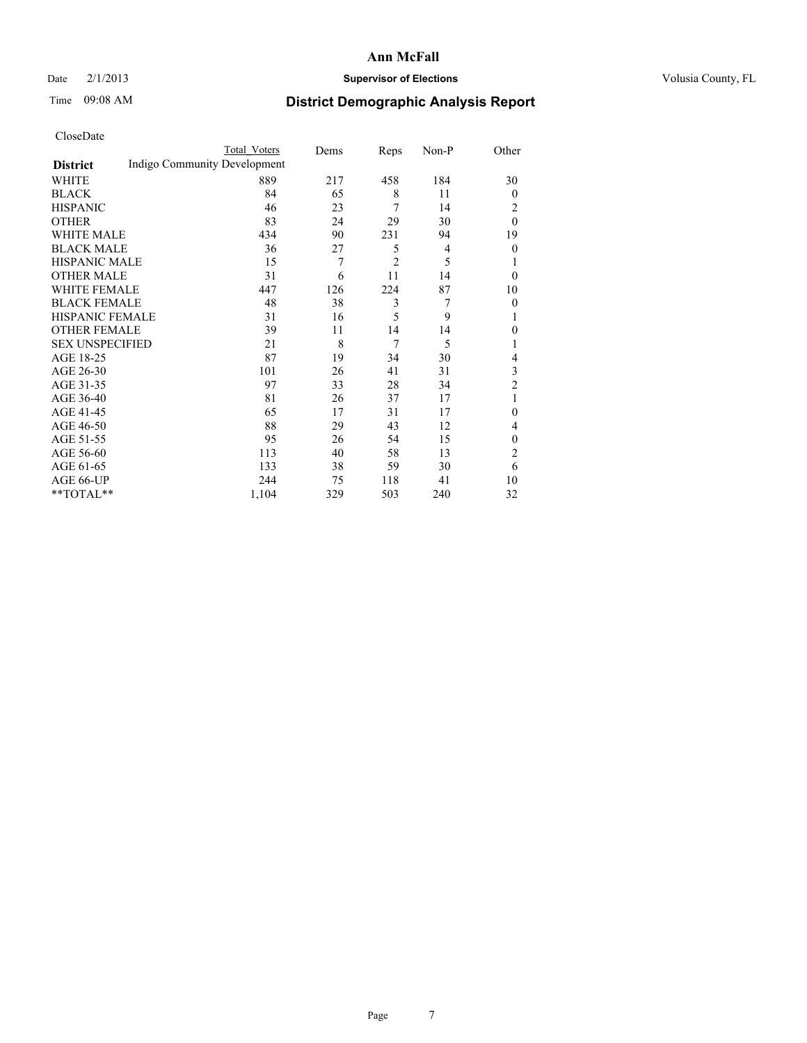# Ann McFall

Date 2/1/2013 **Supervisor of Elections** Volusia County, FL

Time 09:08 AM

## District Demographic Analysis Report

CloseDate

| District | Total Voters | Dems | Reps | Non-P | Other |
|---|---|---|---|---|---|
| Indigo Community Development | | | | | |
| WHITE | 889 | 217 | 458 | 184 | 30 |
| BLACK | 84 | 65 | 8 | 11 | 0 |
| HISPANIC | 46 | 23 | 7 | 14 | 2 |
| OTHER | 83 | 24 | 29 | 30 | 0 |
| WHITE MALE | 434 | 90 | 231 | 94 | 19 |
| BLACK MALE | 36 | 27 | 5 | 4 | 0 |
| HISPANIC MALE | 15 | 7 | 2 | 5 | 1 |
| OTHER MALE | 31 | 6 | 11 | 14 | 0 |
| WHITE FEMALE | 447 | 126 | 224 | 87 | 10 |
| BLACK FEMALE | 48 | 38 | 3 | 7 | 0 |
| HISPANIC FEMALE | 31 | 16 | 5 | 9 | 1 |
| OTHER FEMALE | 39 | 11 | 14 | 14 | 0 |
| SEX UNSPECIFIED | 21 | 8 | 7 | 5 | 1 |
| AGE 18-25 | 87 | 19 | 34 | 30 | 4 |
| AGE 26-30 | 101 | 26 | 41 | 31 | 3 |
| AGE 31-35 | 97 | 33 | 28 | 34 | 2 |
| AGE 36-40 | 81 | 26 | 37 | 17 | 1 |
| AGE 41-45 | 65 | 17 | 31 | 17 | 0 |
| AGE 46-50 | 88 | 29 | 43 | 12 | 4 |
| AGE 51-55 | 95 | 26 | 54 | 15 | 0 |
| AGE 56-60 | 113 | 40 | 58 | 13 | 2 |
| AGE 61-65 | 133 | 38 | 59 | 30 | 6 |
| AGE 66-UP | 244 | 75 | 118 | 41 | 10 |
| **TOTAL** | 1,104 | 329 | 503 | 240 | 32 |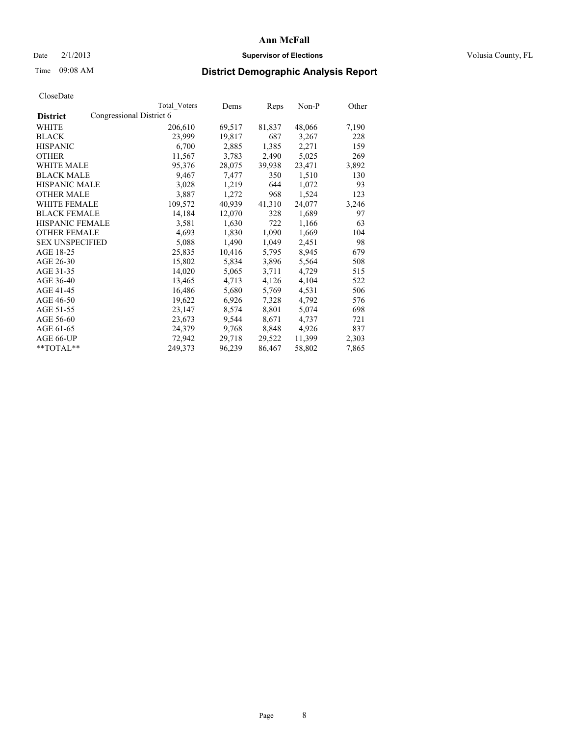**Ann McFall**

Date 2/1/2013 **Supervisor of Elections** Volusia County, FL

Time 09:08 AM

## District Demographic Analysis Report

CloseDate

| District | Total Voters | Dems | Reps | Non-P | Other |
|---|---|---|---|---|---|
| Congressional District 6 | | | | | |
| WHITE | 206,610 | 69,517 | 81,837 | 48,066 | 7,190 |
| BLACK | 23,999 | 19,817 | 687 | 3,267 | 228 |
| HISPANIC | 6,700 | 2,885 | 1,385 | 2,271 | 159 |
| OTHER | 11,567 | 3,783 | 2,490 | 5,025 | 269 |
| WHITE MALE | 95,376 | 28,075 | 39,938 | 23,471 | 3,892 |
| BLACK MALE | 9,467 | 7,477 | 350 | 1,510 | 130 |
| HISPANIC MALE | 3,028 | 1,219 | 644 | 1,072 | 93 |
| OTHER MALE | 3,887 | 1,272 | 968 | 1,524 | 123 |
| WHITE FEMALE | 109,572 | 40,939 | 41,310 | 24,077 | 3,246 |
| BLACK FEMALE | 14,184 | 12,070 | 328 | 1,689 | 97 |
| HISPANIC FEMALE | 3,581 | 1,630 | 722 | 1,166 | 63 |
| OTHER FEMALE | 4,693 | 1,830 | 1,090 | 1,669 | 104 |
| SEX UNSPECIFIED | 5,088 | 1,490 | 1,049 | 2,451 | 98 |
| AGE 18-25 | 25,835 | 10,416 | 5,795 | 8,945 | 679 |
| AGE 26-30 | 15,802 | 5,834 | 3,896 | 5,564 | 508 |
| AGE 31-35 | 14,020 | 5,065 | 3,711 | 4,729 | 515 |
| AGE 36-40 | 13,465 | 4,713 | 4,126 | 4,104 | 522 |
| AGE 41-45 | 16,486 | 5,680 | 5,769 | 4,531 | 506 |
| AGE 46-50 | 19,622 | 6,926 | 7,328 | 4,792 | 576 |
| AGE 51-55 | 23,147 | 8,574 | 8,801 | 5,074 | 698 |
| AGE 56-60 | 23,673 | 9,544 | 8,671 | 4,737 | 721 |
| AGE 61-65 | 24,379 | 9,768 | 8,848 | 4,926 | 837 |
| AGE 66-UP | 72,942 | 29,718 | 29,522 | 11,399 | 2,303 |
| **TOTAL** | 249,373 | 96,239 | 86,467 | 58,802 | 7,865 |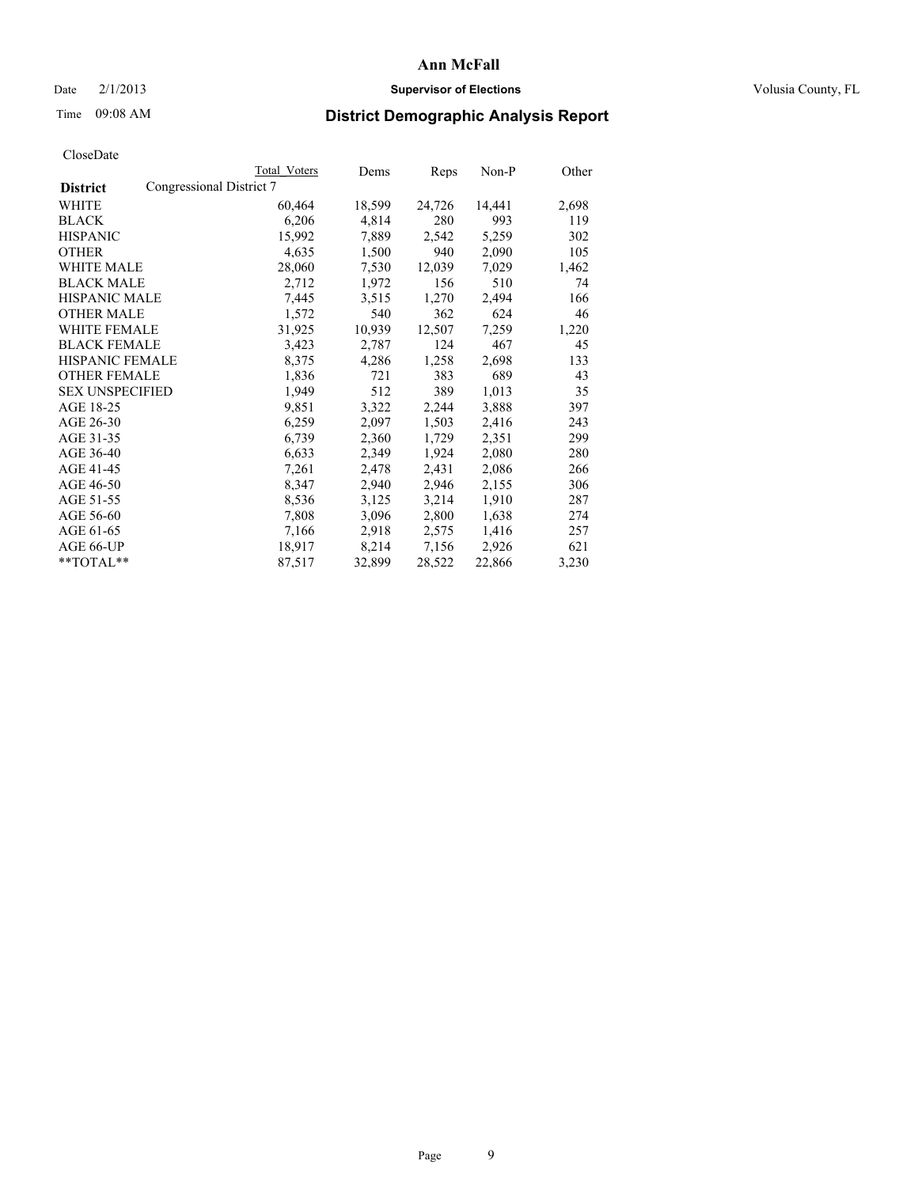**Ann McFall**

Date 2/1/2013 **Supervisor of Elections** Volusia County, FL

Time 09:08 AM **District Demographic Analysis Report**

CloseDate

| **District** | Congressional District 7 Total Voters | Dems | Reps | Non-P | Other |
|---|---|---|---|---|---|
| WHITE | 60,464 | 18,599 | 24,726 | 14,441 | 2,698 |
| BLACK | 6,206 | 4,814 | 280 | 993 | 119 |
| HISPANIC | 15,992 | 7,889 | 2,542 | 5,259 | 302 |
| OTHER | 4,635 | 1,500 | 940 | 2,090 | 105 |
| WHITE MALE | 28,060 | 7,530 | 12,039 | 7,029 | 1,462 |
| BLACK MALE | 2,712 | 1,972 | 156 | 510 | 74 |
| HISPANIC MALE | 7,445 | 3,515 | 1,270 | 2,494 | 166 |
| OTHER MALE | 1,572 | 540 | 362 | 624 | 46 |
| WHITE FEMALE | 31,925 | 10,939 | 12,507 | 7,259 | 1,220 |
| BLACK FEMALE | 3,423 | 2,787 | 124 | 467 | 45 |
| HISPANIC FEMALE | 8,375 | 4,286 | 1,258 | 2,698 | 133 |
| OTHER FEMALE | 1,836 | 721 | 383 | 689 | 43 |
| SEX UNSPECIFIED | 1,949 | 512 | 389 | 1,013 | 35 |
| AGE 18-25 | 9,851 | 3,322 | 2,244 | 3,888 | 397 |
| AGE 26-30 | 6,259 | 2,097 | 1,503 | 2,416 | 243 |
| AGE 31-35 | 6,739 | 2,360 | 1,729 | 2,351 | 299 |
| AGE 36-40 | 6,633 | 2,349 | 1,924 | 2,080 | 280 |
| AGE 41-45 | 7,261 | 2,478 | 2,431 | 2,086 | 266 |
| AGE 46-50 | 8,347 | 2,940 | 2,946 | 2,155 | 306 |
| AGE 51-55 | 8,536 | 3,125 | 3,214 | 1,910 | 287 |
| AGE 56-60 | 7,808 | 3,096 | 2,800 | 1,638 | 274 |
| AGE 61-65 | 7,166 | 2,918 | 2,575 | 1,416 | 257 |
| AGE 66-UP | 18,917 | 8,214 | 7,156 | 2,926 | 621 |
| **TOTAL** | 87,517 | 32,899 | 28,522 | 22,866 | 3,230 |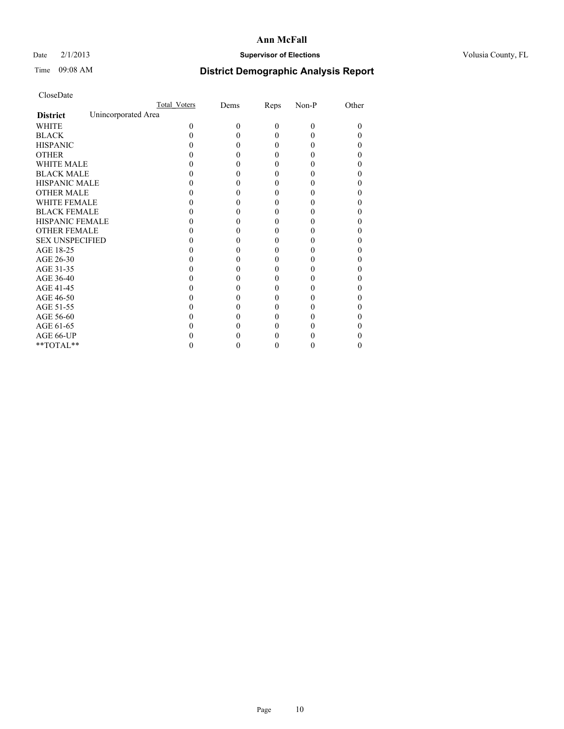# Ann McFall

Date 2/1/2013 **Supervisor of Elections** Volusia County, FL

Time 09:08 AM **District Demographic Analysis Report**

CloseDate

| | Total_Voters | Dems | Reps | Non-P | Other |
|---|---|---|---|---|---|
| **District** Unincorporated Area | | | | | |
| WHITE | 0 | 0 | 0 | 0 | 0 |
| BLACK | 0 | 0 | 0 | 0 | 0 |
| HISPANIC | 0 | 0 | 0 | 0 | 0 |
| OTHER | 0 | 0 | 0 | 0 | 0 |
| WHITE MALE | 0 | 0 | 0 | 0 | 0 |
| BLACK MALE | 0 | 0 | 0 | 0 | 0 |
| HISPANIC MALE | 0 | 0 | 0 | 0 | 0 |
| OTHER MALE | 0 | 0 | 0 | 0 | 0 |
| WHITE FEMALE | 0 | 0 | 0 | 0 | 0 |
| BLACK FEMALE | 0 | 0 | 0 | 0 | 0 |
| HISPANIC FEMALE | 0 | 0 | 0 | 0 | 0 |
| OTHER FEMALE | 0 | 0 | 0 | 0 | 0 |
| SEX UNSPECIFIED | 0 | 0 | 0 | 0 | 0 |
| AGE 18-25 | 0 | 0 | 0 | 0 | 0 |
| AGE 26-30 | 0 | 0 | 0 | 0 | 0 |
| AGE 31-35 | 0 | 0 | 0 | 0 | 0 |
| AGE 36-40 | 0 | 0 | 0 | 0 | 0 |
| AGE 41-45 | 0 | 0 | 0 | 0 | 0 |
| AGE 46-50 | 0 | 0 | 0 | 0 | 0 |
| AGE 51-55 | 0 | 0 | 0 | 0 | 0 |
| AGE 56-60 | 0 | 0 | 0 | 0 | 0 |
| AGE 61-65 | 0 | 0 | 0 | 0 | 0 |
| AGE 66-UP | 0 | 0 | 0 | 0 | 0 |
| **TOTAL** | 0 | 0 | 0 | 0 | 0 |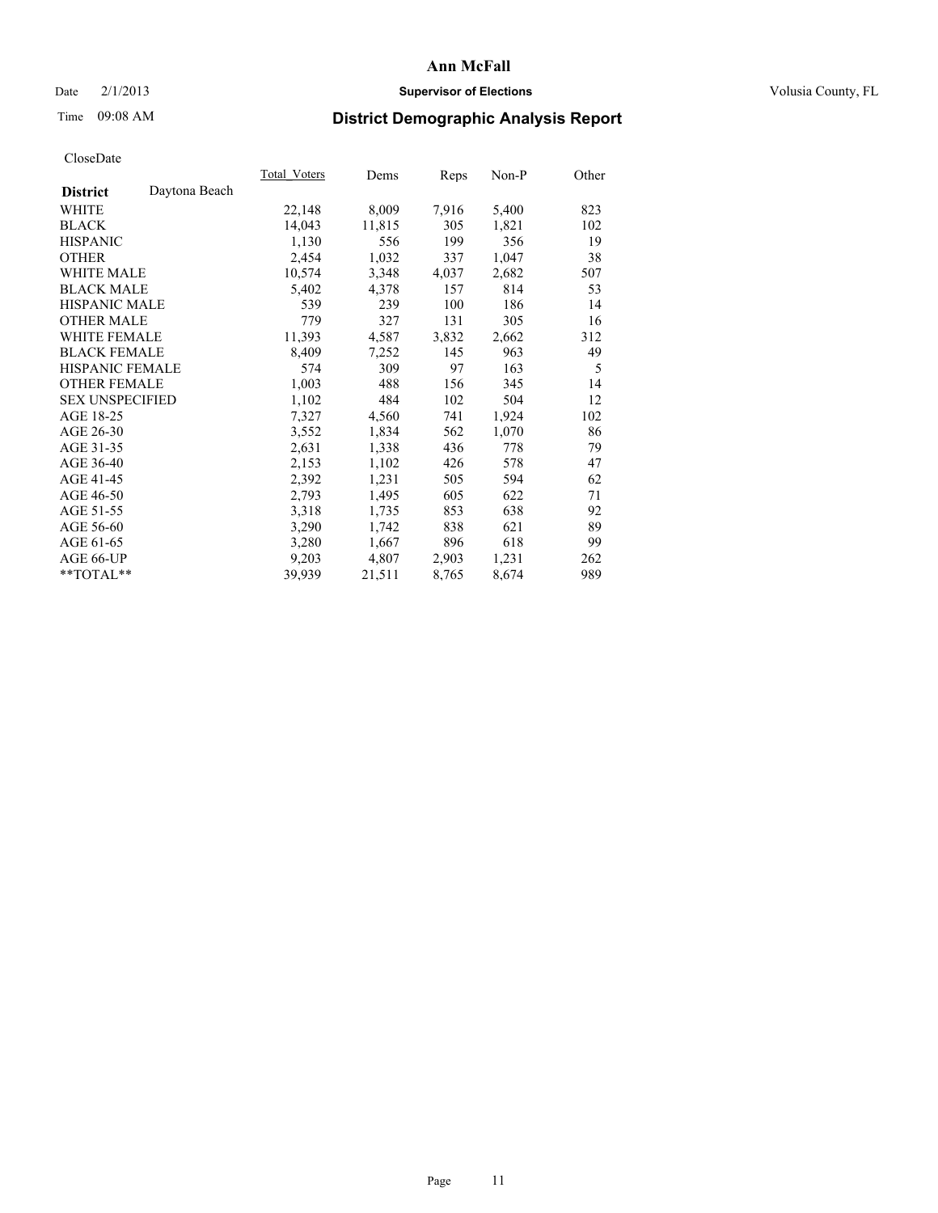# Ann McFall

Date 2/1/2013 **Supervisor of Elections** Volusia County, FL

Time 09:08 AM **District Demographic Analysis Report**

CloseDate

| **District** Daytona Beach | Total_Voters | Dems | Reps | Non-P | Other |
|---|---|---|---|---|---|
| WHITE | 22,148 | 8,009 | 7,916 | 5,400 | 823 |
| BLACK | 14,043 | 11,815 | 305 | 1,821 | 102 |
| HISPANIC | 1,130 | 556 | 199 | 356 | 19 |
| OTHER | 2,454 | 1,032 | 337 | 1,047 | 38 |
| WHITE MALE | 10,574 | 3,348 | 4,037 | 2,682 | 507 |
| BLACK MALE | 5,402 | 4,378 | 157 | 814 | 53 |
| HISPANIC MALE | 539 | 239 | 100 | 186 | 14 |
| OTHER MALE | 779 | 327 | 131 | 305 | 16 |
| WHITE FEMALE | 11,393 | 4,587 | 3,832 | 2,662 | 312 |
| BLACK FEMALE | 8,409 | 7,252 | 145 | 963 | 49 |
| HISPANIC FEMALE | 574 | 309 | 97 | 163 | 5 |
| OTHER FEMALE | 1,003 | 488 | 156 | 345 | 14 |
| SEX UNSPECIFIED | 1,102 | 484 | 102 | 504 | 12 |
| AGE 18-25 | 7,327 | 4,560 | 741 | 1,924 | 102 |
| AGE 26-30 | 3,552 | 1,834 | 562 | 1,070 | 86 |
| AGE 31-35 | 2,631 | 1,338 | 436 | 778 | 79 |
| AGE 36-40 | 2,153 | 1,102 | 426 | 578 | 47 |
| AGE 41-45 | 2,392 | 1,231 | 505 | 594 | 62 |
| AGE 46-50 | 2,793 | 1,495 | 605 | 622 | 71 |
| AGE 51-55 | 3,318 | 1,735 | 853 | 638 | 92 |
| AGE 56-60 | 3,290 | 1,742 | 838 | 621 | 89 |
| AGE 61-65 | 3,280 | 1,667 | 896 | 618 | 99 |
| AGE 66-UP | 9,203 | 4,807 | 2,903 | 1,231 | 262 |
| **TOTAL** | 39,939 | 21,511 | 8,765 | 8,674 | 989 |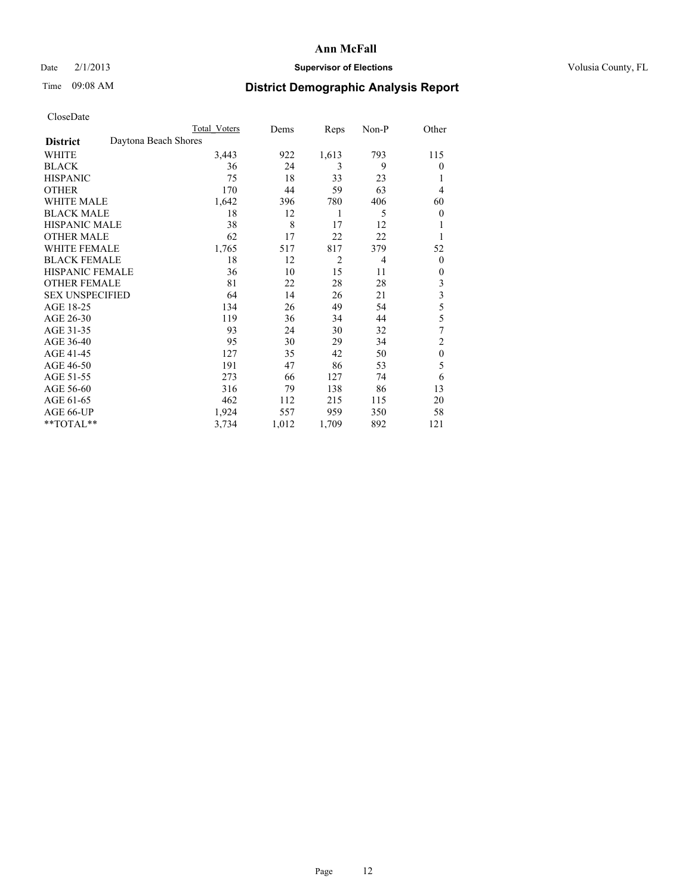# Ann McFall

Date 2/1/2013 **Supervisor of Elections** Volusia County, FL

Time 09:08 AM

## District Demographic Analysis Report

CloseDate

| | Total Voters | Dems | Reps | Non-P | Other |
|---|---|---|---|---|---|
| **District** Daytona Beach Shores | | | | | |
| WHITE | 3,443 | 922 | 1,613 | 793 | 115 |
| BLACK | 36 | 24 | 3 | 9 | 0 |
| HISPANIC | 75 | 18 | 33 | 23 | 1 |
| OTHER | 170 | 44 | 59 | 63 | 4 |
| WHITE MALE | 1,642 | 396 | 780 | 406 | 60 |
| BLACK MALE | 18 | 12 | 1 | 5 | 0 |
| HISPANIC MALE | 38 | 8 | 17 | 12 | 1 |
| OTHER MALE | 62 | 17 | 22 | 22 | 1 |
| WHITE FEMALE | 1,765 | 517 | 817 | 379 | 52 |
| BLACK FEMALE | 18 | 12 | 2 | 4 | 0 |
| HISPANIC FEMALE | 36 | 10 | 15 | 11 | 0 |
| OTHER FEMALE | 81 | 22 | 28 | 28 | 3 |
| SEX UNSPECIFIED | 64 | 14 | 26 | 21 | 3 |
| AGE 18-25 | 134 | 26 | 49 | 54 | 5 |
| AGE 26-30 | 119 | 36 | 34 | 44 | 5 |
| AGE 31-35 | 93 | 24 | 30 | 32 | 7 |
| AGE 36-40 | 95 | 30 | 29 | 34 | 2 |
| AGE 41-45 | 127 | 35 | 42 | 50 | 0 |
| AGE 46-50 | 191 | 47 | 86 | 53 | 5 |
| AGE 51-55 | 273 | 66 | 127 | 74 | 6 |
| AGE 56-60 | 316 | 79 | 138 | 86 | 13 |
| AGE 61-65 | 462 | 112 | 215 | 115 | 20 |
| AGE 66-UP | 1,924 | 557 | 959 | 350 | 58 |
| **TOTAL** | 3,734 | 1,012 | 1,709 | 892 | 121 |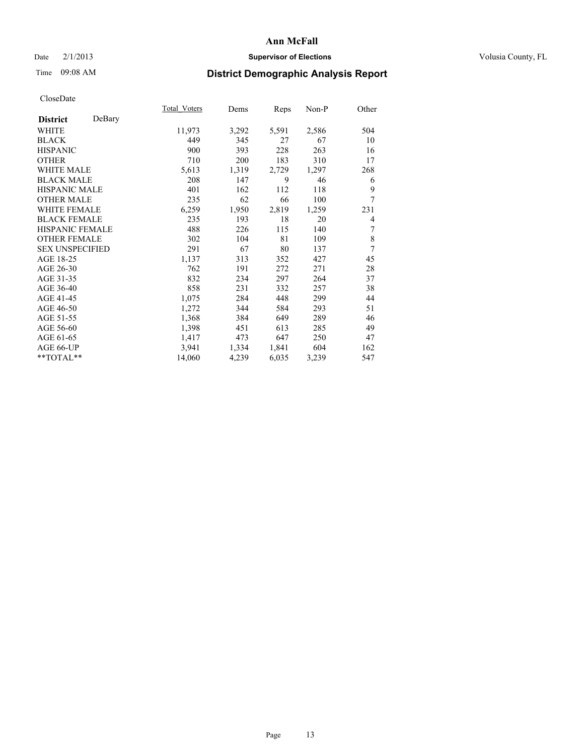# Ann McFall

Date 2/1/2013 **Supervisor of Elections** Volusia County, FL

Time 09:08 AM

## District Demographic Analysis Report

CloseDate

| **District** DeBary | Total_Voters | Dems | Reps | Non-P | Other |
|---|---|---|---|---|---|
| WHITE | 11,973 | 3,292 | 5,591 | 2,586 | 504 |
| BLACK | 449 | 345 | 27 | 67 | 10 |
| HISPANIC | 900 | 393 | 228 | 263 | 16 |
| OTHER | 710 | 200 | 183 | 310 | 17 |
| WHITE MALE | 5,613 | 1,319 | 2,729 | 1,297 | 268 |
| BLACK MALE | 208 | 147 | 9 | 46 | 6 |
| HISPANIC MALE | 401 | 162 | 112 | 118 | 9 |
| OTHER MALE | 235 | 62 | 66 | 100 | 7 |
| WHITE FEMALE | 6,259 | 1,950 | 2,819 | 1,259 | 231 |
| BLACK FEMALE | 235 | 193 | 18 | 20 | 4 |
| HISPANIC FEMALE | 488 | 226 | 115 | 140 | 7 |
| OTHER FEMALE | 302 | 104 | 81 | 109 | 8 |
| SEX UNSPECIFIED | 291 | 67 | 80 | 137 | 7 |
| AGE 18-25 | 1,137 | 313 | 352 | 427 | 45 |
| AGE 26-30 | 762 | 191 | 272 | 271 | 28 |
| AGE 31-35 | 832 | 234 | 297 | 264 | 37 |
| AGE 36-40 | 858 | 231 | 332 | 257 | 38 |
| AGE 41-45 | 1,075 | 284 | 448 | 299 | 44 |
| AGE 46-50 | 1,272 | 344 | 584 | 293 | 51 |
| AGE 51-55 | 1,368 | 384 | 649 | 289 | 46 |
| AGE 56-60 | 1,398 | 451 | 613 | 285 | 49 |
| AGE 61-65 | 1,417 | 473 | 647 | 250 | 47 |
| AGE 66-UP | 3,941 | 1,334 | 1,841 | 604 | 162 |
| **TOTAL** | 14,060 | 4,239 | 6,035 | 3,239 | 547 |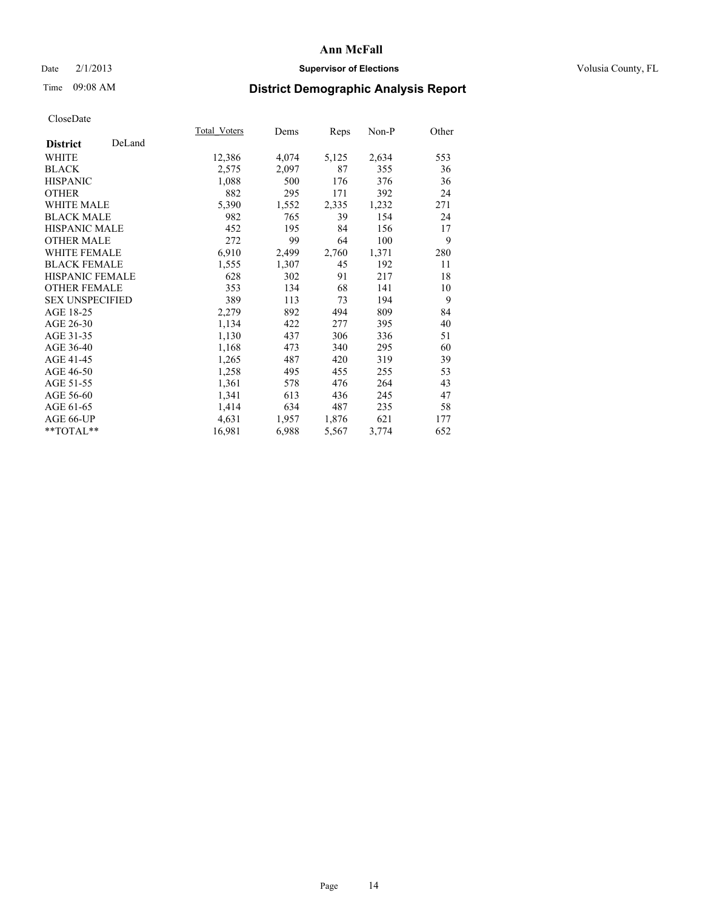# Ann McFall

Date 2/1/2013 **Supervisor of Elections** Volusia County, FL

Time 09:08 AM **District Demographic Analysis Report**

CloseDate

| **District** DeLand | Total_Voters | Dems | Reps | Non-P | Other |
|---|---|---|---|---|---|
| WHITE | 12,386 | 4,074 | 5,125 | 2,634 | 553 |
| BLACK | 2,575 | 2,097 | 87 | 355 | 36 |
| HISPANIC | 1,088 | 500 | 176 | 376 | 36 |
| OTHER | 882 | 295 | 171 | 392 | 24 |
| WHITE MALE | 5,390 | 1,552 | 2,335 | 1,232 | 271 |
| BLACK MALE | 982 | 765 | 39 | 154 | 24 |
| HISPANIC MALE | 452 | 195 | 84 | 156 | 17 |
| OTHER MALE | 272 | 99 | 64 | 100 | 9 |
| WHITE FEMALE | 6,910 | 2,499 | 2,760 | 1,371 | 280 |
| BLACK FEMALE | 1,555 | 1,307 | 45 | 192 | 11 |
| HISPANIC FEMALE | 628 | 302 | 91 | 217 | 18 |
| OTHER FEMALE | 353 | 134 | 68 | 141 | 10 |
| SEX UNSPECIFIED | 389 | 113 | 73 | 194 | 9 |
| AGE 18-25 | 2,279 | 892 | 494 | 809 | 84 |
| AGE 26-30 | 1,134 | 422 | 277 | 395 | 40 |
| AGE 31-35 | 1,130 | 437 | 306 | 336 | 51 |
| AGE 36-40 | 1,168 | 473 | 340 | 295 | 60 |
| AGE 41-45 | 1,265 | 487 | 420 | 319 | 39 |
| AGE 46-50 | 1,258 | 495 | 455 | 255 | 53 |
| AGE 51-55 | 1,361 | 578 | 476 | 264 | 43 |
| AGE 56-60 | 1,341 | 613 | 436 | 245 | 47 |
| AGE 61-65 | 1,414 | 634 | 487 | 235 | 58 |
| AGE 66-UP | 4,631 | 1,957 | 1,876 | 621 | 177 |
| **TOTAL** | 16,981 | 6,988 | 5,567 | 3,774 | 652 |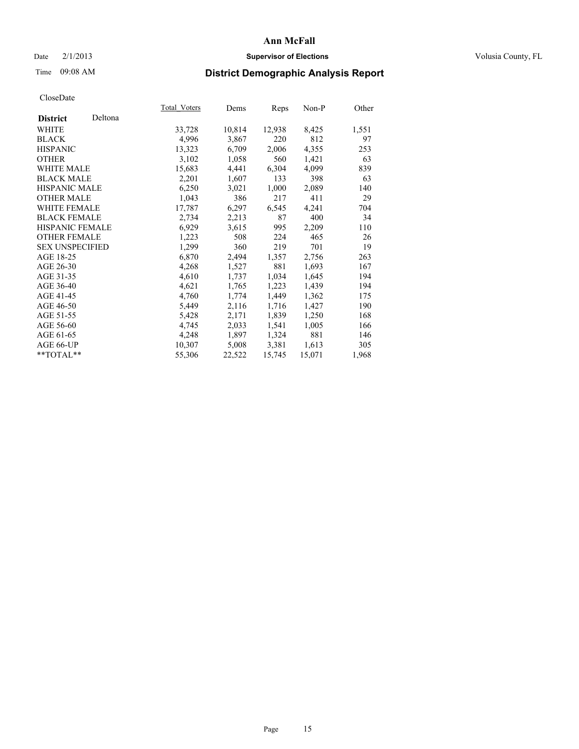# Ann McFall

Date 2/1/2013

**Supervisor of Elections**

Volusia County, FL

Time 09:08 AM

## District Demographic Analysis Report

CloseDate

| **District** Deltona | Total_Voters | Dems | Reps | Non-P | Other |
|---|---|---|---|---|---|
| WHITE | 33,728 | 10,814 | 12,938 | 8,425 | 1,551 |
| BLACK | 4,996 | 3,867 | 220 | 812 | 97 |
| HISPANIC | 13,323 | 6,709 | 2,006 | 4,355 | 253 |
| OTHER | 3,102 | 1,058 | 560 | 1,421 | 63 |
| WHITE MALE | 15,683 | 4,441 | 6,304 | 4,099 | 839 |
| BLACK MALE | 2,201 | 1,607 | 133 | 398 | 63 |
| HISPANIC MALE | 6,250 | 3,021 | 1,000 | 2,089 | 140 |
| OTHER MALE | 1,043 | 386 | 217 | 411 | 29 |
| WHITE FEMALE | 17,787 | 6,297 | 6,545 | 4,241 | 704 |
| BLACK FEMALE | 2,734 | 2,213 | 87 | 400 | 34 |
| HISPANIC FEMALE | 6,929 | 3,615 | 995 | 2,209 | 110 |
| OTHER FEMALE | 1,223 | 508 | 224 | 465 | 26 |
| SEX UNSPECIFIED | 1,299 | 360 | 219 | 701 | 19 |
| AGE 18-25 | 6,870 | 2,494 | 1,357 | 2,756 | 263 |
| AGE 26-30 | 4,268 | 1,527 | 881 | 1,693 | 167 |
| AGE 31-35 | 4,610 | 1,737 | 1,034 | 1,645 | 194 |
| AGE 36-40 | 4,621 | 1,765 | 1,223 | 1,439 | 194 |
| AGE 41-45 | 4,760 | 1,774 | 1,449 | 1,362 | 175 |
| AGE 46-50 | 5,449 | 2,116 | 1,716 | 1,427 | 190 |
| AGE 51-55 | 5,428 | 2,171 | 1,839 | 1,250 | 168 |
| AGE 56-60 | 4,745 | 2,033 | 1,541 | 1,005 | 166 |
| AGE 61-65 | 4,248 | 1,897 | 1,324 | 881 | 146 |
| AGE 66-UP | 10,307 | 5,008 | 3,381 | 1,613 | 305 |
| **TOTAL** | 55,306 | 22,522 | 15,745 | 15,071 | 1,968 |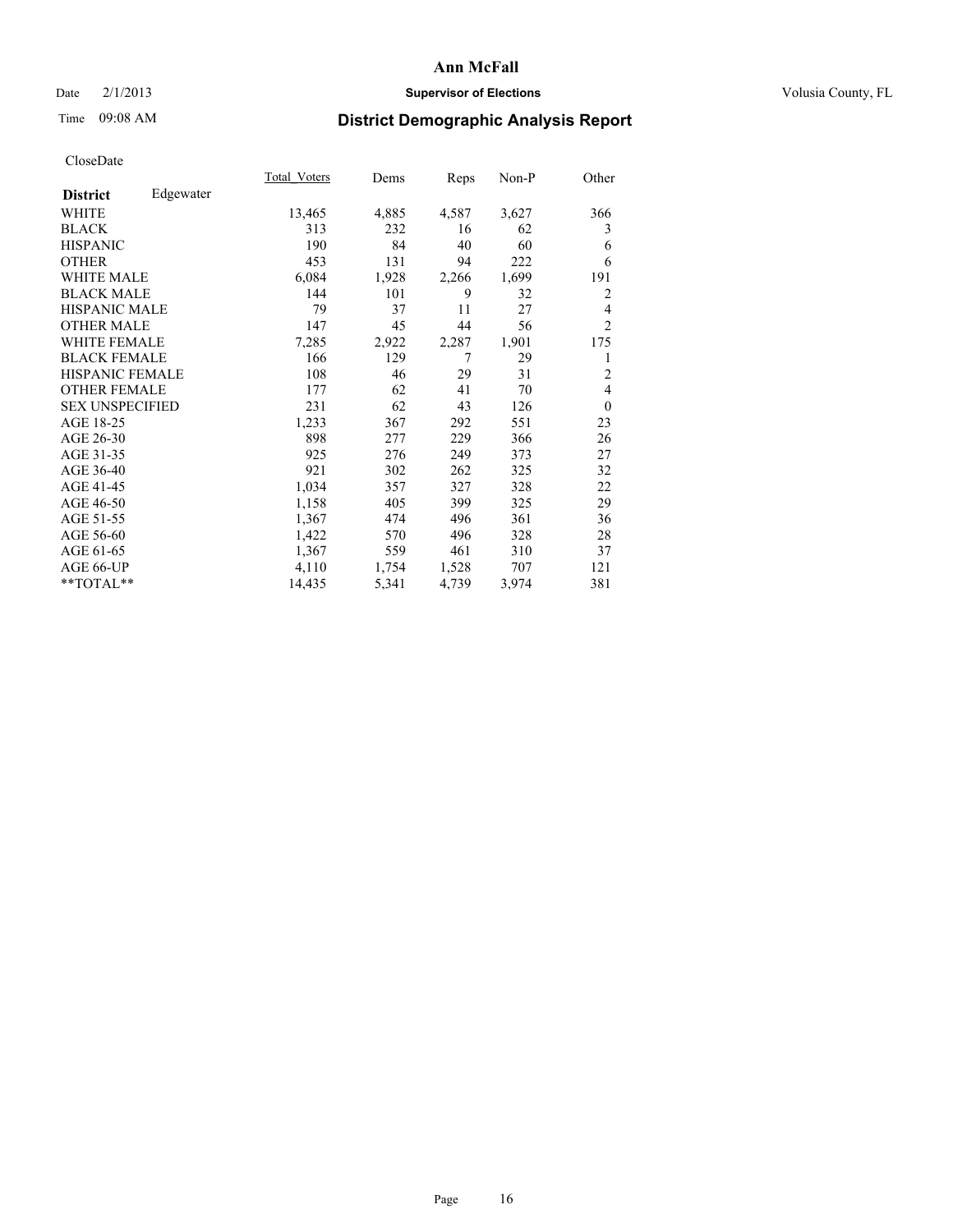# Ann McFall

Date 2/1/2013 **Supervisor of Elections** Volusia County, FL

Time 09:08 AM **District Demographic Analysis Report**

CloseDate

| **District** Edgewater | Total_Voters | Dems | Reps | Non-P | Other |
|---|---|---|---|---|---|
| WHITE | 13,465 | 4,885 | 4,587 | 3,627 | 366 |
| BLACK | 313 | 232 | 16 | 62 | 3 |
| HISPANIC | 190 | 84 | 40 | 60 | 6 |
| OTHER | 453 | 131 | 94 | 222 | 6 |
| WHITE MALE | 6,084 | 1,928 | 2,266 | 1,699 | 191 |
| BLACK MALE | 144 | 101 | 9 | 32 | 2 |
| HISPANIC MALE | 79 | 37 | 11 | 27 | 4 |
| OTHER MALE | 147 | 45 | 44 | 56 | 2 |
| WHITE FEMALE | 7,285 | 2,922 | 2,287 | 1,901 | 175 |
| BLACK FEMALE | 166 | 129 | 7 | 29 | 1 |
| HISPANIC FEMALE | 108 | 46 | 29 | 31 | 2 |
| OTHER FEMALE | 177 | 62 | 41 | 70 | 4 |
| SEX UNSPECIFIED | 231 | 62 | 43 | 126 | 0 |
| AGE 18-25 | 1,233 | 367 | 292 | 551 | 23 |
| AGE 26-30 | 898 | 277 | 229 | 366 | 26 |
| AGE 31-35 | 925 | 276 | 249 | 373 | 27 |
| AGE 36-40 | 921 | 302 | 262 | 325 | 32 |
| AGE 41-45 | 1,034 | 357 | 327 | 328 | 22 |
| AGE 46-50 | 1,158 | 405 | 399 | 325 | 29 |
| AGE 51-55 | 1,367 | 474 | 496 | 361 | 36 |
| AGE 56-60 | 1,422 | 570 | 496 | 328 | 28 |
| AGE 61-65 | 1,367 | 559 | 461 | 310 | 37 |
| AGE 66-UP | 4,110 | 1,754 | 1,528 | 707 | 121 |
| **TOTAL** | 14,435 | 5,341 | 4,739 | 3,974 | 381 |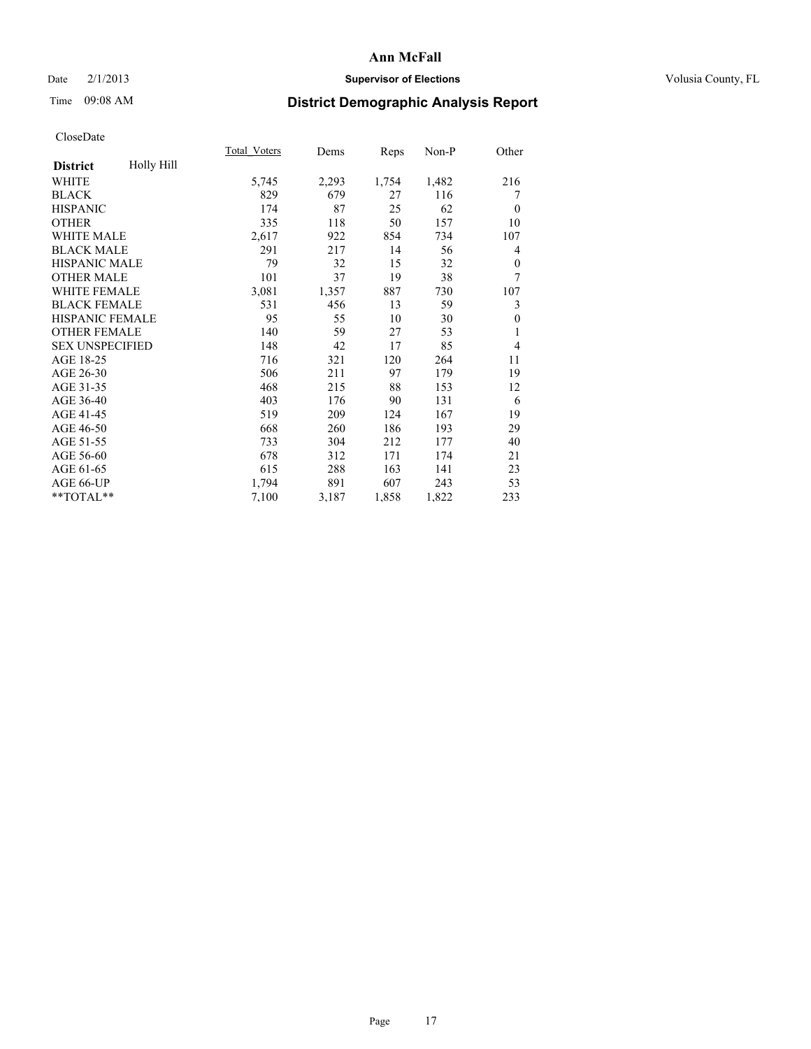Date 2/1/2013

Time 09:08 AM

# Ann McFall

**Supervisor of Elections**

Volusia County, FL

## District Demographic Analysis Report

CloseDate

| **District** Holly Hill | Total_Voters | Dems | Reps | Non-P | Other |
|---|---|---|---|---|---|
| WHITE | 5,745 | 2,293 | 1,754 | 1,482 | 216 |
| BLACK | 829 | 679 | 27 | 116 | 7 |
| HISPANIC | 174 | 87 | 25 | 62 | 0 |
| OTHER | 335 | 118 | 50 | 157 | 10 |
| WHITE MALE | 2,617 | 922 | 854 | 734 | 107 |
| BLACK MALE | 291 | 217 | 14 | 56 | 4 |
| HISPANIC MALE | 79 | 32 | 15 | 32 | 0 |
| OTHER MALE | 101 | 37 | 19 | 38 | 7 |
| WHITE FEMALE | 3,081 | 1,357 | 887 | 730 | 107 |
| BLACK FEMALE | 531 | 456 | 13 | 59 | 3 |
| HISPANIC FEMALE | 95 | 55 | 10 | 30 | 0 |
| OTHER FEMALE | 140 | 59 | 27 | 53 | 1 |
| SEX UNSPECIFIED | 148 | 42 | 17 | 85 | 4 |
| AGE 18-25 | 716 | 321 | 120 | 264 | 11 |
| AGE 26-30 | 506 | 211 | 97 | 179 | 19 |
| AGE 31-35 | 468 | 215 | 88 | 153 | 12 |
| AGE 36-40 | 403 | 176 | 90 | 131 | 6 |
| AGE 41-45 | 519 | 209 | 124 | 167 | 19 |
| AGE 46-50 | 668 | 260 | 186 | 193 | 29 |
| AGE 51-55 | 733 | 304 | 212 | 177 | 40 |
| AGE 56-60 | 678 | 312 | 171 | 174 | 21 |
| AGE 61-65 | 615 | 288 | 163 | 141 | 23 |
| AGE 66-UP | 1,794 | 891 | 607 | 243 | 53 |
| **TOTAL** | 7,100 | 3,187 | 1,858 | 1,822 | 233 |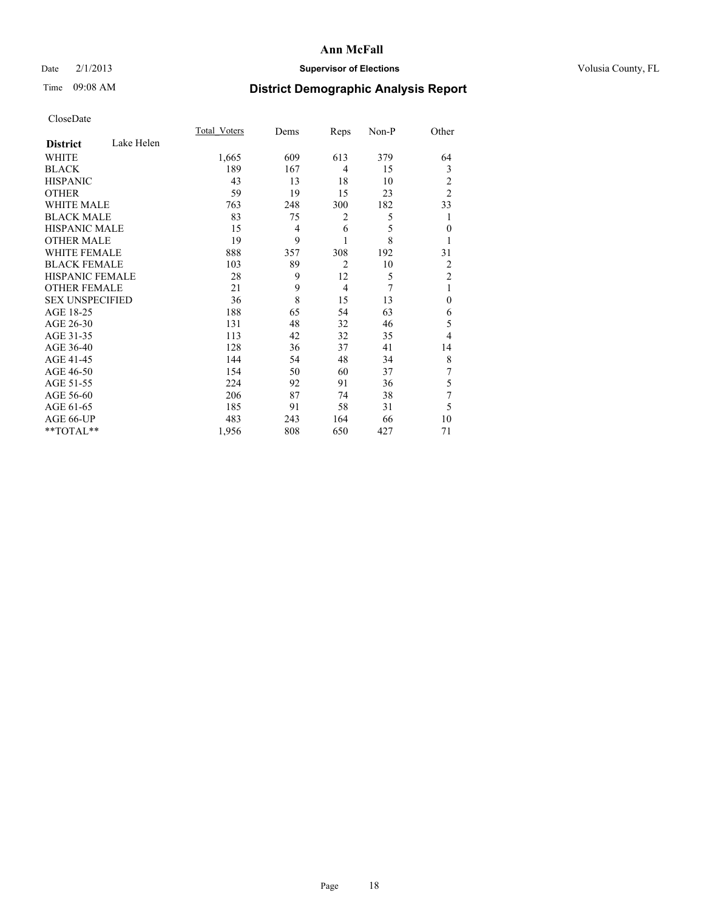# Ann McFall

Date 2/1/2013 **Supervisor of Elections** Volusia County, FL

Time 09:08 AM **District Demographic Analysis Report**

CloseDate

| **District** Lake Helen | Total_Voters | Dems | Reps | Non-P | Other |
|---|---|---|---|---|---|
| WHITE | 1,665 | 609 | 613 | 379 | 64 |
| BLACK | 189 | 167 | 4 | 15 | 3 |
| HISPANIC | 43 | 13 | 18 | 10 | 2 |
| OTHER | 59 | 19 | 15 | 23 | 2 |
| WHITE MALE | 763 | 248 | 300 | 182 | 33 |
| BLACK MALE | 83 | 75 | 2 | 5 | 1 |
| HISPANIC MALE | 15 | 4 | 6 | 5 | 0 |
| OTHER MALE | 19 | 9 | 1 | 8 | 1 |
| WHITE FEMALE | 888 | 357 | 308 | 192 | 31 |
| BLACK FEMALE | 103 | 89 | 2 | 10 | 2 |
| HISPANIC FEMALE | 28 | 9 | 12 | 5 | 2 |
| OTHER FEMALE | 21 | 9 | 4 | 7 | 1 |
| SEX UNSPECIFIED | 36 | 8 | 15 | 13 | 0 |
| AGE 18-25 | 188 | 65 | 54 | 63 | 6 |
| AGE 26-30 | 131 | 48 | 32 | 46 | 5 |
| AGE 31-35 | 113 | 42 | 32 | 35 | 4 |
| AGE 36-40 | 128 | 36 | 37 | 41 | 14 |
| AGE 41-45 | 144 | 54 | 48 | 34 | 8 |
| AGE 46-50 | 154 | 50 | 60 | 37 | 7 |
| AGE 51-55 | 224 | 92 | 91 | 36 | 5 |
| AGE 56-60 | 206 | 87 | 74 | 38 | 7 |
| AGE 61-65 | 185 | 91 | 58 | 31 | 5 |
| AGE 66-UP | 483 | 243 | 164 | 66 | 10 |
| **TOTAL** | 1,956 | 808 | 650 | 427 | 71 |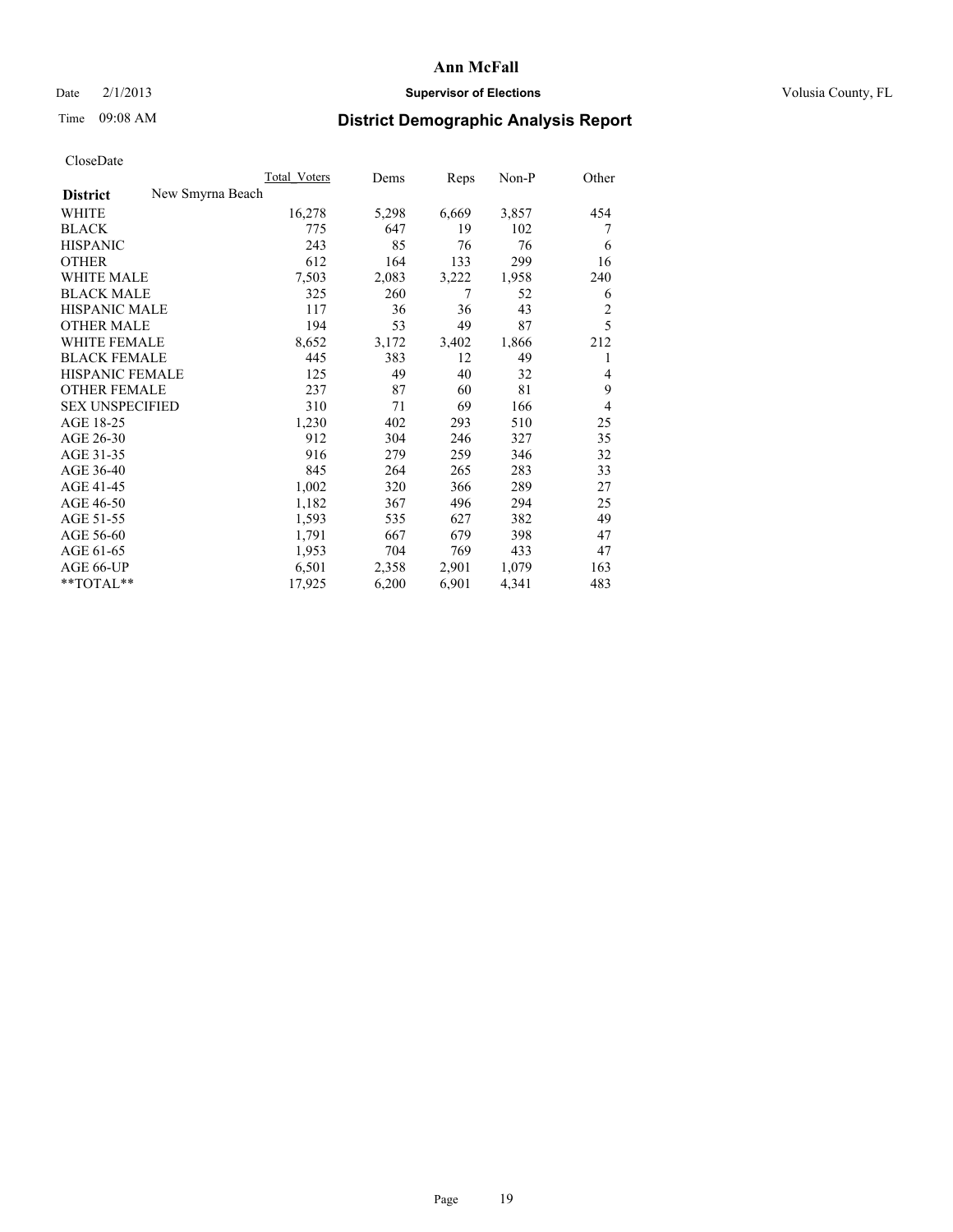**Ann McFall**

Date 2/1/2013 — **Supervisor of Elections** — Volusia County, FL

Time 09:08 AM — **District Demographic Analysis Report**

CloseDate

| | Total_Voters | Dems | Reps | Non-P | Other |
|---|---|---|---|---|---|
| **District** New Smyrna Beach | | | | | |
| WHITE | 16,278 | 5,298 | 6,669 | 3,857 | 454 |
| BLACK | 775 | 647 | 19 | 102 | 7 |
| HISPANIC | 243 | 85 | 76 | 76 | 6 |
| OTHER | 612 | 164 | 133 | 299 | 16 |
| WHITE MALE | 7,503 | 2,083 | 3,222 | 1,958 | 240 |
| BLACK MALE | 325 | 260 | 7 | 52 | 6 |
| HISPANIC MALE | 117 | 36 | 36 | 43 | 2 |
| OTHER MALE | 194 | 53 | 49 | 87 | 5 |
| WHITE FEMALE | 8,652 | 3,172 | 3,402 | 1,866 | 212 |
| BLACK FEMALE | 445 | 383 | 12 | 49 | 1 |
| HISPANIC FEMALE | 125 | 49 | 40 | 32 | 4 |
| OTHER FEMALE | 237 | 87 | 60 | 81 | 9 |
| SEX UNSPECIFIED | 310 | 71 | 69 | 166 | 4 |
| AGE 18-25 | 1,230 | 402 | 293 | 510 | 25 |
| AGE 26-30 | 912 | 304 | 246 | 327 | 35 |
| AGE 31-35 | 916 | 279 | 259 | 346 | 32 |
| AGE 36-40 | 845 | 264 | 265 | 283 | 33 |
| AGE 41-45 | 1,002 | 320 | 366 | 289 | 27 |
| AGE 46-50 | 1,182 | 367 | 496 | 294 | 25 |
| AGE 51-55 | 1,593 | 535 | 627 | 382 | 49 |
| AGE 56-60 | 1,791 | 667 | 679 | 398 | 47 |
| AGE 61-65 | 1,953 | 704 | 769 | 433 | 47 |
| AGE 66-UP | 6,501 | 2,358 | 2,901 | 1,079 | 163 |
| **TOTAL** | 17,925 | 6,200 | 6,901 | 4,341 | 483 |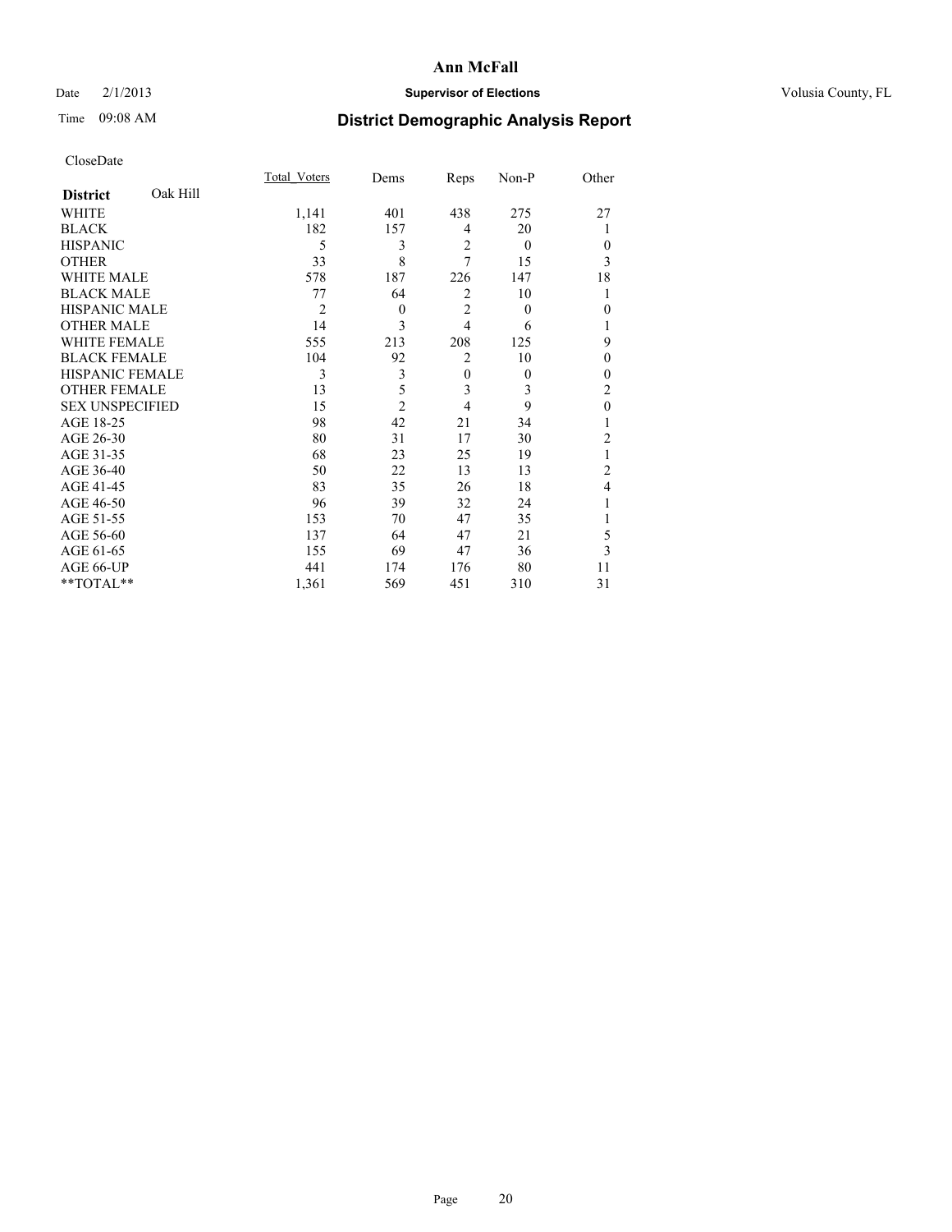# Ann McFall

Date 2/1/2013 **Supervisor of Elections** Volusia County, FL

Time 09:08 AM **District Demographic Analysis Report**

CloseDate

| **District** Oak Hill | Total_Voters | Dems | Reps | Non-P | Other |
|---|---|---|---|---|---|
| WHITE | 1,141 | 401 | 438 | 275 | 27 |
| BLACK | 182 | 157 | 4 | 20 | 1 |
| HISPANIC | 5 | 3 | 2 | 0 | 0 |
| OTHER | 33 | 8 | 7 | 15 | 3 |
| WHITE MALE | 578 | 187 | 226 | 147 | 18 |
| BLACK MALE | 77 | 64 | 2 | 10 | 1 |
| HISPANIC MALE | 2 | 0 | 2 | 0 | 0 |
| OTHER MALE | 14 | 3 | 4 | 6 | 1 |
| WHITE FEMALE | 555 | 213 | 208 | 125 | 9 |
| BLACK FEMALE | 104 | 92 | 2 | 10 | 0 |
| HISPANIC FEMALE | 3 | 3 | 0 | 0 | 0 |
| OTHER FEMALE | 13 | 5 | 3 | 3 | 2 |
| SEX UNSPECIFIED | 15 | 2 | 4 | 9 | 0 |
| AGE 18-25 | 98 | 42 | 21 | 34 | 1 |
| AGE 26-30 | 80 | 31 | 17 | 30 | 2 |
| AGE 31-35 | 68 | 23 | 25 | 19 | 1 |
| AGE 36-40 | 50 | 22 | 13 | 13 | 2 |
| AGE 41-45 | 83 | 35 | 26 | 18 | 4 |
| AGE 46-50 | 96 | 39 | 32 | 24 | 1 |
| AGE 51-55 | 153 | 70 | 47 | 35 | 1 |
| AGE 56-60 | 137 | 64 | 47 | 21 | 5 |
| AGE 61-65 | 155 | 69 | 47 | 36 | 3 |
| AGE 66-UP | 441 | 174 | 176 | 80 | 11 |
| **TOTAL** | 1,361 | 569 | 451 | 310 | 31 |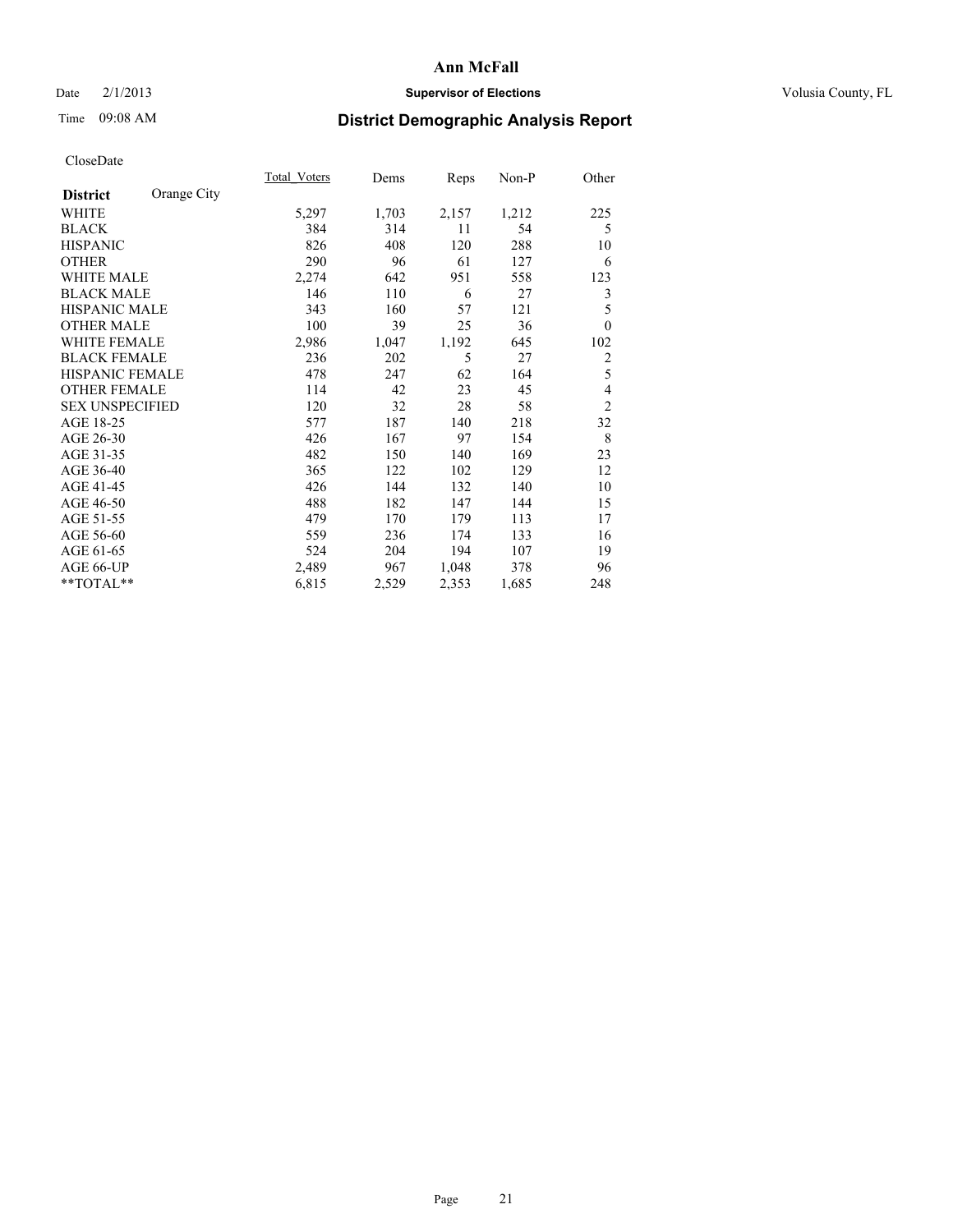# Ann McFall

Date 2/1/2013

**Supervisor of Elections**

Volusia County, FL

Time 09:08 AM

## District Demographic Analysis Report

CloseDate

| District | Orange City | Total_Voters | Dems | Reps | Non-P | Other |
|---|---|---|---|---|---|---|
| WHITE | | 5,297 | 1,703 | 2,157 | 1,212 | 225 |
| BLACK | | 384 | 314 | 11 | 54 | 5 |
| HISPANIC | | 826 | 408 | 120 | 288 | 10 |
| OTHER | | 290 | 96 | 61 | 127 | 6 |
| WHITE MALE | | 2,274 | 642 | 951 | 558 | 123 |
| BLACK MALE | | 146 | 110 | 6 | 27 | 3 |
| HISPANIC MALE | | 343 | 160 | 57 | 121 | 5 |
| OTHER MALE | | 100 | 39 | 25 | 36 | 0 |
| WHITE FEMALE | | 2,986 | 1,047 | 1,192 | 645 | 102 |
| BLACK FEMALE | | 236 | 202 | 5 | 27 | 2 |
| HISPANIC FEMALE | | 478 | 247 | 62 | 164 | 5 |
| OTHER FEMALE | | 114 | 42 | 23 | 45 | 4 |
| SEX UNSPECIFIED | | 120 | 32 | 28 | 58 | 2 |
| AGE 18-25 | | 577 | 187 | 140 | 218 | 32 |
| AGE 26-30 | | 426 | 167 | 97 | 154 | 8 |
| AGE 31-35 | | 482 | 150 | 140 | 169 | 23 |
| AGE 36-40 | | 365 | 122 | 102 | 129 | 12 |
| AGE 41-45 | | 426 | 144 | 132 | 140 | 10 |
| AGE 46-50 | | 488 | 182 | 147 | 144 | 15 |
| AGE 51-55 | | 479 | 170 | 179 | 113 | 17 |
| AGE 56-60 | | 559 | 236 | 174 | 133 | 16 |
| AGE 61-65 | | 524 | 204 | 194 | 107 | 19 |
| AGE 66-UP | | 2,489 | 967 | 1,048 | 378 | 96 |
| **TOTAL** | | 6,815 | 2,529 | 2,353 | 1,685 | 248 |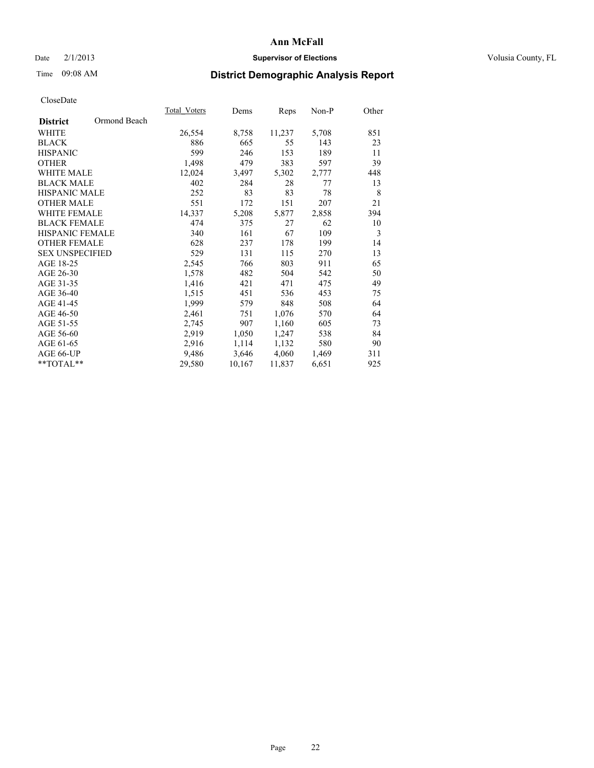# Ann McFall

Date 2/1/2013 **Supervisor of Elections** Volusia County, FL

Time 09:08 AM **District Demographic Analysis Report**

CloseDate

| **District** Ormond Beach | Total_Voters | Dems | Reps | Non-P | Other |
|---|---|---|---|---|---|
| WHITE | 26,554 | 8,758 | 11,237 | 5,708 | 851 |
| BLACK | 886 | 665 | 55 | 143 | 23 |
| HISPANIC | 599 | 246 | 153 | 189 | 11 |
| OTHER | 1,498 | 479 | 383 | 597 | 39 |
| WHITE MALE | 12,024 | 3,497 | 5,302 | 2,777 | 448 |
| BLACK MALE | 402 | 284 | 28 | 77 | 13 |
| HISPANIC MALE | 252 | 83 | 83 | 78 | 8 |
| OTHER MALE | 551 | 172 | 151 | 207 | 21 |
| WHITE FEMALE | 14,337 | 5,208 | 5,877 | 2,858 | 394 |
| BLACK FEMALE | 474 | 375 | 27 | 62 | 10 |
| HISPANIC FEMALE | 340 | 161 | 67 | 109 | 3 |
| OTHER FEMALE | 628 | 237 | 178 | 199 | 14 |
| SEX UNSPECIFIED | 529 | 131 | 115 | 270 | 13 |
| AGE 18-25 | 2,545 | 766 | 803 | 911 | 65 |
| AGE 26-30 | 1,578 | 482 | 504 | 542 | 50 |
| AGE 31-35 | 1,416 | 421 | 471 | 475 | 49 |
| AGE 36-40 | 1,515 | 451 | 536 | 453 | 75 |
| AGE 41-45 | 1,999 | 579 | 848 | 508 | 64 |
| AGE 46-50 | 2,461 | 751 | 1,076 | 570 | 64 |
| AGE 51-55 | 2,745 | 907 | 1,160 | 605 | 73 |
| AGE 56-60 | 2,919 | 1,050 | 1,247 | 538 | 84 |
| AGE 61-65 | 2,916 | 1,114 | 1,132 | 580 | 90 |
| AGE 66-UP | 9,486 | 3,646 | 4,060 | 1,469 | 311 |
| **TOTAL** | 29,580 | 10,167 | 11,837 | 6,651 | 925 |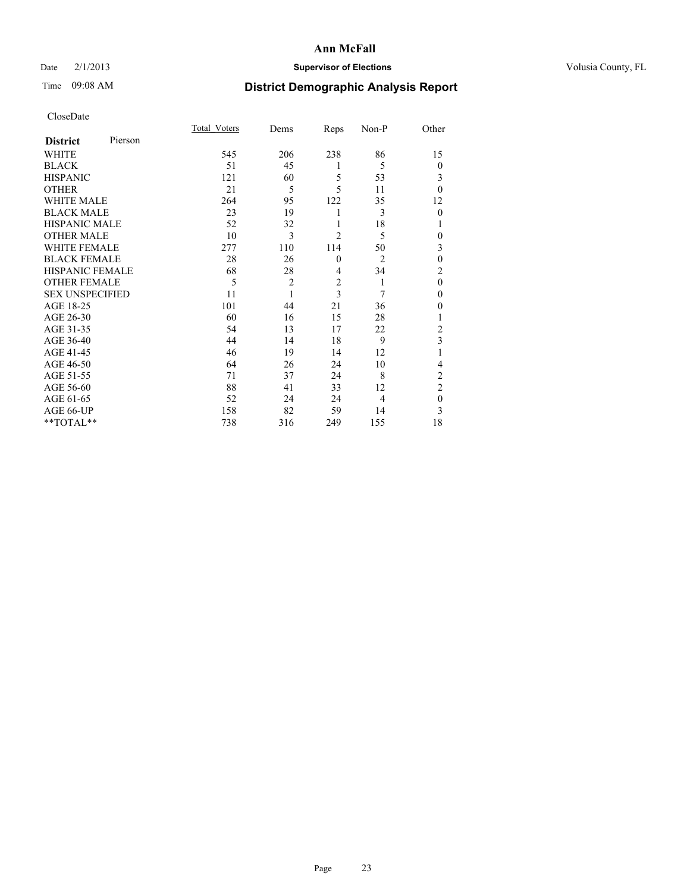# Ann McFall

Date 2/1/2013 **Supervisor of Elections** Volusia County, FL

Time 09:08 AM

## District Demographic Analysis Report

CloseDate

| **District** Pierson | Total_Voters | Dems | Reps | Non-P | Other |
|---|---|---|---|---|---|
| WHITE | 545 | 206 | 238 | 86 | 15 |
| BLACK | 51 | 45 | 1 | 5 | 0 |
| HISPANIC | 121 | 60 | 5 | 53 | 3 |
| OTHER | 21 | 5 | 5 | 11 | 0 |
| WHITE MALE | 264 | 95 | 122 | 35 | 12 |
| BLACK MALE | 23 | 19 | 1 | 3 | 0 |
| HISPANIC MALE | 52 | 32 | 1 | 18 | 1 |
| OTHER MALE | 10 | 3 | 2 | 5 | 0 |
| WHITE FEMALE | 277 | 110 | 114 | 50 | 3 |
| BLACK FEMALE | 28 | 26 | 0 | 2 | 0 |
| HISPANIC FEMALE | 68 | 28 | 4 | 34 | 2 |
| OTHER FEMALE | 5 | 2 | 2 | 1 | 0 |
| SEX UNSPECIFIED | 11 | 1 | 3 | 7 | 0 |
| AGE 18-25 | 101 | 44 | 21 | 36 | 0 |
| AGE 26-30 | 60 | 16 | 15 | 28 | 1 |
| AGE 31-35 | 54 | 13 | 17 | 22 | 2 |
| AGE 36-40 | 44 | 14 | 18 | 9 | 3 |
| AGE 41-45 | 46 | 19 | 14 | 12 | 1 |
| AGE 46-50 | 64 | 26 | 24 | 10 | 4 |
| AGE 51-55 | 71 | 37 | 24 | 8 | 2 |
| AGE 56-60 | 88 | 41 | 33 | 12 | 2 |
| AGE 61-65 | 52 | 24 | 24 | 4 | 0 |
| AGE 66-UP | 158 | 82 | 59 | 14 | 3 |
| **TOTAL** | 738 | 316 | 249 | 155 | 18 |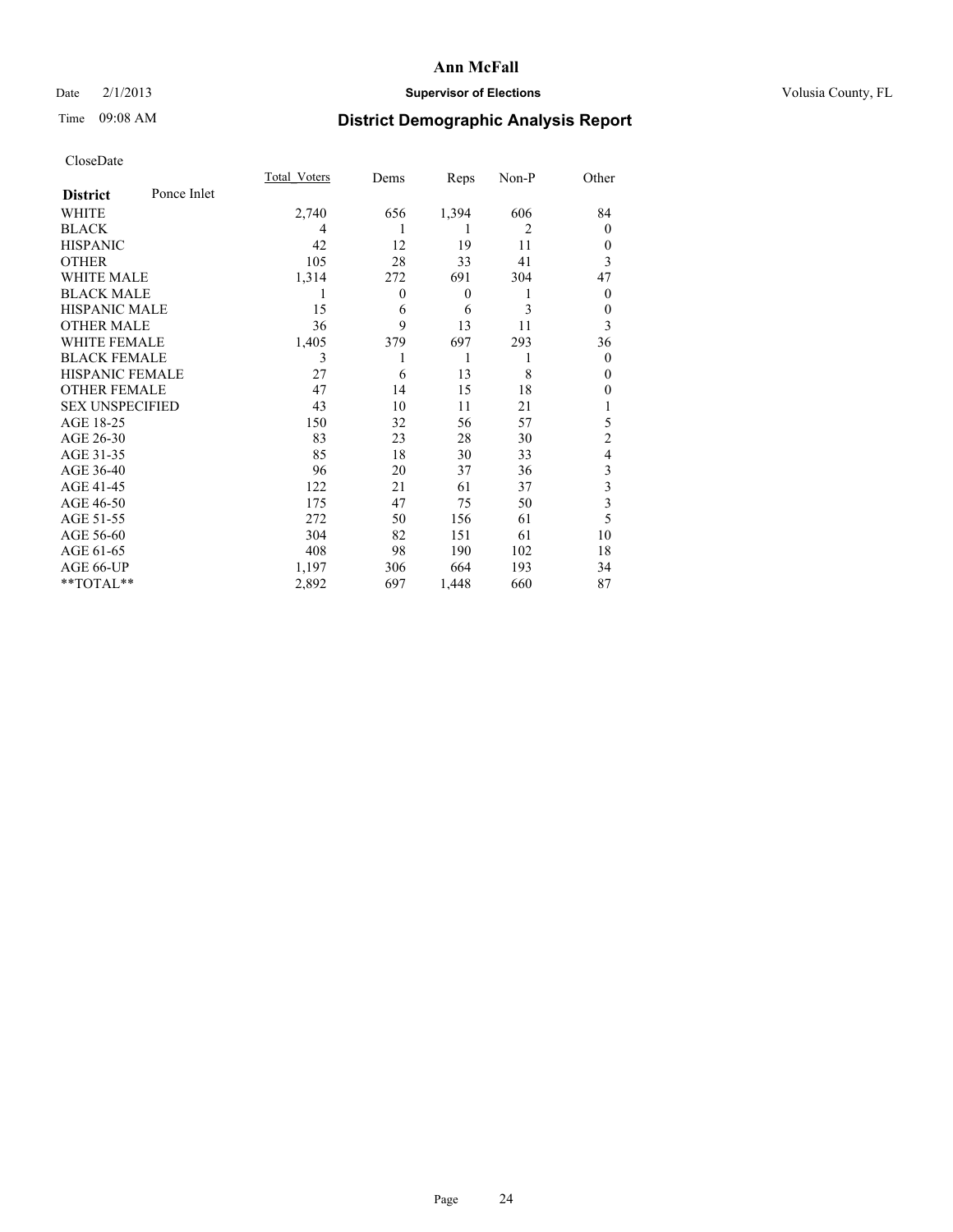# Ann McFall

Date 2/1/2013 **Supervisor of Elections** Volusia County, FL

Time 09:08 AM **District Demographic Analysis Report**

CloseDate

| **District** Ponce Inlet | Total_Voters | Dems | Reps | Non-P | Other |
|---|---|---|---|---|---|
| WHITE | 2,740 | 656 | 1,394 | 606 | 84 |
| BLACK | 4 | 1 | 1 | 2 | 0 |
| HISPANIC | 42 | 12 | 19 | 11 | 0 |
| OTHER | 105 | 28 | 33 | 41 | 3 |
| WHITE MALE | 1,314 | 272 | 691 | 304 | 47 |
| BLACK MALE | 1 | 0 | 0 | 1 | 0 |
| HISPANIC MALE | 15 | 6 | 6 | 3 | 0 |
| OTHER MALE | 36 | 9 | 13 | 11 | 3 |
| WHITE FEMALE | 1,405 | 379 | 697 | 293 | 36 |
| BLACK FEMALE | 3 | 1 | 1 | 1 | 0 |
| HISPANIC FEMALE | 27 | 6 | 13 | 8 | 0 |
| OTHER FEMALE | 47 | 14 | 15 | 18 | 0 |
| SEX UNSPECIFIED | 43 | 10 | 11 | 21 | 1 |
| AGE 18-25 | 150 | 32 | 56 | 57 | 5 |
| AGE 26-30 | 83 | 23 | 28 | 30 | 2 |
| AGE 31-35 | 85 | 18 | 30 | 33 | 4 |
| AGE 36-40 | 96 | 20 | 37 | 36 | 3 |
| AGE 41-45 | 122 | 21 | 61 | 37 | 3 |
| AGE 46-50 | 175 | 47 | 75 | 50 | 3 |
| AGE 51-55 | 272 | 50 | 156 | 61 | 5 |
| AGE 56-60 | 304 | 82 | 151 | 61 | 10 |
| AGE 61-65 | 408 | 98 | 190 | 102 | 18 |
| AGE 66-UP | 1,197 | 306 | 664 | 193 | 34 |
| **TOTAL** | 2,892 | 697 | 1,448 | 660 | 87 |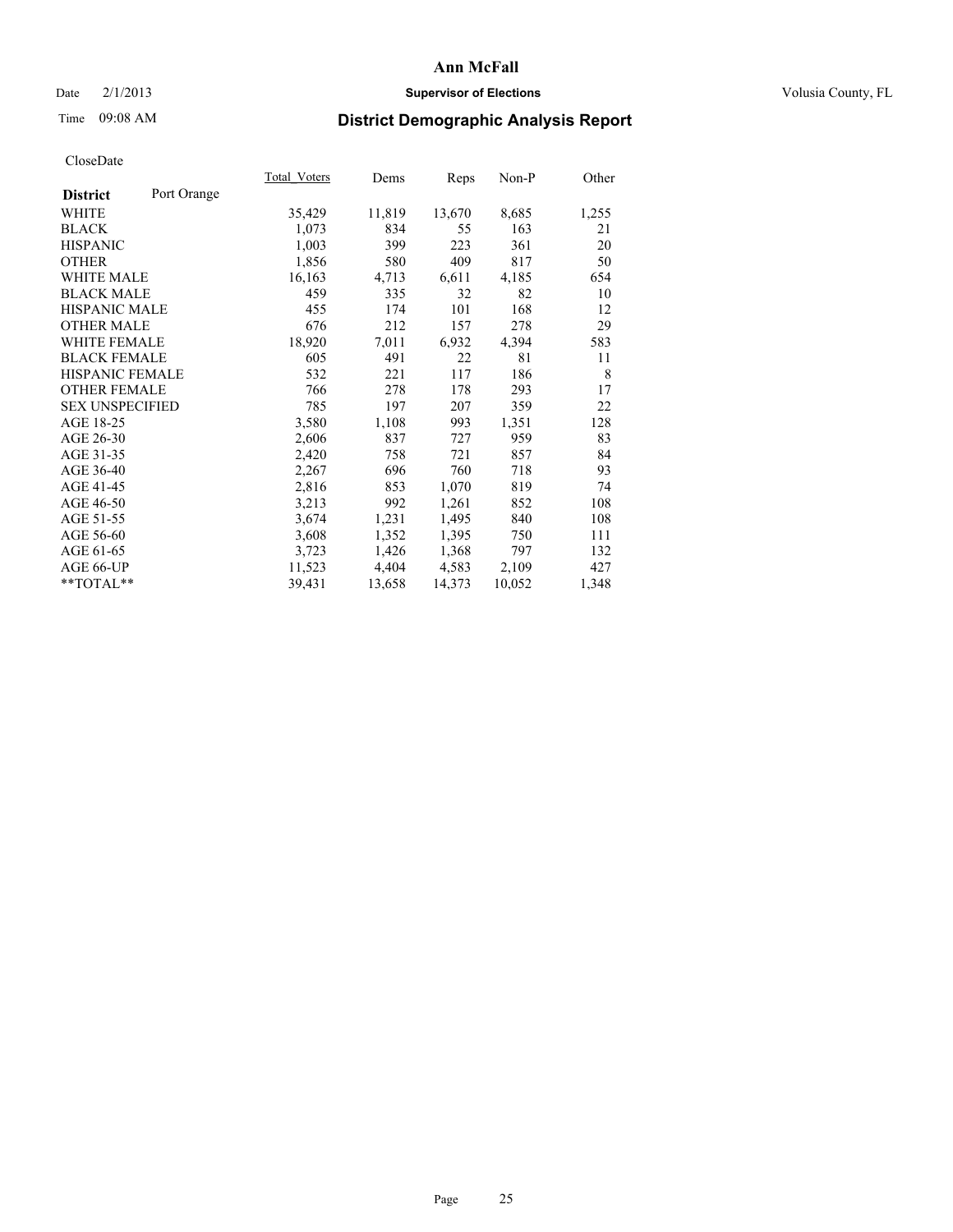# Ann McFall

Date 2/1/2013 **Supervisor of Elections** Volusia County, FL

Time 09:08 AM **District Demographic Analysis Report**

CloseDate

| **District** Port Orange | Total_Voters | Dems | Reps | Non-P | Other |
|---|---|---|---|---|---|
| WHITE | 35,429 | 11,819 | 13,670 | 8,685 | 1,255 |
| BLACK | 1,073 | 834 | 55 | 163 | 21 |
| HISPANIC | 1,003 | 399 | 223 | 361 | 20 |
| OTHER | 1,856 | 580 | 409 | 817 | 50 |
| WHITE MALE | 16,163 | 4,713 | 6,611 | 4,185 | 654 |
| BLACK MALE | 459 | 335 | 32 | 82 | 10 |
| HISPANIC MALE | 455 | 174 | 101 | 168 | 12 |
| OTHER MALE | 676 | 212 | 157 | 278 | 29 |
| WHITE FEMALE | 18,920 | 7,011 | 6,932 | 4,394 | 583 |
| BLACK FEMALE | 605 | 491 | 22 | 81 | 11 |
| HISPANIC FEMALE | 532 | 221 | 117 | 186 | 8 |
| OTHER FEMALE | 766 | 278 | 178 | 293 | 17 |
| SEX UNSPECIFIED | 785 | 197 | 207 | 359 | 22 |
| AGE 18-25 | 3,580 | 1,108 | 993 | 1,351 | 128 |
| AGE 26-30 | 2,606 | 837 | 727 | 959 | 83 |
| AGE 31-35 | 2,420 | 758 | 721 | 857 | 84 |
| AGE 36-40 | 2,267 | 696 | 760 | 718 | 93 |
| AGE 41-45 | 2,816 | 853 | 1,070 | 819 | 74 |
| AGE 46-50 | 3,213 | 992 | 1,261 | 852 | 108 |
| AGE 51-55 | 3,674 | 1,231 | 1,495 | 840 | 108 |
| AGE 56-60 | 3,608 | 1,352 | 1,395 | 750 | 111 |
| AGE 61-65 | 3,723 | 1,426 | 1,368 | 797 | 132 |
| AGE 66-UP | 11,523 | 4,404 | 4,583 | 2,109 | 427 |
| **TOTAL** | 39,431 | 13,658 | 14,373 | 10,052 | 1,348 |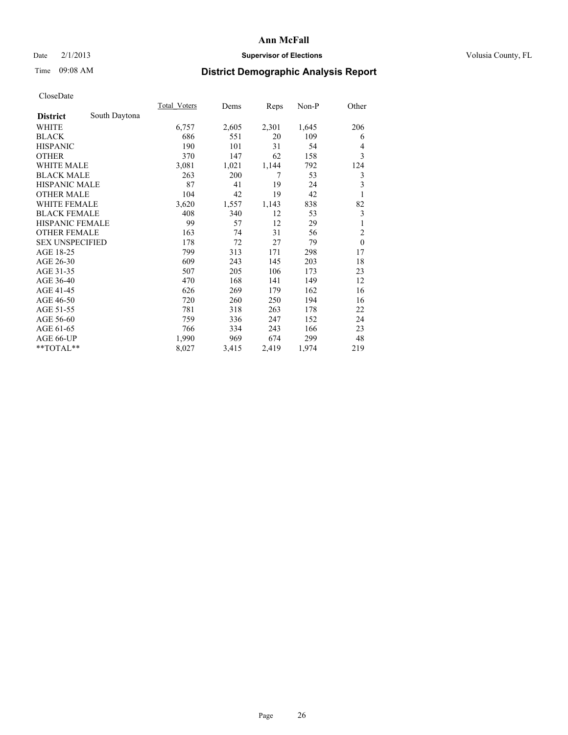# Ann McFall

Date 2/1/2013 **Supervisor of Elections** Volusia County, FL

Time 09:08 AM

## District Demographic Analysis Report

CloseDate

| **District** South Daytona | Total_Voters | Dems | Reps | Non-P | Other |
|---|---|---|---|---|---|
| WHITE | 6,757 | 2,605 | 2,301 | 1,645 | 206 |
| BLACK | 686 | 551 | 20 | 109 | 6 |
| HISPANIC | 190 | 101 | 31 | 54 | 4 |
| OTHER | 370 | 147 | 62 | 158 | 3 |
| WHITE MALE | 3,081 | 1,021 | 1,144 | 792 | 124 |
| BLACK MALE | 263 | 200 | 7 | 53 | 3 |
| HISPANIC MALE | 87 | 41 | 19 | 24 | 3 |
| OTHER MALE | 104 | 42 | 19 | 42 | 1 |
| WHITE FEMALE | 3,620 | 1,557 | 1,143 | 838 | 82 |
| BLACK FEMALE | 408 | 340 | 12 | 53 | 3 |
| HISPANIC FEMALE | 99 | 57 | 12 | 29 | 1 |
| OTHER FEMALE | 163 | 74 | 31 | 56 | 2 |
| SEX UNSPECIFIED | 178 | 72 | 27 | 79 | 0 |
| AGE 18-25 | 799 | 313 | 171 | 298 | 17 |
| AGE 26-30 | 609 | 243 | 145 | 203 | 18 |
| AGE 31-35 | 507 | 205 | 106 | 173 | 23 |
| AGE 36-40 | 470 | 168 | 141 | 149 | 12 |
| AGE 41-45 | 626 | 269 | 179 | 162 | 16 |
| AGE 46-50 | 720 | 260 | 250 | 194 | 16 |
| AGE 51-55 | 781 | 318 | 263 | 178 | 22 |
| AGE 56-60 | 759 | 336 | 247 | 152 | 24 |
| AGE 61-65 | 766 | 334 | 243 | 166 | 23 |
| AGE 66-UP | 1,990 | 969 | 674 | 299 | 48 |
| **TOTAL** | 8,027 | 3,415 | 2,419 | 1,974 | 219 |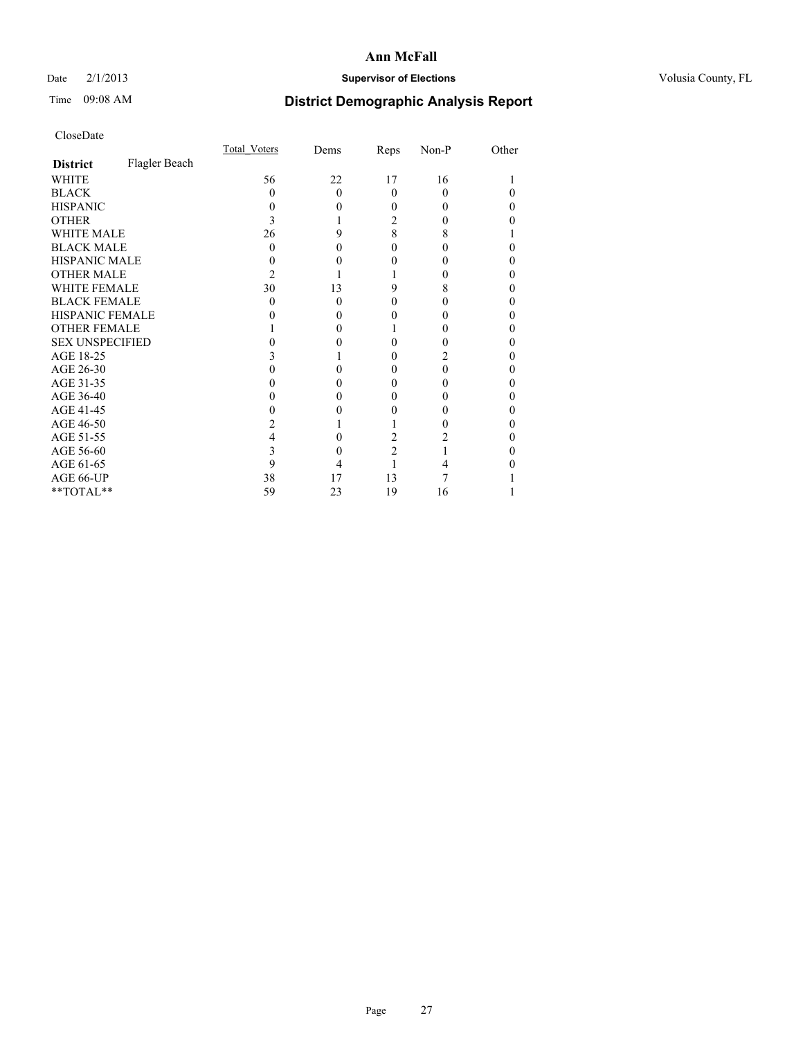# Ann McFall

Date 2/1/2013 **Supervisor of Elections** Volusia County, FL

Time 09:08 AM

## District Demographic Analysis Report

CloseDate

| **District** Flagler Beach | Total_Voters | Dems | Reps | Non-P | Other |
|---|---|---|---|---|---|
| WHITE | 56 | 22 | 17 | 16 | 1 |
| BLACK | 0 | 0 | 0 | 0 | 0 |
| HISPANIC | 0 | 0 | 0 | 0 | 0 |
| OTHER | 3 | 1 | 2 | 0 | 0 |
| WHITE MALE | 26 | 9 | 8 | 8 | 1 |
| BLACK MALE | 0 | 0 | 0 | 0 | 0 |
| HISPANIC MALE | 0 | 0 | 0 | 0 | 0 |
| OTHER MALE | 2 | 1 | 1 | 0 | 0 |
| WHITE FEMALE | 30 | 13 | 9 | 8 | 0 |
| BLACK FEMALE | 0 | 0 | 0 | 0 | 0 |
| HISPANIC FEMALE | 0 | 0 | 0 | 0 | 0 |
| OTHER FEMALE | 1 | 0 | 1 | 0 | 0 |
| SEX UNSPECIFIED | 0 | 0 | 0 | 0 | 0 |
| AGE 18-25 | 3 | 1 | 0 | 2 | 0 |
| AGE 26-30 | 0 | 0 | 0 | 0 | 0 |
| AGE 31-35 | 0 | 0 | 0 | 0 | 0 |
| AGE 36-40 | 0 | 0 | 0 | 0 | 0 |
| AGE 41-45 | 0 | 0 | 0 | 0 | 0 |
| AGE 46-50 | 2 | 1 | 1 | 0 | 0 |
| AGE 51-55 | 4 | 0 | 2 | 2 | 0 |
| AGE 56-60 | 3 | 0 | 2 | 1 | 0 |
| AGE 61-65 | 9 | 4 | 1 | 4 | 0 |
| AGE 66-UP | 38 | 17 | 13 | 7 | 1 |
| **TOTAL** | 59 | 23 | 19 | 16 | 1 |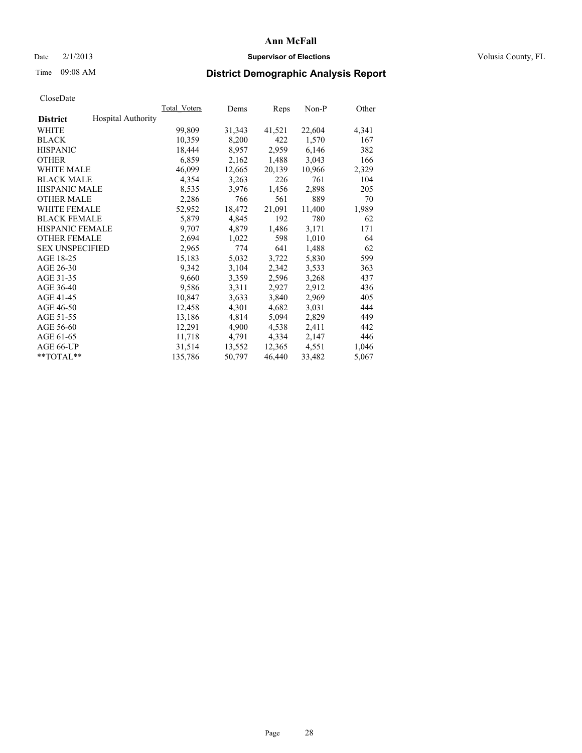# District Demographic Analysis Report

CloseDate

| | Total_Voters | Dems | Reps | Non-P | Other |
|---|---|---|---|---|---|
| **District** Hospital Authority | | | | | |
| WHITE | 99,809 | 31,343 | 41,521 | 22,604 | 4,341 |
| BLACK | 10,359 | 8,200 | 422 | 1,570 | 167 |
| HISPANIC | 18,444 | 8,957 | 2,959 | 6,146 | 382 |
| OTHER | 6,859 | 2,162 | 1,488 | 3,043 | 166 |
| WHITE MALE | 46,099 | 12,665 | 20,139 | 10,966 | 2,329 |
| BLACK MALE | 4,354 | 3,263 | 226 | 761 | 104 |
| HISPANIC MALE | 8,535 | 3,976 | 1,456 | 2,898 | 205 |
| OTHER MALE | 2,286 | 766 | 561 | 889 | 70 |
| WHITE FEMALE | 52,952 | 18,472 | 21,091 | 11,400 | 1,989 |
| BLACK FEMALE | 5,879 | 4,845 | 192 | 780 | 62 |
| HISPANIC FEMALE | 9,707 | 4,879 | 1,486 | 3,171 | 171 |
| OTHER FEMALE | 2,694 | 1,022 | 598 | 1,010 | 64 |
| SEX UNSPECIFIED | 2,965 | 774 | 641 | 1,488 | 62 |
| AGE 18-25 | 15,183 | 5,032 | 3,722 | 5,830 | 599 |
| AGE 26-30 | 9,342 | 3,104 | 2,342 | 3,533 | 363 |
| AGE 31-35 | 9,660 | 3,359 | 2,596 | 3,268 | 437 |
| AGE 36-40 | 9,586 | 3,311 | 2,927 | 2,912 | 436 |
| AGE 41-45 | 10,847 | 3,633 | 3,840 | 2,969 | 405 |
| AGE 46-50 | 12,458 | 4,301 | 4,682 | 3,031 | 444 |
| AGE 51-55 | 13,186 | 4,814 | 5,094 | 2,829 | 449 |
| AGE 56-60 | 12,291 | 4,900 | 4,538 | 2,411 | 442 |
| AGE 61-65 | 11,718 | 4,791 | 4,334 | 2,147 | 446 |
| AGE 66-UP | 31,514 | 13,552 | 12,365 | 4,551 | 1,046 |
| **TOTAL** | 135,786 | 50,797 | 46,440 | 33,482 | 5,067 |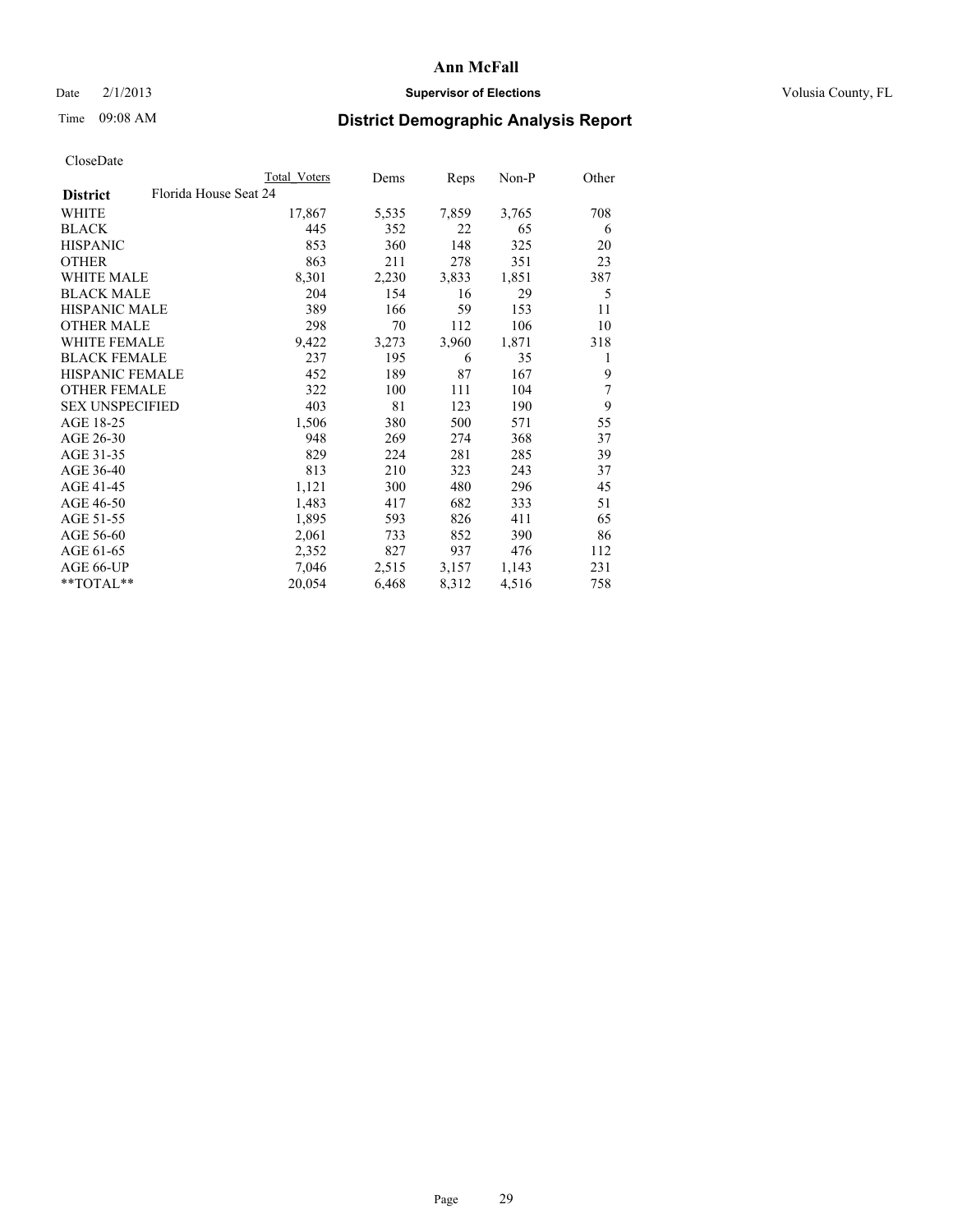# Ann McFall

Date 2/1/2013 **Supervisor of Elections** Volusia County, FL

Time 09:08 AM **District Demographic Analysis Report**

CloseDate

| | Total Voters | Dems | Reps | Non-P | Other |
|---|---|---|---|---|---|
| **District** Florida House Seat 24 | | | | | |
| WHITE | 17,867 | 5,535 | 7,859 | 3,765 | 708 |
| BLACK | 445 | 352 | 22 | 65 | 6 |
| HISPANIC | 853 | 360 | 148 | 325 | 20 |
| OTHER | 863 | 211 | 278 | 351 | 23 |
| WHITE MALE | 8,301 | 2,230 | 3,833 | 1,851 | 387 |
| BLACK MALE | 204 | 154 | 16 | 29 | 5 |
| HISPANIC MALE | 389 | 166 | 59 | 153 | 11 |
| OTHER MALE | 298 | 70 | 112 | 106 | 10 |
| WHITE FEMALE | 9,422 | 3,273 | 3,960 | 1,871 | 318 |
| BLACK FEMALE | 237 | 195 | 6 | 35 | 1 |
| HISPANIC FEMALE | 452 | 189 | 87 | 167 | 9 |
| OTHER FEMALE | 322 | 100 | 111 | 104 | 7 |
| SEX UNSPECIFIED | 403 | 81 | 123 | 190 | 9 |
| AGE 18-25 | 1,506 | 380 | 500 | 571 | 55 |
| AGE 26-30 | 948 | 269 | 274 | 368 | 37 |
| AGE 31-35 | 829 | 224 | 281 | 285 | 39 |
| AGE 36-40 | 813 | 210 | 323 | 243 | 37 |
| AGE 41-45 | 1,121 | 300 | 480 | 296 | 45 |
| AGE 46-50 | 1,483 | 417 | 682 | 333 | 51 |
| AGE 51-55 | 1,895 | 593 | 826 | 411 | 65 |
| AGE 56-60 | 2,061 | 733 | 852 | 390 | 86 |
| AGE 61-65 | 2,352 | 827 | 937 | 476 | 112 |
| AGE 66-UP | 7,046 | 2,515 | 3,157 | 1,143 | 231 |
| **TOTAL** | 20,054 | 6,468 | 8,312 | 4,516 | 758 |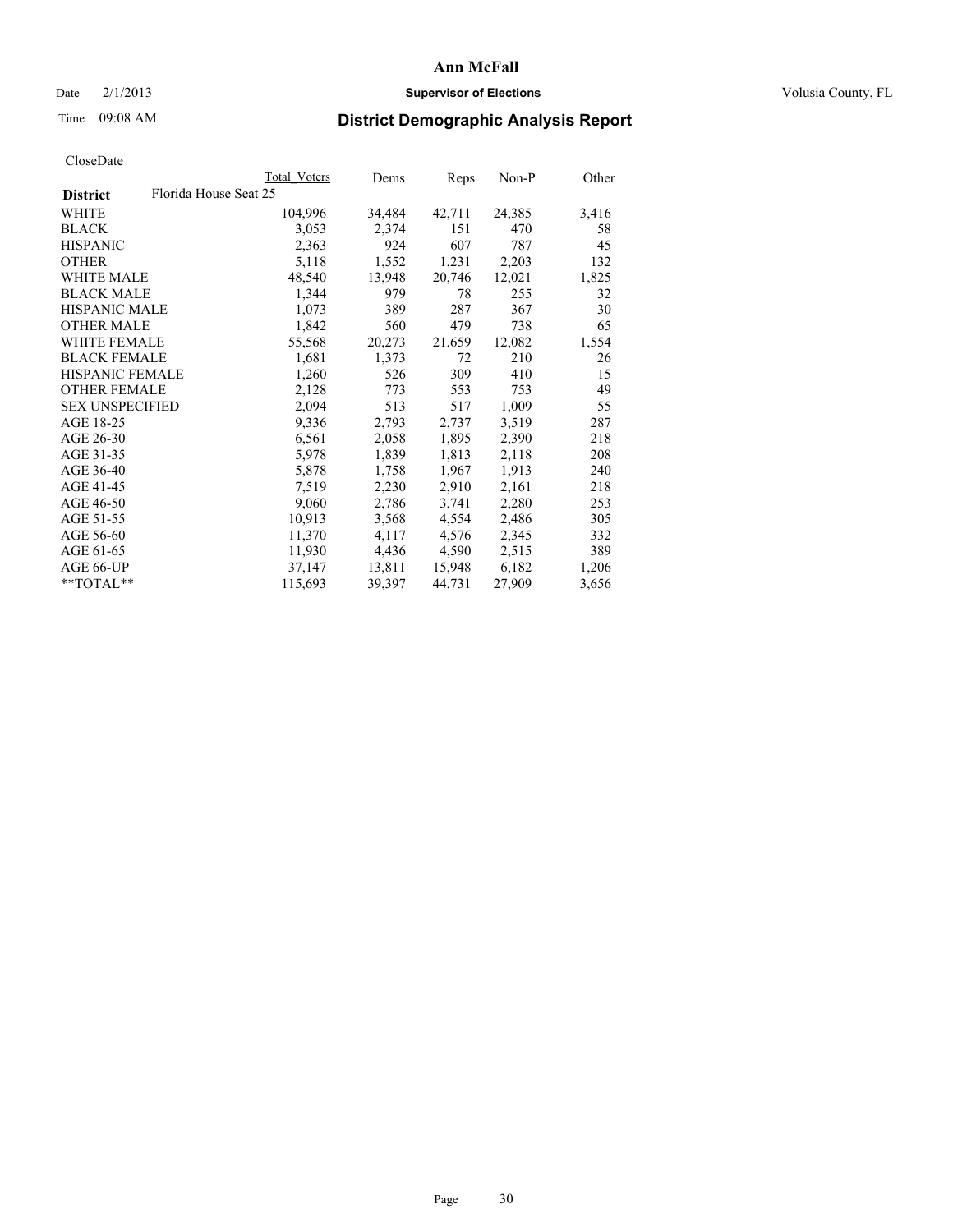# Ann McFall

Date 2/1/2013 **Supervisor of Elections** Volusia County, FL

Time 09:08 AM

## District Demographic Analysis Report

CloseDate

| District | Total Voters | Dems | Reps | Non-P | Other |
|---|---|---|---|---|---|
| Florida House Seat 25 | | | | | |
| WHITE | 104,996 | 34,484 | 42,711 | 24,385 | 3,416 |
| BLACK | 3,053 | 2,374 | 151 | 470 | 58 |
| HISPANIC | 2,363 | 924 | 607 | 787 | 45 |
| OTHER | 5,118 | 1,552 | 1,231 | 2,203 | 132 |
| WHITE MALE | 48,540 | 13,948 | 20,746 | 12,021 | 1,825 |
| BLACK MALE | 1,344 | 979 | 78 | 255 | 32 |
| HISPANIC MALE | 1,073 | 389 | 287 | 367 | 30 |
| OTHER MALE | 1,842 | 560 | 479 | 738 | 65 |
| WHITE FEMALE | 55,568 | 20,273 | 21,659 | 12,082 | 1,554 |
| BLACK FEMALE | 1,681 | 1,373 | 72 | 210 | 26 |
| HISPANIC FEMALE | 1,260 | 526 | 309 | 410 | 15 |
| OTHER FEMALE | 2,128 | 773 | 553 | 753 | 49 |
| SEX UNSPECIFIED | 2,094 | 513 | 517 | 1,009 | 55 |
| AGE 18-25 | 9,336 | 2,793 | 2,737 | 3,519 | 287 |
| AGE 26-30 | 6,561 | 2,058 | 1,895 | 2,390 | 218 |
| AGE 31-35 | 5,978 | 1,839 | 1,813 | 2,118 | 208 |
| AGE 36-40 | 5,878 | 1,758 | 1,967 | 1,913 | 240 |
| AGE 41-45 | 7,519 | 2,230 | 2,910 | 2,161 | 218 |
| AGE 46-50 | 9,060 | 2,786 | 3,741 | 2,280 | 253 |
| AGE 51-55 | 10,913 | 3,568 | 4,554 | 2,486 | 305 |
| AGE 56-60 | 11,370 | 4,117 | 4,576 | 2,345 | 332 |
| AGE 61-65 | 11,930 | 4,436 | 4,590 | 2,515 | 389 |
| AGE 66-UP | 37,147 | 13,811 | 15,948 | 6,182 | 1,206 |
| **TOTAL** | 115,693 | 39,397 | 44,731 | 27,909 | 3,656 |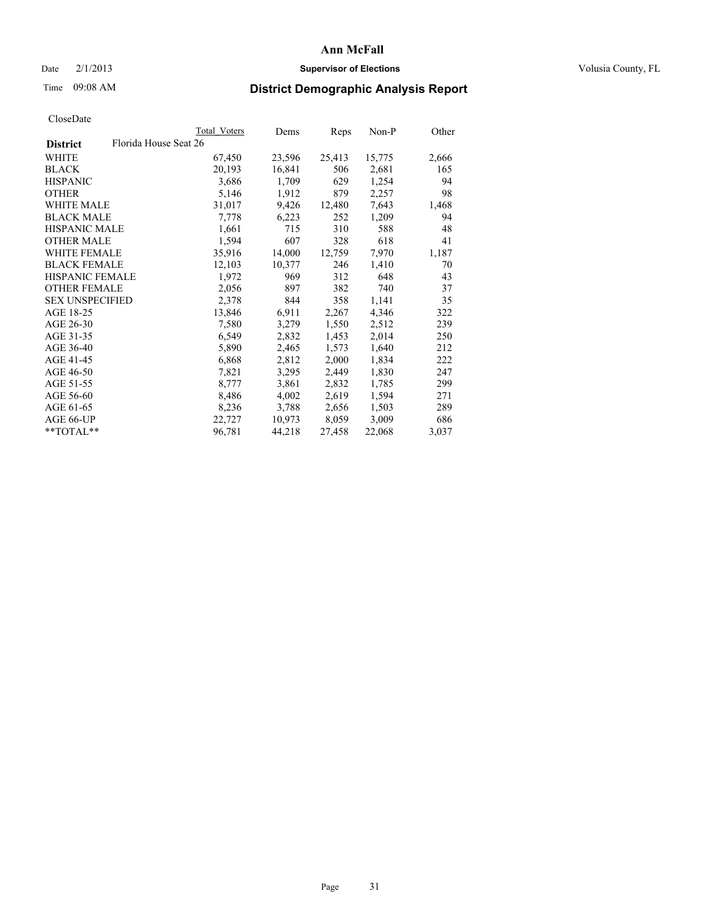# Ann McFall

Date 2/1/2013 **Supervisor of Elections** Volusia County, FL

Time 09:08 AM

## District Demographic Analysis Report

CloseDate

| District | Florida House Seat 26 | Total Voters | Dems | Reps | Non-P | Other |
|---|---|---|---|---|---|---|
| WHITE | | 67,450 | 23,596 | 25,413 | 15,775 | 2,666 |
| BLACK | | 20,193 | 16,841 | 506 | 2,681 | 165 |
| HISPANIC | | 3,686 | 1,709 | 629 | 1,254 | 94 |
| OTHER | | 5,146 | 1,912 | 879 | 2,257 | 98 |
| WHITE MALE | | 31,017 | 9,426 | 12,480 | 7,643 | 1,468 |
| BLACK MALE | | 7,778 | 6,223 | 252 | 1,209 | 94 |
| HISPANIC MALE | | 1,661 | 715 | 310 | 588 | 48 |
| OTHER MALE | | 1,594 | 607 | 328 | 618 | 41 |
| WHITE FEMALE | | 35,916 | 14,000 | 12,759 | 7,970 | 1,187 |
| BLACK FEMALE | | 12,103 | 10,377 | 246 | 1,410 | 70 |
| HISPANIC FEMALE | | 1,972 | 969 | 312 | 648 | 43 |
| OTHER FEMALE | | 2,056 | 897 | 382 | 740 | 37 |
| SEX UNSPECIFIED | | 2,378 | 844 | 358 | 1,141 | 35 |
| AGE 18-25 | | 13,846 | 6,911 | 2,267 | 4,346 | 322 |
| AGE 26-30 | | 7,580 | 3,279 | 1,550 | 2,512 | 239 |
| AGE 31-35 | | 6,549 | 2,832 | 1,453 | 2,014 | 250 |
| AGE 36-40 | | 5,890 | 2,465 | 1,573 | 1,640 | 212 |
| AGE 41-45 | | 6,868 | 2,812 | 2,000 | 1,834 | 222 |
| AGE 46-50 | | 7,821 | 3,295 | 2,449 | 1,830 | 247 |
| AGE 51-55 | | 8,777 | 3,861 | 2,832 | 1,785 | 299 |
| AGE 56-60 | | 8,486 | 4,002 | 2,619 | 1,594 | 271 |
| AGE 61-65 | | 8,236 | 3,788 | 2,656 | 1,503 | 289 |
| AGE 66-UP | | 22,727 | 10,973 | 8,059 | 3,009 | 686 |
| **TOTAL** | | 96,781 | 44,218 | 27,458 | 22,068 | 3,037 |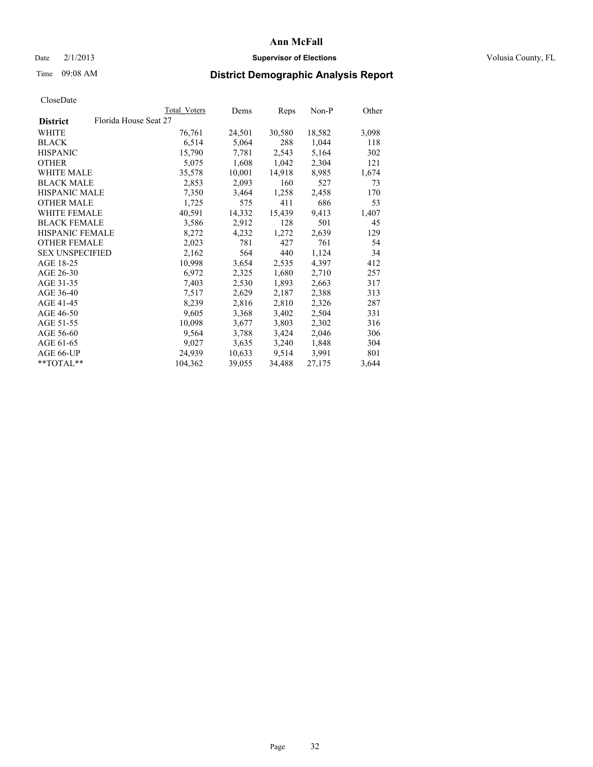# Ann McFall

Date 2/1/2013 **Supervisor of Elections** Volusia County, FL

Time 09:08 AM **District Demographic Analysis Report**

CloseDate

| | Total Voters | Dems | Reps | Non-P | Other |
|---|---|---|---|---|---|
| **District** Florida House Seat 27 | | | | | |
| WHITE | 76,761 | 24,501 | 30,580 | 18,582 | 3,098 |
| BLACK | 6,514 | 5,064 | 288 | 1,044 | 118 |
| HISPANIC | 15,790 | 7,781 | 2,543 | 5,164 | 302 |
| OTHER | 5,075 | 1,608 | 1,042 | 2,304 | 121 |
| WHITE MALE | 35,578 | 10,001 | 14,918 | 8,985 | 1,674 |
| BLACK MALE | 2,853 | 2,093 | 160 | 527 | 73 |
| HISPANIC MALE | 7,350 | 3,464 | 1,258 | 2,458 | 170 |
| OTHER MALE | 1,725 | 575 | 411 | 686 | 53 |
| WHITE FEMALE | 40,591 | 14,332 | 15,439 | 9,413 | 1,407 |
| BLACK FEMALE | 3,586 | 2,912 | 128 | 501 | 45 |
| HISPANIC FEMALE | 8,272 | 4,232 | 1,272 | 2,639 | 129 |
| OTHER FEMALE | 2,023 | 781 | 427 | 761 | 54 |
| SEX UNSPECIFIED | 2,162 | 564 | 440 | 1,124 | 34 |
| AGE 18-25 | 10,998 | 3,654 | 2,535 | 4,397 | 412 |
| AGE 26-30 | 6,972 | 2,325 | 1,680 | 2,710 | 257 |
| AGE 31-35 | 7,403 | 2,530 | 1,893 | 2,663 | 317 |
| AGE 36-40 | 7,517 | 2,629 | 2,187 | 2,388 | 313 |
| AGE 41-45 | 8,239 | 2,816 | 2,810 | 2,326 | 287 |
| AGE 46-50 | 9,605 | 3,368 | 3,402 | 2,504 | 331 |
| AGE 51-55 | 10,098 | 3,677 | 3,803 | 2,302 | 316 |
| AGE 56-60 | 9,564 | 3,788 | 3,424 | 2,046 | 306 |
| AGE 61-65 | 9,027 | 3,635 | 3,240 | 1,848 | 304 |
| AGE 66-UP | 24,939 | 10,633 | 9,514 | 3,991 | 801 |
| **TOTAL** | 104,362 | 39,055 | 34,488 | 27,175 | 3,644 |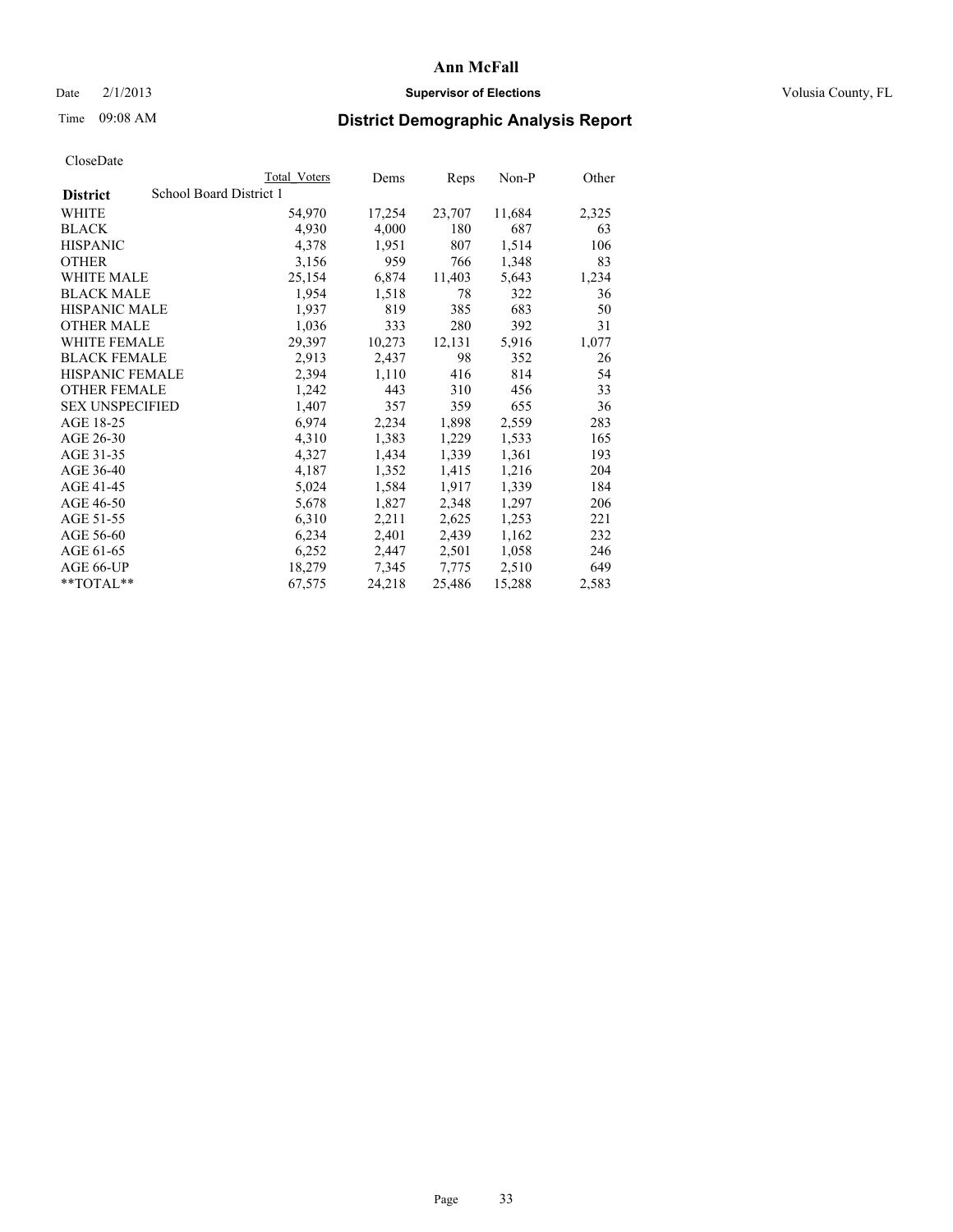# Ann McFall

Date 2/1/2013 **Supervisor of Elections** Volusia County, FL

Time 09:08 AM **District Demographic Analysis Report**

CloseDate

| District | School Board District 1 | Total Voters | Dems | Reps | Non-P | Other |
|---|---|---|---|---|---|---|
| WHITE | | 54,970 | 17,254 | 23,707 | 11,684 | 2,325 |
| BLACK | | 4,930 | 4,000 | 180 | 687 | 63 |
| HISPANIC | | 4,378 | 1,951 | 807 | 1,514 | 106 |
| OTHER | | 3,156 | 959 | 766 | 1,348 | 83 |
| WHITE MALE | | 25,154 | 6,874 | 11,403 | 5,643 | 1,234 |
| BLACK MALE | | 1,954 | 1,518 | 78 | 322 | 36 |
| HISPANIC MALE | | 1,937 | 819 | 385 | 683 | 50 |
| OTHER MALE | | 1,036 | 333 | 280 | 392 | 31 |
| WHITE FEMALE | | 29,397 | 10,273 | 12,131 | 5,916 | 1,077 |
| BLACK FEMALE | | 2,913 | 2,437 | 98 | 352 | 26 |
| HISPANIC FEMALE | | 2,394 | 1,110 | 416 | 814 | 54 |
| OTHER FEMALE | | 1,242 | 443 | 310 | 456 | 33 |
| SEX UNSPECIFIED | | 1,407 | 357 | 359 | 655 | 36 |
| AGE 18-25 | | 6,974 | 2,234 | 1,898 | 2,559 | 283 |
| AGE 26-30 | | 4,310 | 1,383 | 1,229 | 1,533 | 165 |
| AGE 31-35 | | 4,327 | 1,434 | 1,339 | 1,361 | 193 |
| AGE 36-40 | | 4,187 | 1,352 | 1,415 | 1,216 | 204 |
| AGE 41-45 | | 5,024 | 1,584 | 1,917 | 1,339 | 184 |
| AGE 46-50 | | 5,678 | 1,827 | 2,348 | 1,297 | 206 |
| AGE 51-55 | | 6,310 | 2,211 | 2,625 | 1,253 | 221 |
| AGE 56-60 | | 6,234 | 2,401 | 2,439 | 1,162 | 232 |
| AGE 61-65 | | 6,252 | 2,447 | 2,501 | 1,058 | 246 |
| AGE 66-UP | | 18,279 | 7,345 | 7,775 | 2,510 | 649 |
| **TOTAL** | | 67,575 | 24,218 | 25,486 | 15,288 | 2,583 |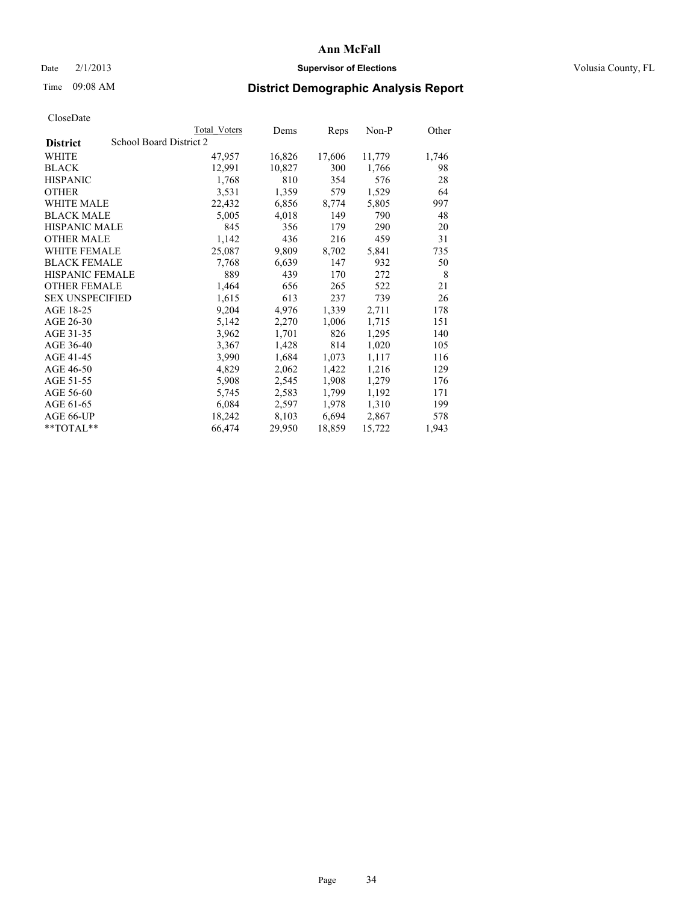CloseDate

| District | School Board District 2 | Total Voters | Dems | Reps | Non-P | Other |
|---|---|---|---|---|---|---|
| WHITE | | 47,957 | 16,826 | 17,606 | 11,779 | 1,746 |
| BLACK | | 12,991 | 10,827 | 300 | 1,766 | 98 |
| HISPANIC | | 1,768 | 810 | 354 | 576 | 28 |
| OTHER | | 3,531 | 1,359 | 579 | 1,529 | 64 |
| WHITE MALE | | 22,432 | 6,856 | 8,774 | 5,805 | 997 |
| BLACK MALE | | 5,005 | 4,018 | 149 | 790 | 48 |
| HISPANIC MALE | | 845 | 356 | 179 | 290 | 20 |
| OTHER MALE | | 1,142 | 436 | 216 | 459 | 31 |
| WHITE FEMALE | | 25,087 | 9,809 | 8,702 | 5,841 | 735 |
| BLACK FEMALE | | 7,768 | 6,639 | 147 | 932 | 50 |
| HISPANIC FEMALE | | 889 | 439 | 170 | 272 | 8 |
| OTHER FEMALE | | 1,464 | 656 | 265 | 522 | 21 |
| SEX UNSPECIFIED | | 1,615 | 613 | 237 | 739 | 26 |
| AGE 18-25 | | 9,204 | 4,976 | 1,339 | 2,711 | 178 |
| AGE 26-30 | | 5,142 | 2,270 | 1,006 | 1,715 | 151 |
| AGE 31-35 | | 3,962 | 1,701 | 826 | 1,295 | 140 |
| AGE 36-40 | | 3,367 | 1,428 | 814 | 1,020 | 105 |
| AGE 41-45 | | 3,990 | 1,684 | 1,073 | 1,117 | 116 |
| AGE 46-50 | | 4,829 | 2,062 | 1,422 | 1,216 | 129 |
| AGE 51-55 | | 5,908 | 2,545 | 1,908 | 1,279 | 176 |
| AGE 56-60 | | 5,745 | 2,583 | 1,799 | 1,192 | 171 |
| AGE 61-65 | | 6,084 | 2,597 | 1,978 | 1,310 | 199 |
| AGE 66-UP | | 18,242 | 8,103 | 6,694 | 2,867 | 578 |
| **TOTAL** | | 66,474 | 29,950 | 18,859 | 15,722 | 1,943 |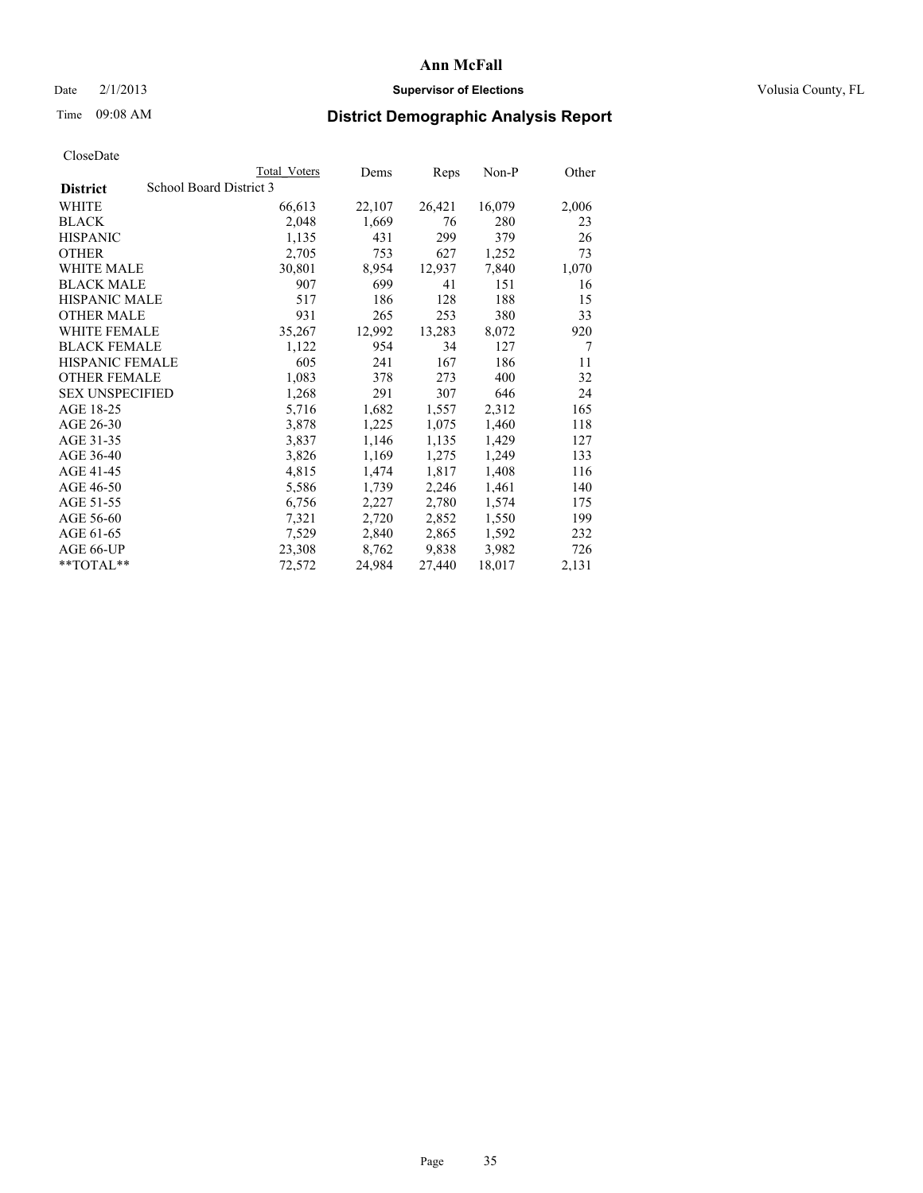# Ann McFall

Date 2/1/2013 **Supervisor of Elections** Volusia County, FL

Time 09:08 AM

## District Demographic Analysis Report

CloseDate

| | Total Voters | Dems | Reps | Non-P | Other |
|---|---|---|---|---|---|
| **District** School Board District 3 | | | | | |
| WHITE | 66,613 | 22,107 | 26,421 | 16,079 | 2,006 |
| BLACK | 2,048 | 1,669 | 76 | 280 | 23 |
| HISPANIC | 1,135 | 431 | 299 | 379 | 26 |
| OTHER | 2,705 | 753 | 627 | 1,252 | 73 |
| WHITE MALE | 30,801 | 8,954 | 12,937 | 7,840 | 1,070 |
| BLACK MALE | 907 | 699 | 41 | 151 | 16 |
| HISPANIC MALE | 517 | 186 | 128 | 188 | 15 |
| OTHER MALE | 931 | 265 | 253 | 380 | 33 |
| WHITE FEMALE | 35,267 | 12,992 | 13,283 | 8,072 | 920 |
| BLACK FEMALE | 1,122 | 954 | 34 | 127 | 7 |
| HISPANIC FEMALE | 605 | 241 | 167 | 186 | 11 |
| OTHER FEMALE | 1,083 | 378 | 273 | 400 | 32 |
| SEX UNSPECIFIED | 1,268 | 291 | 307 | 646 | 24 |
| AGE 18-25 | 5,716 | 1,682 | 1,557 | 2,312 | 165 |
| AGE 26-30 | 3,878 | 1,225 | 1,075 | 1,460 | 118 |
| AGE 31-35 | 3,837 | 1,146 | 1,135 | 1,429 | 127 |
| AGE 36-40 | 3,826 | 1,169 | 1,275 | 1,249 | 133 |
| AGE 41-45 | 4,815 | 1,474 | 1,817 | 1,408 | 116 |
| AGE 46-50 | 5,586 | 1,739 | 2,246 | 1,461 | 140 |
| AGE 51-55 | 6,756 | 2,227 | 2,780 | 1,574 | 175 |
| AGE 56-60 | 7,321 | 2,720 | 2,852 | 1,550 | 199 |
| AGE 61-65 | 7,529 | 2,840 | 2,865 | 1,592 | 232 |
| AGE 66-UP | 23,308 | 8,762 | 9,838 | 3,982 | 726 |
| **TOTAL** | 72,572 | 24,984 | 27,440 | 18,017 | 2,131 |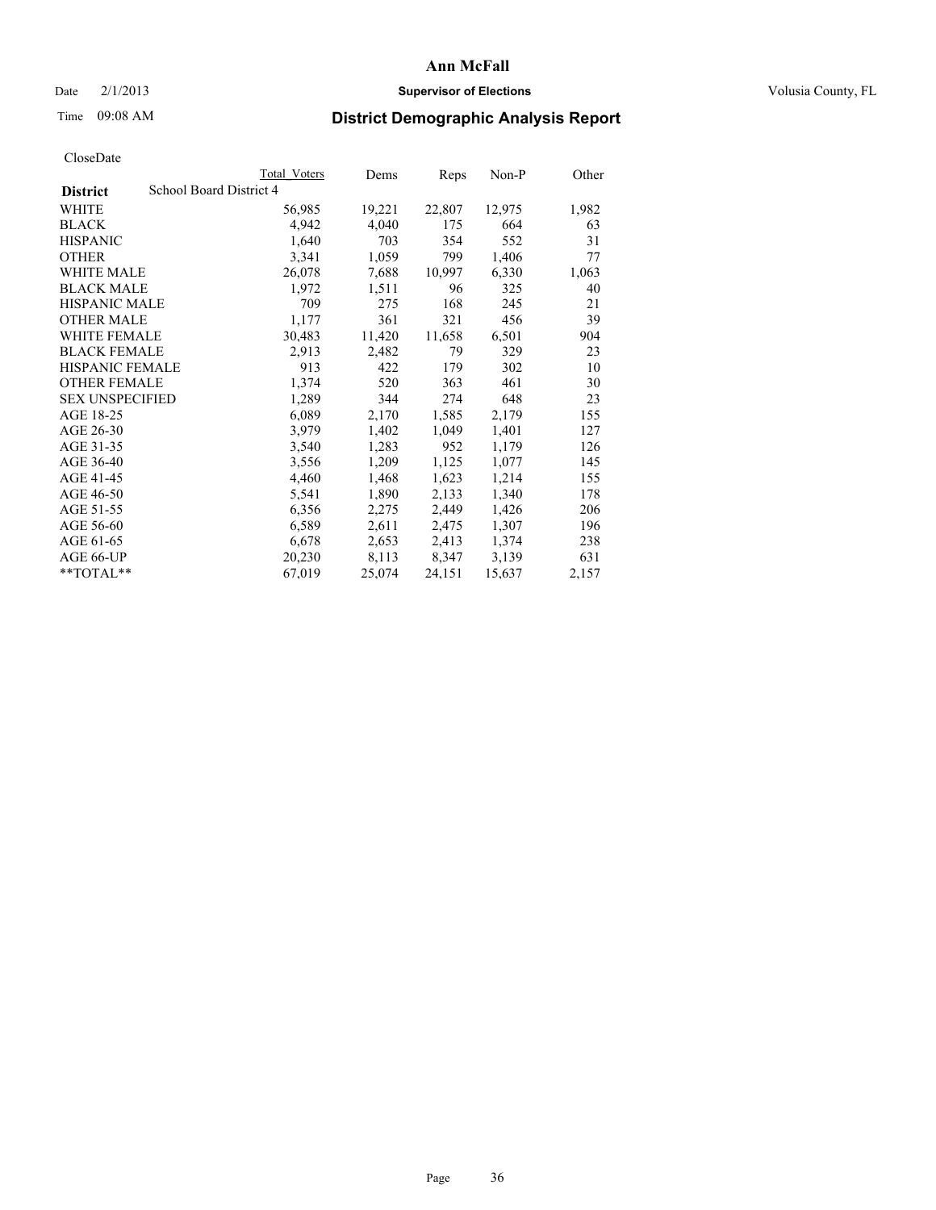# Ann McFall

Date 2/1/2013 **Supervisor of Elections** Volusia County, FL

Time 09:08 AM

## District Demographic Analysis Report

CloseDate

| District | Total Voters | Dems | Reps | Non-P | Other |
|---|---|---|---|---|---|
| School Board District 4 | | | | | |
| WHITE | 56,985 | 19,221 | 22,807 | 12,975 | 1,982 |
| BLACK | 4,942 | 4,040 | 175 | 664 | 63 |
| HISPANIC | 1,640 | 703 | 354 | 552 | 31 |
| OTHER | 3,341 | 1,059 | 799 | 1,406 | 77 |
| WHITE MALE | 26,078 | 7,688 | 10,997 | 6,330 | 1,063 |
| BLACK MALE | 1,972 | 1,511 | 96 | 325 | 40 |
| HISPANIC MALE | 709 | 275 | 168 | 245 | 21 |
| OTHER MALE | 1,177 | 361 | 321 | 456 | 39 |
| WHITE FEMALE | 30,483 | 11,420 | 11,658 | 6,501 | 904 |
| BLACK FEMALE | 2,913 | 2,482 | 79 | 329 | 23 |
| HISPANIC FEMALE | 913 | 422 | 179 | 302 | 10 |
| OTHER FEMALE | 1,374 | 520 | 363 | 461 | 30 |
| SEX UNSPECIFIED | 1,289 | 344 | 274 | 648 | 23 |
| AGE 18-25 | 6,089 | 2,170 | 1,585 | 2,179 | 155 |
| AGE 26-30 | 3,979 | 1,402 | 1,049 | 1,401 | 127 |
| AGE 31-35 | 3,540 | 1,283 | 952 | 1,179 | 126 |
| AGE 36-40 | 3,556 | 1,209 | 1,125 | 1,077 | 145 |
| AGE 41-45 | 4,460 | 1,468 | 1,623 | 1,214 | 155 |
| AGE 46-50 | 5,541 | 1,890 | 2,133 | 1,340 | 178 |
| AGE 51-55 | 6,356 | 2,275 | 2,449 | 1,426 | 206 |
| AGE 56-60 | 6,589 | 2,611 | 2,475 | 1,307 | 196 |
| AGE 61-65 | 6,678 | 2,653 | 2,413 | 1,374 | 238 |
| AGE 66-UP | 20,230 | 8,113 | 8,347 | 3,139 | 631 |
| **TOTAL** | 67,019 | 25,074 | 24,151 | 15,637 | 2,157 |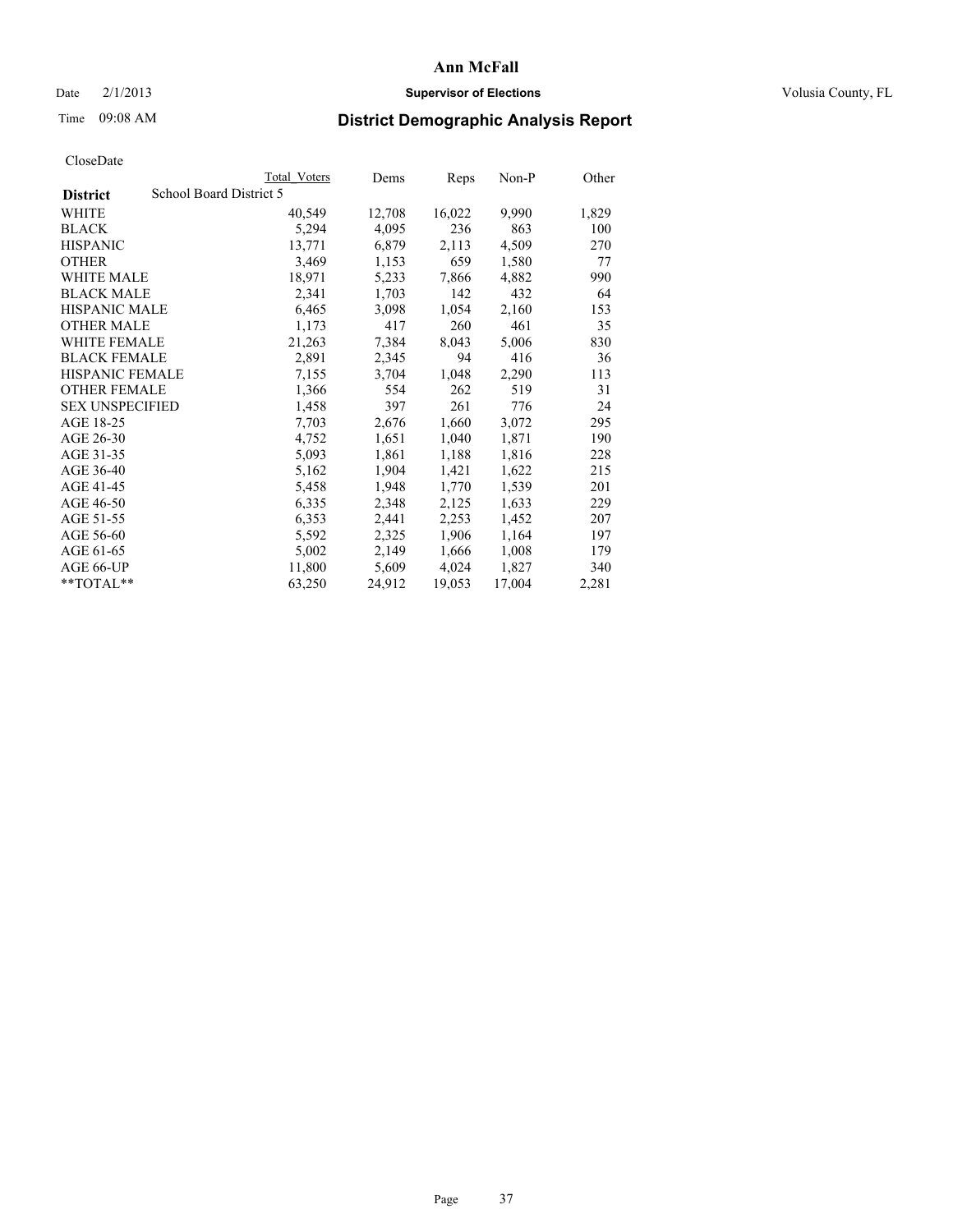# Ann McFall

Date 2/1/2013 **Supervisor of Elections** Volusia County, FL

Time 09:08 AM **District Demographic Analysis Report**

CloseDate

| | Total Voters | Dems | Reps | Non-P | Other |
|---|---|---|---|---|---|
| **District** School Board District 5 | | | | | |
| WHITE | 40,549 | 12,708 | 16,022 | 9,990 | 1,829 |
| BLACK | 5,294 | 4,095 | 236 | 863 | 100 |
| HISPANIC | 13,771 | 6,879 | 2,113 | 4,509 | 270 |
| OTHER | 3,469 | 1,153 | 659 | 1,580 | 77 |
| WHITE MALE | 18,971 | 5,233 | 7,866 | 4,882 | 990 |
| BLACK MALE | 2,341 | 1,703 | 142 | 432 | 64 |
| HISPANIC MALE | 6,465 | 3,098 | 1,054 | 2,160 | 153 |
| OTHER MALE | 1,173 | 417 | 260 | 461 | 35 |
| WHITE FEMALE | 21,263 | 7,384 | 8,043 | 5,006 | 830 |
| BLACK FEMALE | 2,891 | 2,345 | 94 | 416 | 36 |
| HISPANIC FEMALE | 7,155 | 3,704 | 1,048 | 2,290 | 113 |
| OTHER FEMALE | 1,366 | 554 | 262 | 519 | 31 |
| SEX UNSPECIFIED | 1,458 | 397 | 261 | 776 | 24 |
| AGE 18-25 | 7,703 | 2,676 | 1,660 | 3,072 | 295 |
| AGE 26-30 | 4,752 | 1,651 | 1,040 | 1,871 | 190 |
| AGE 31-35 | 5,093 | 1,861 | 1,188 | 1,816 | 228 |
| AGE 36-40 | 5,162 | 1,904 | 1,421 | 1,622 | 215 |
| AGE 41-45 | 5,458 | 1,948 | 1,770 | 1,539 | 201 |
| AGE 46-50 | 6,335 | 2,348 | 2,125 | 1,633 | 229 |
| AGE 51-55 | 6,353 | 2,441 | 2,253 | 1,452 | 207 |
| AGE 56-60 | 5,592 | 2,325 | 1,906 | 1,164 | 197 |
| AGE 61-65 | 5,002 | 2,149 | 1,666 | 1,008 | 179 |
| AGE 66-UP | 11,800 | 5,609 | 4,024 | 1,827 | 340 |
| **TOTAL** | 63,250 | 24,912 | 19,053 | 17,004 | 2,281 |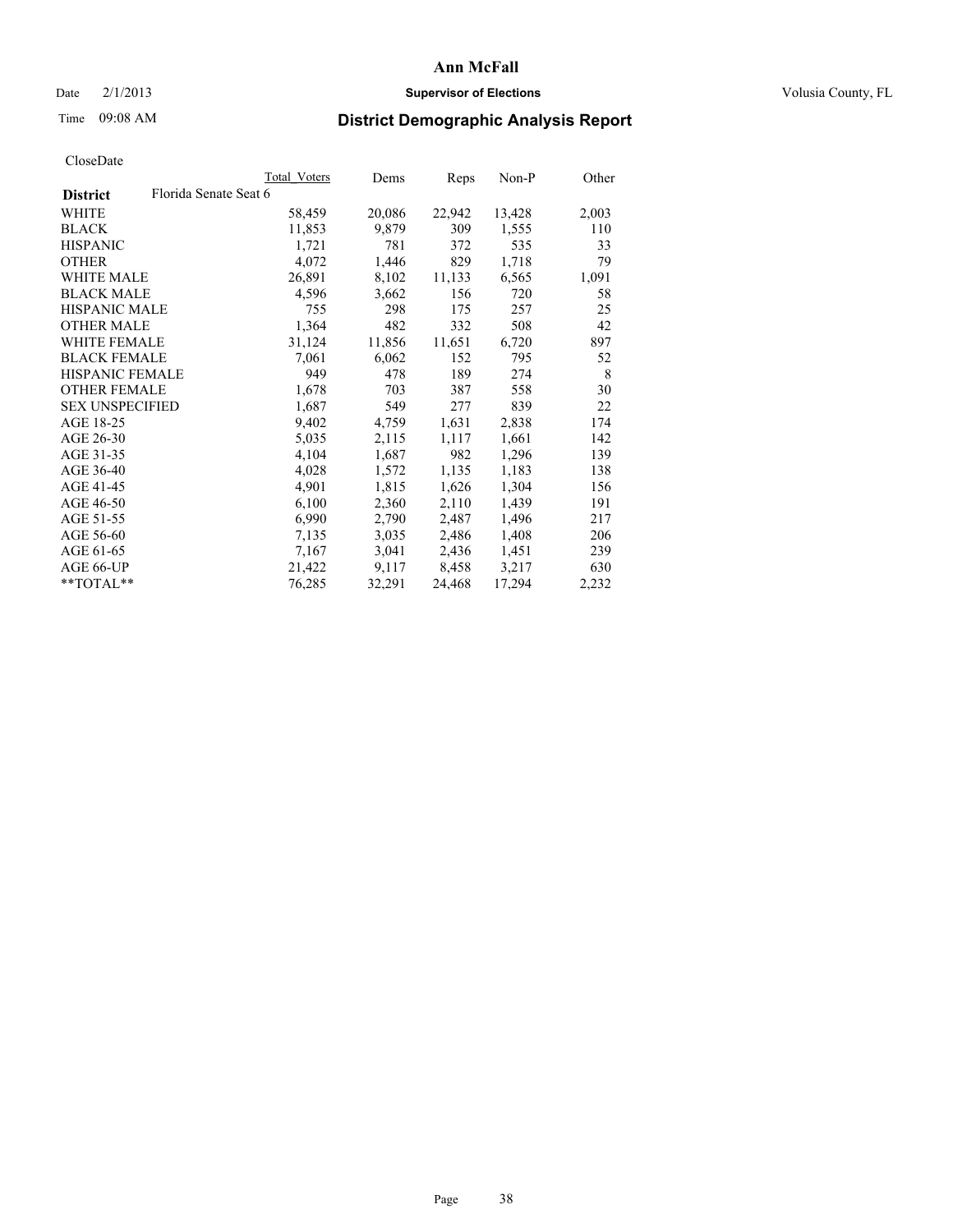# Ann McFall

Date 2/1/2013 **Supervisor of Elections** Volusia County, FL

Time 09:08 AM **District Demographic Analysis Report**

CloseDate

| **District** Florida Senate Seat 6 | Total Voters | Dems | Reps | Non-P | Other |
|---|---|---|---|---|---|
| WHITE | 58,459 | 20,086 | 22,942 | 13,428 | 2,003 |
| BLACK | 11,853 | 9,879 | 309 | 1,555 | 110 |
| HISPANIC | 1,721 | 781 | 372 | 535 | 33 |
| OTHER | 4,072 | 1,446 | 829 | 1,718 | 79 |
| WHITE MALE | 26,891 | 8,102 | 11,133 | 6,565 | 1,091 |
| BLACK MALE | 4,596 | 3,662 | 156 | 720 | 58 |
| HISPANIC MALE | 755 | 298 | 175 | 257 | 25 |
| OTHER MALE | 1,364 | 482 | 332 | 508 | 42 |
| WHITE FEMALE | 31,124 | 11,856 | 11,651 | 6,720 | 897 |
| BLACK FEMALE | 7,061 | 6,062 | 152 | 795 | 52 |
| HISPANIC FEMALE | 949 | 478 | 189 | 274 | 8 |
| OTHER FEMALE | 1,678 | 703 | 387 | 558 | 30 |
| SEX UNSPECIFIED | 1,687 | 549 | 277 | 839 | 22 |
| AGE 18-25 | 9,402 | 4,759 | 1,631 | 2,838 | 174 |
| AGE 26-30 | 5,035 | 2,115 | 1,117 | 1,661 | 142 |
| AGE 31-35 | 4,104 | 1,687 | 982 | 1,296 | 139 |
| AGE 36-40 | 4,028 | 1,572 | 1,135 | 1,183 | 138 |
| AGE 41-45 | 4,901 | 1,815 | 1,626 | 1,304 | 156 |
| AGE 46-50 | 6,100 | 2,360 | 2,110 | 1,439 | 191 |
| AGE 51-55 | 6,990 | 2,790 | 2,487 | 1,496 | 217 |
| AGE 56-60 | 7,135 | 3,035 | 2,486 | 1,408 | 206 |
| AGE 61-65 | 7,167 | 3,041 | 2,436 | 1,451 | 239 |
| AGE 66-UP | 21,422 | 9,117 | 8,458 | 3,217 | 630 |
| **TOTAL** | 76,285 | 32,291 | 24,468 | 17,294 | 2,232 |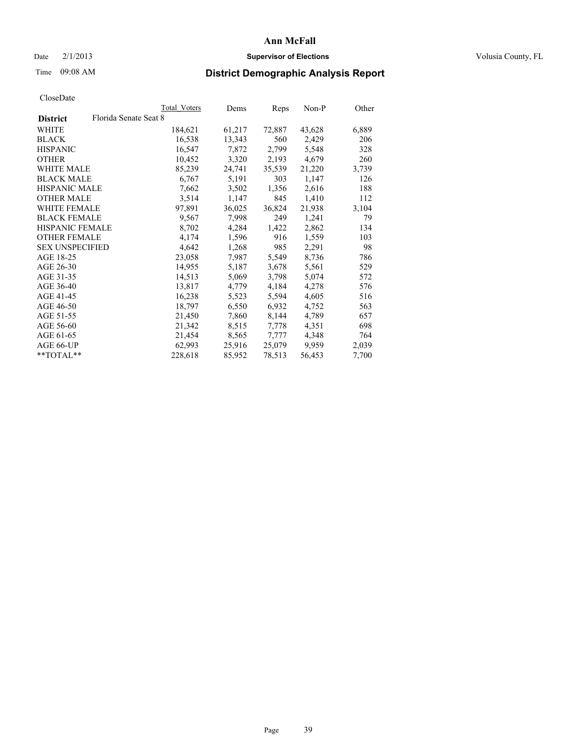Ann McFall

Date 2/1/2013 **Supervisor of Elections** Volusia County, FL

Time 09:08 AM

## District Demographic Analysis Report

CloseDate

| District | Florida Senate Seat 8 Total Voters | Dems | Reps | Non-P | Other |
|---|---|---|---|---|---|
| WHITE | 184,621 | 61,217 | 72,887 | 43,628 | 6,889 |
| BLACK | 16,538 | 13,343 | 560 | 2,429 | 206 |
| HISPANIC | 16,547 | 7,872 | 2,799 | 5,548 | 328 |
| OTHER | 10,452 | 3,320 | 2,193 | 4,679 | 260 |
| WHITE MALE | 85,239 | 24,741 | 35,539 | 21,220 | 3,739 |
| BLACK MALE | 6,767 | 5,191 | 303 | 1,147 | 126 |
| HISPANIC MALE | 7,662 | 3,502 | 1,356 | 2,616 | 188 |
| OTHER MALE | 3,514 | 1,147 | 845 | 1,410 | 112 |
| WHITE FEMALE | 97,891 | 36,025 | 36,824 | 21,938 | 3,104 |
| BLACK FEMALE | 9,567 | 7,998 | 249 | 1,241 | 79 |
| HISPANIC FEMALE | 8,702 | 4,284 | 1,422 | 2,862 | 134 |
| OTHER FEMALE | 4,174 | 1,596 | 916 | 1,559 | 103 |
| SEX UNSPECIFIED | 4,642 | 1,268 | 985 | 2,291 | 98 |
| AGE 18-25 | 23,058 | 7,987 | 5,549 | 8,736 | 786 |
| AGE 26-30 | 14,955 | 5,187 | 3,678 | 5,561 | 529 |
| AGE 31-35 | 14,513 | 5,069 | 3,798 | 5,074 | 572 |
| AGE 36-40 | 13,817 | 4,779 | 4,184 | 4,278 | 576 |
| AGE 41-45 | 16,238 | 5,523 | 5,594 | 4,605 | 516 |
| AGE 46-50 | 18,797 | 6,550 | 6,932 | 4,752 | 563 |
| AGE 51-55 | 21,450 | 7,860 | 8,144 | 4,789 | 657 |
| AGE 56-60 | 21,342 | 8,515 | 7,778 | 4,351 | 698 |
| AGE 61-65 | 21,454 | 8,565 | 7,777 | 4,348 | 764 |
| AGE 66-UP | 62,993 | 25,916 | 25,079 | 9,959 | 2,039 |
| **TOTAL** | 228,618 | 85,952 | 78,513 | 56,453 | 7,700 |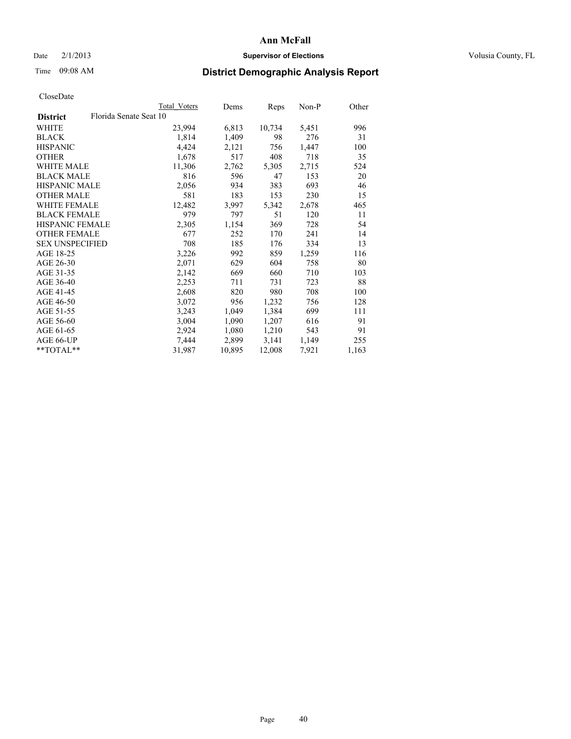# Ann McFall

Date 2/1/2013 **Supervisor of Elections** Volusia County, FL

Time 09:08 AM

## District Demographic Analysis Report

CloseDate

| | Total Voters | Dems | Reps | Non-P | Other |
|---|---|---|---|---|---|
| **District** Florida Senate Seat 10 | | | | | |
| WHITE | 23,994 | 6,813 | 10,734 | 5,451 | 996 |
| BLACK | 1,814 | 1,409 | 98 | 276 | 31 |
| HISPANIC | 4,424 | 2,121 | 756 | 1,447 | 100 |
| OTHER | 1,678 | 517 | 408 | 718 | 35 |
| WHITE MALE | 11,306 | 2,762 | 5,305 | 2,715 | 524 |
| BLACK MALE | 816 | 596 | 47 | 153 | 20 |
| HISPANIC MALE | 2,056 | 934 | 383 | 693 | 46 |
| OTHER MALE | 581 | 183 | 153 | 230 | 15 |
| WHITE FEMALE | 12,482 | 3,997 | 5,342 | 2,678 | 465 |
| BLACK FEMALE | 979 | 797 | 51 | 120 | 11 |
| HISPANIC FEMALE | 2,305 | 1,154 | 369 | 728 | 54 |
| OTHER FEMALE | 677 | 252 | 170 | 241 | 14 |
| SEX UNSPECIFIED | 708 | 185 | 176 | 334 | 13 |
| AGE 18-25 | 3,226 | 992 | 859 | 1,259 | 116 |
| AGE 26-30 | 2,071 | 629 | 604 | 758 | 80 |
| AGE 31-35 | 2,142 | 669 | 660 | 710 | 103 |
| AGE 36-40 | 2,253 | 711 | 731 | 723 | 88 |
| AGE 41-45 | 2,608 | 820 | 980 | 708 | 100 |
| AGE 46-50 | 3,072 | 956 | 1,232 | 756 | 128 |
| AGE 51-55 | 3,243 | 1,049 | 1,384 | 699 | 111 |
| AGE 56-60 | 3,004 | 1,090 | 1,207 | 616 | 91 |
| AGE 61-65 | 2,924 | 1,080 | 1,210 | 543 | 91 |
| AGE 66-UP | 7,444 | 2,899 | 3,141 | 1,149 | 255 |
| **TOTAL** | 31,987 | 10,895 | 12,008 | 7,921 | 1,163 |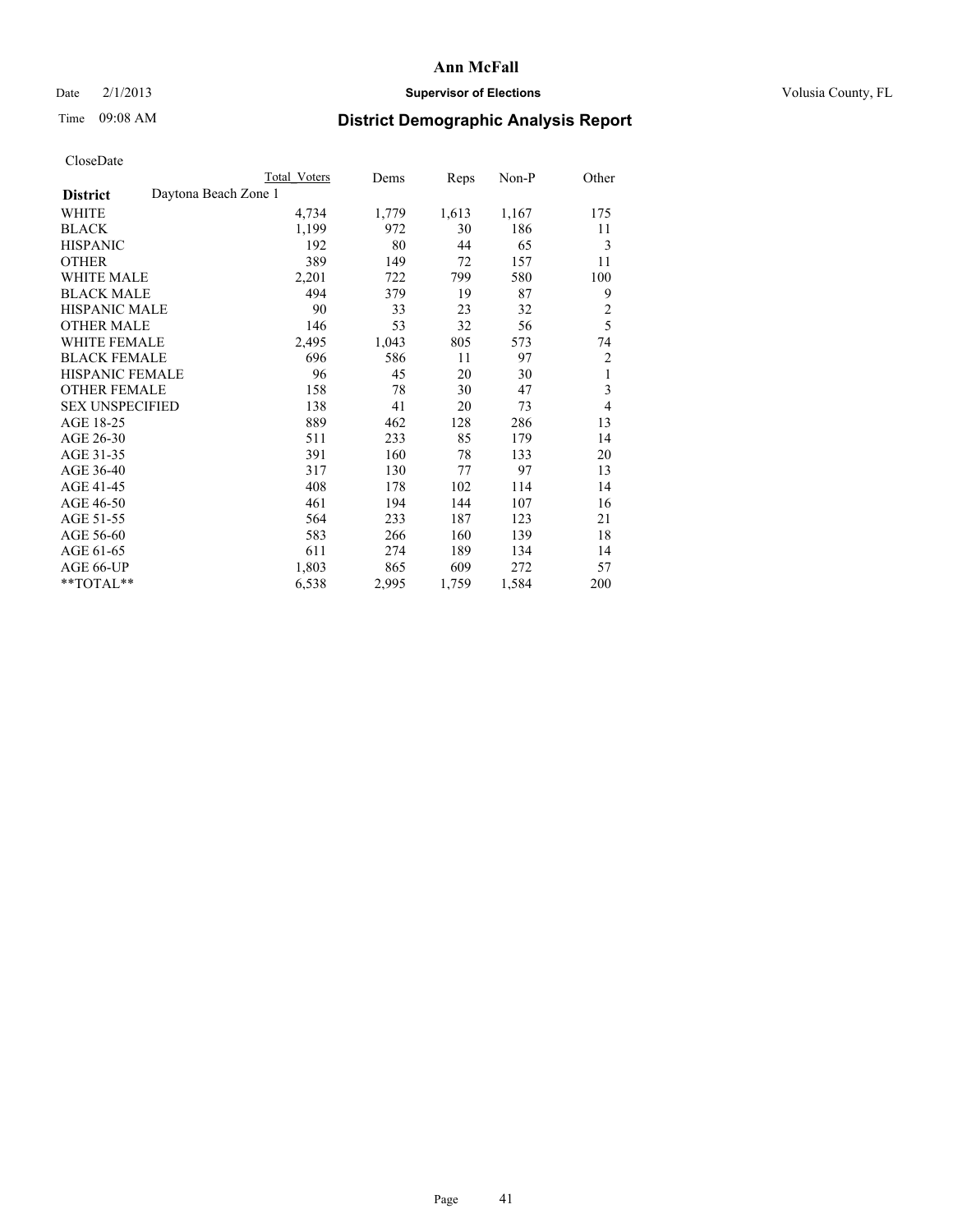CloseDate

| | Total Voters | Dems | Reps | Non-P | Other |
|---|---|---|---|---|---|
| **District** Daytona Beach Zone 1 | | | | | |
| WHITE | 4,734 | 1,779 | 1,613 | 1,167 | 175 |
| BLACK | 1,199 | 972 | 30 | 186 | 11 |
| HISPANIC | 192 | 80 | 44 | 65 | 3 |
| OTHER | 389 | 149 | 72 | 157 | 11 |
| WHITE MALE | 2,201 | 722 | 799 | 580 | 100 |
| BLACK MALE | 494 | 379 | 19 | 87 | 9 |
| HISPANIC MALE | 90 | 33 | 23 | 32 | 2 |
| OTHER MALE | 146 | 53 | 32 | 56 | 5 |
| WHITE FEMALE | 2,495 | 1,043 | 805 | 573 | 74 |
| BLACK FEMALE | 696 | 586 | 11 | 97 | 2 |
| HISPANIC FEMALE | 96 | 45 | 20 | 30 | 1 |
| OTHER FEMALE | 158 | 78 | 30 | 47 | 3 |
| SEX UNSPECIFIED | 138 | 41 | 20 | 73 | 4 |
| AGE 18-25 | 889 | 462 | 128 | 286 | 13 |
| AGE 26-30 | 511 | 233 | 85 | 179 | 14 |
| AGE 31-35 | 391 | 160 | 78 | 133 | 20 |
| AGE 36-40 | 317 | 130 | 77 | 97 | 13 |
| AGE 41-45 | 408 | 178 | 102 | 114 | 14 |
| AGE 46-50 | 461 | 194 | 144 | 107 | 16 |
| AGE 51-55 | 564 | 233 | 187 | 123 | 21 |
| AGE 56-60 | 583 | 266 | 160 | 139 | 18 |
| AGE 61-65 | 611 | 274 | 189 | 134 | 14 |
| AGE 66-UP | 1,803 | 865 | 609 | 272 | 57 |
| **TOTAL** | 6,538 | 2,995 | 1,759 | 1,584 | 200 |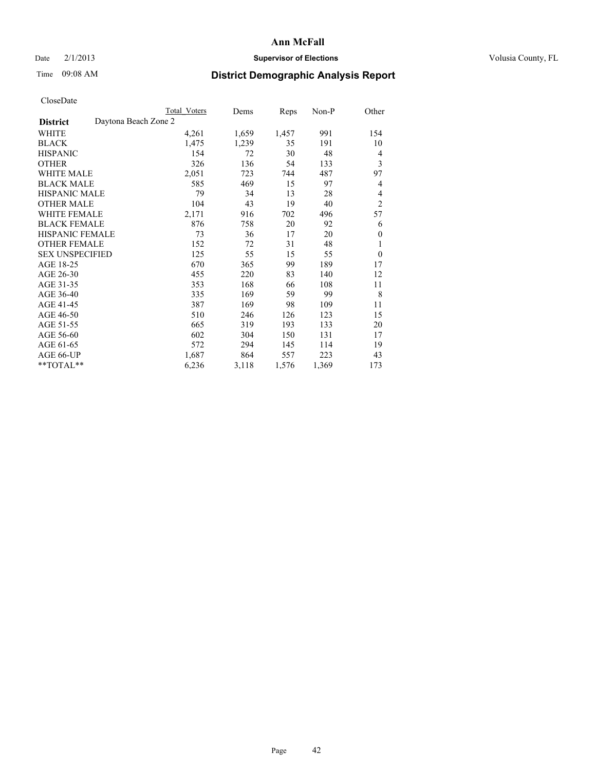# Ann McFall

Date 2/1/2013 **Supervisor of Elections** Volusia County, FL

Time 09:08 AM

## District Demographic Analysis Report

CloseDate

| **District** Daytona Beach Zone 2 | Total Voters | Dems | Reps | Non-P | Other |
|---|---|---|---|---|---|
| WHITE | 4,261 | 1,659 | 1,457 | 991 | 154 |
| BLACK | 1,475 | 1,239 | 35 | 191 | 10 |
| HISPANIC | 154 | 72 | 30 | 48 | 4 |
| OTHER | 326 | 136 | 54 | 133 | 3 |
| WHITE MALE | 2,051 | 723 | 744 | 487 | 97 |
| BLACK MALE | 585 | 469 | 15 | 97 | 4 |
| HISPANIC MALE | 79 | 34 | 13 | 28 | 4 |
| OTHER MALE | 104 | 43 | 19 | 40 | 2 |
| WHITE FEMALE | 2,171 | 916 | 702 | 496 | 57 |
| BLACK FEMALE | 876 | 758 | 20 | 92 | 6 |
| HISPANIC FEMALE | 73 | 36 | 17 | 20 | 0 |
| OTHER FEMALE | 152 | 72 | 31 | 48 | 1 |
| SEX UNSPECIFIED | 125 | 55 | 15 | 55 | 0 |
| AGE 18-25 | 670 | 365 | 99 | 189 | 17 |
| AGE 26-30 | 455 | 220 | 83 | 140 | 12 |
| AGE 31-35 | 353 | 168 | 66 | 108 | 11 |
| AGE 36-40 | 335 | 169 | 59 | 99 | 8 |
| AGE 41-45 | 387 | 169 | 98 | 109 | 11 |
| AGE 46-50 | 510 | 246 | 126 | 123 | 15 |
| AGE 51-55 | 665 | 319 | 193 | 133 | 20 |
| AGE 56-60 | 602 | 304 | 150 | 131 | 17 |
| AGE 61-65 | 572 | 294 | 145 | 114 | 19 |
| AGE 66-UP | 1,687 | 864 | 557 | 223 | 43 |
| **TOTAL** | 6,236 | 3,118 | 1,576 | 1,369 | 173 |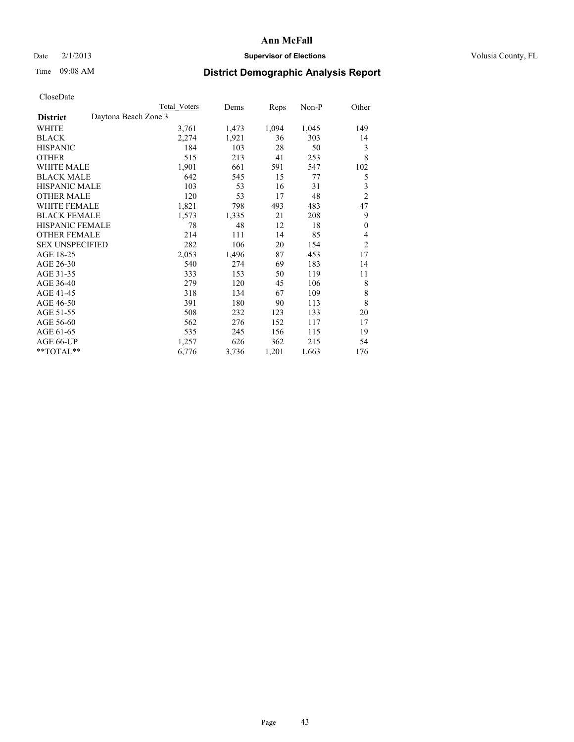# Ann McFall

Date 2/1/2013

**Supervisor of Elections**

Volusia County, FL

Time 09:08 AM

## District Demographic Analysis Report

CloseDate

| | Total Voters | Dems | Reps | Non-P | Other |
|---|---|---|---|---|---|
| **District** Daytona Beach Zone 3 | | | | | |
| WHITE | 3,761 | 1,473 | 1,094 | 1,045 | 149 |
| BLACK | 2,274 | 1,921 | 36 | 303 | 14 |
| HISPANIC | 184 | 103 | 28 | 50 | 3 |
| OTHER | 515 | 213 | 41 | 253 | 8 |
| WHITE MALE | 1,901 | 661 | 591 | 547 | 102 |
| BLACK MALE | 642 | 545 | 15 | 77 | 5 |
| HISPANIC MALE | 103 | 53 | 16 | 31 | 3 |
| OTHER MALE | 120 | 53 | 17 | 48 | 2 |
| WHITE FEMALE | 1,821 | 798 | 493 | 483 | 47 |
| BLACK FEMALE | 1,573 | 1,335 | 21 | 208 | 9 |
| HISPANIC FEMALE | 78 | 48 | 12 | 18 | 0 |
| OTHER FEMALE | 214 | 111 | 14 | 85 | 4 |
| SEX UNSPECIFIED | 282 | 106 | 20 | 154 | 2 |
| AGE 18-25 | 2,053 | 1,496 | 87 | 453 | 17 |
| AGE 26-30 | 540 | 274 | 69 | 183 | 14 |
| AGE 31-35 | 333 | 153 | 50 | 119 | 11 |
| AGE 36-40 | 279 | 120 | 45 | 106 | 8 |
| AGE 41-45 | 318 | 134 | 67 | 109 | 8 |
| AGE 46-50 | 391 | 180 | 90 | 113 | 8 |
| AGE 51-55 | 508 | 232 | 123 | 133 | 20 |
| AGE 56-60 | 562 | 276 | 152 | 117 | 17 |
| AGE 61-65 | 535 | 245 | 156 | 115 | 19 |
| AGE 66-UP | 1,257 | 626 | 362 | 215 | 54 |
| **TOTAL** | 6,776 | 3,736 | 1,201 | 1,663 | 176 |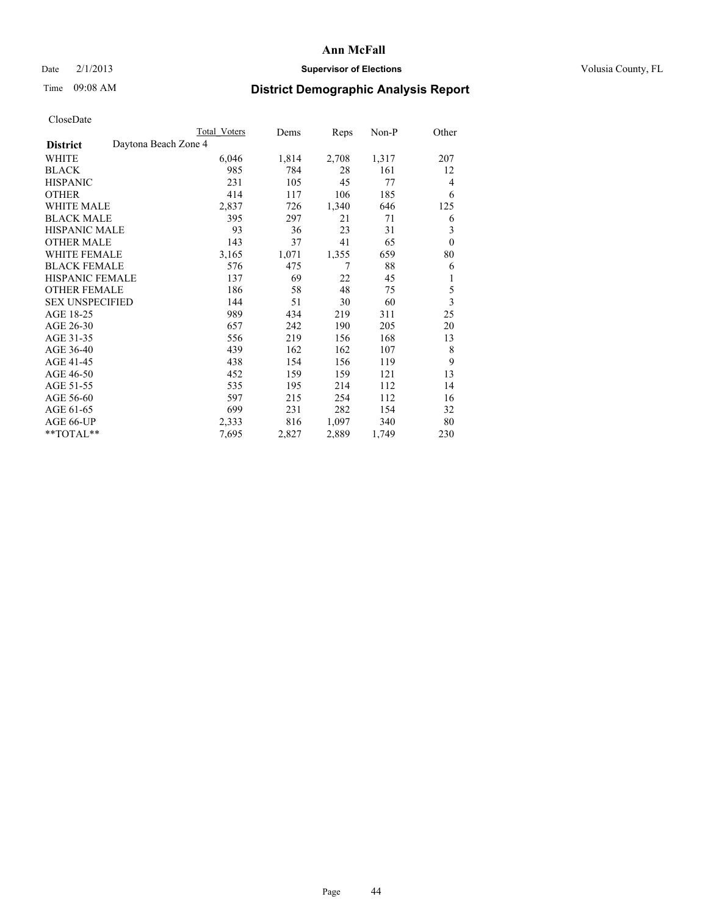# Ann McFall

Date 2/1/2013 **Supervisor of Elections** Volusia County, FL

Time 09:08 AM **District Demographic Analysis Report**

CloseDate

| **District** Daytona Beach Zone 4 | Total Voters | Dems | Reps | Non-P | Other |
|---|---|---|---|---|---|
| WHITE | 6,046 | 1,814 | 2,708 | 1,317 | 207 |
| BLACK | 985 | 784 | 28 | 161 | 12 |
| HISPANIC | 231 | 105 | 45 | 77 | 4 |
| OTHER | 414 | 117 | 106 | 185 | 6 |
| WHITE MALE | 2,837 | 726 | 1,340 | 646 | 125 |
| BLACK MALE | 395 | 297 | 21 | 71 | 6 |
| HISPANIC MALE | 93 | 36 | 23 | 31 | 3 |
| OTHER MALE | 143 | 37 | 41 | 65 | 0 |
| WHITE FEMALE | 3,165 | 1,071 | 1,355 | 659 | 80 |
| BLACK FEMALE | 576 | 475 | 7 | 88 | 6 |
| HISPANIC FEMALE | 137 | 69 | 22 | 45 | 1 |
| OTHER FEMALE | 186 | 58 | 48 | 75 | 5 |
| SEX UNSPECIFIED | 144 | 51 | 30 | 60 | 3 |
| AGE 18-25 | 989 | 434 | 219 | 311 | 25 |
| AGE 26-30 | 657 | 242 | 190 | 205 | 20 |
| AGE 31-35 | 556 | 219 | 156 | 168 | 13 |
| AGE 36-40 | 439 | 162 | 162 | 107 | 8 |
| AGE 41-45 | 438 | 154 | 156 | 119 | 9 |
| AGE 46-50 | 452 | 159 | 159 | 121 | 13 |
| AGE 51-55 | 535 | 195 | 214 | 112 | 14 |
| AGE 56-60 | 597 | 215 | 254 | 112 | 16 |
| AGE 61-65 | 699 | 231 | 282 | 154 | 32 |
| AGE 66-UP | 2,333 | 816 | 1,097 | 340 | 80 |
| **TOTAL** | 7,695 | 2,827 | 2,889 | 1,749 | 230 |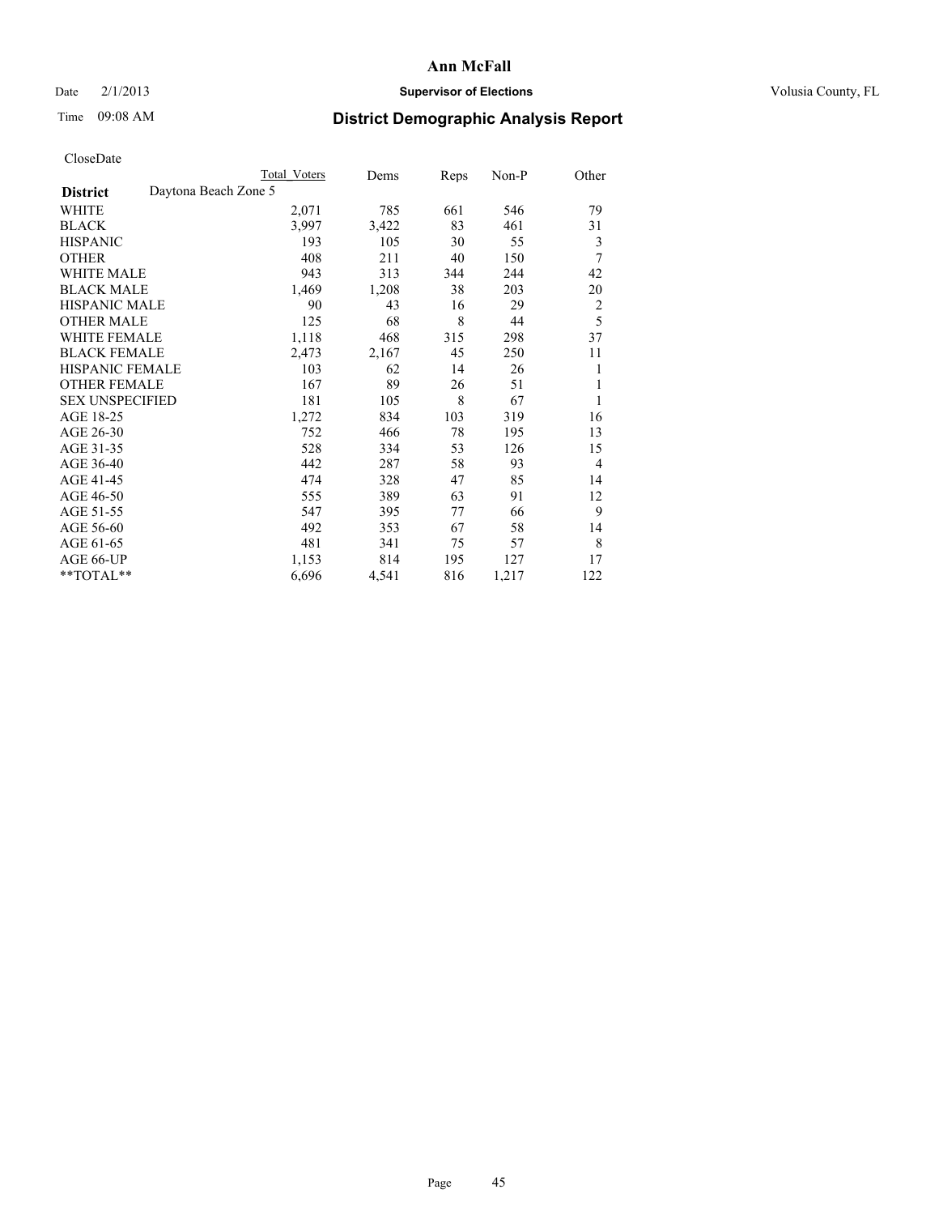# Ann McFall

Date 2/1/2013 **Supervisor of Elections** Volusia County, FL

Time 09:08 AM

## District Demographic Analysis Report

CloseDate

| | Total Voters | Dems | Reps | Non-P | Other |
|---|---|---|---|---|---|
| **District** Daytona Beach Zone 5 | | | | | |
| WHITE | 2,071 | 785 | 661 | 546 | 79 |
| BLACK | 3,997 | 3,422 | 83 | 461 | 31 |
| HISPANIC | 193 | 105 | 30 | 55 | 3 |
| OTHER | 408 | 211 | 40 | 150 | 7 |
| WHITE MALE | 943 | 313 | 344 | 244 | 42 |
| BLACK MALE | 1,469 | 1,208 | 38 | 203 | 20 |
| HISPANIC MALE | 90 | 43 | 16 | 29 | 2 |
| OTHER MALE | 125 | 68 | 8 | 44 | 5 |
| WHITE FEMALE | 1,118 | 468 | 315 | 298 | 37 |
| BLACK FEMALE | 2,473 | 2,167 | 45 | 250 | 11 |
| HISPANIC FEMALE | 103 | 62 | 14 | 26 | 1 |
| OTHER FEMALE | 167 | 89 | 26 | 51 | 1 |
| SEX UNSPECIFIED | 181 | 105 | 8 | 67 | 1 |
| AGE 18-25 | 1,272 | 834 | 103 | 319 | 16 |
| AGE 26-30 | 752 | 466 | 78 | 195 | 13 |
| AGE 31-35 | 528 | 334 | 53 | 126 | 15 |
| AGE 36-40 | 442 | 287 | 58 | 93 | 4 |
| AGE 41-45 | 474 | 328 | 47 | 85 | 14 |
| AGE 46-50 | 555 | 389 | 63 | 91 | 12 |
| AGE 51-55 | 547 | 395 | 77 | 66 | 9 |
| AGE 56-60 | 492 | 353 | 67 | 58 | 14 |
| AGE 61-65 | 481 | 341 | 75 | 57 | 8 |
| AGE 66-UP | 1,153 | 814 | 195 | 127 | 17 |
| **TOTAL** | 6,696 | 4,541 | 816 | 1,217 | 122 |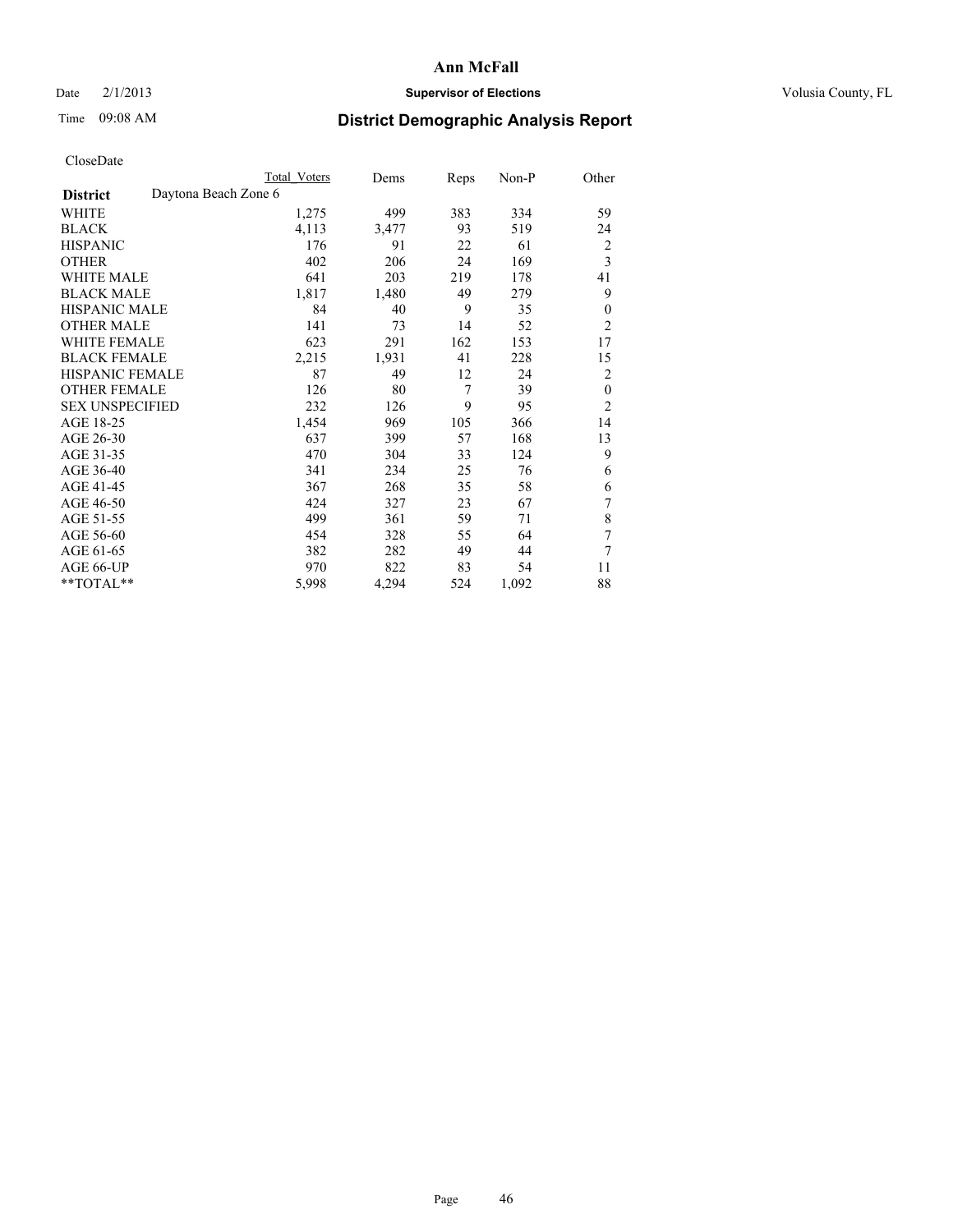Date 2/1/2013

Time 09:08 AM

**Ann McFall**

**Supervisor of Elections**

Volusia County, FL

# District Demographic Analysis Report

CloseDate

| | Total Voters | Dems | Reps | Non-P | Other |
|---|---|---|---|---|---|
| **District** Daytona Beach Zone 6 | | | | | |
| WHITE | 1,275 | 499 | 383 | 334 | 59 |
| BLACK | 4,113 | 3,477 | 93 | 519 | 24 |
| HISPANIC | 176 | 91 | 22 | 61 | 2 |
| OTHER | 402 | 206 | 24 | 169 | 3 |
| WHITE MALE | 641 | 203 | 219 | 178 | 41 |
| BLACK MALE | 1,817 | 1,480 | 49 | 279 | 9 |
| HISPANIC MALE | 84 | 40 | 9 | 35 | 0 |
| OTHER MALE | 141 | 73 | 14 | 52 | 2 |
| WHITE FEMALE | 623 | 291 | 162 | 153 | 17 |
| BLACK FEMALE | 2,215 | 1,931 | 41 | 228 | 15 |
| HISPANIC FEMALE | 87 | 49 | 12 | 24 | 2 |
| OTHER FEMALE | 126 | 80 | 7 | 39 | 0 |
| SEX UNSPECIFIED | 232 | 126 | 9 | 95 | 2 |
| AGE 18-25 | 1,454 | 969 | 105 | 366 | 14 |
| AGE 26-30 | 637 | 399 | 57 | 168 | 13 |
| AGE 31-35 | 470 | 304 | 33 | 124 | 9 |
| AGE 36-40 | 341 | 234 | 25 | 76 | 6 |
| AGE 41-45 | 367 | 268 | 35 | 58 | 6 |
| AGE 46-50 | 424 | 327 | 23 | 67 | 7 |
| AGE 51-55 | 499 | 361 | 59 | 71 | 8 |
| AGE 56-60 | 454 | 328 | 55 | 64 | 7 |
| AGE 61-65 | 382 | 282 | 49 | 44 | 7 |
| AGE 66-UP | 970 | 822 | 83 | 54 | 11 |
| **TOTAL** | 5,998 | 4,294 | 524 | 1,092 | 88 |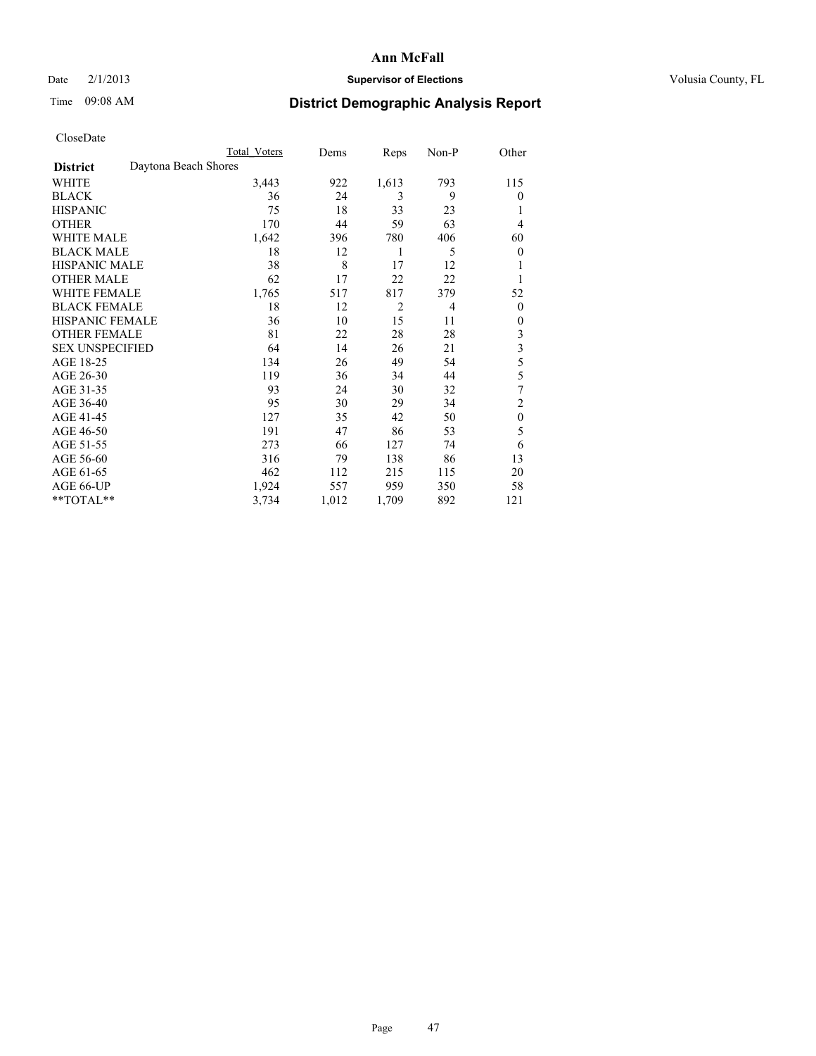# Ann McFall

Date 2/1/2013 **Supervisor of Elections** Volusia County, FL

Time 09:08 AM **District Demographic Analysis Report**

CloseDate

| | Total Voters | Dems | Reps | Non-P | Other |
|---|---|---|---|---|---|
| **District** Daytona Beach Shores | | | | | |
| WHITE | 3,443 | 922 | 1,613 | 793 | 115 |
| BLACK | 36 | 24 | 3 | 9 | 0 |
| HISPANIC | 75 | 18 | 33 | 23 | 1 |
| OTHER | 170 | 44 | 59 | 63 | 4 |
| WHITE MALE | 1,642 | 396 | 780 | 406 | 60 |
| BLACK MALE | 18 | 12 | 1 | 5 | 0 |
| HISPANIC MALE | 38 | 8 | 17 | 12 | 1 |
| OTHER MALE | 62 | 17 | 22 | 22 | 1 |
| WHITE FEMALE | 1,765 | 517 | 817 | 379 | 52 |
| BLACK FEMALE | 18 | 12 | 2 | 4 | 0 |
| HISPANIC FEMALE | 36 | 10 | 15 | 11 | 0 |
| OTHER FEMALE | 81 | 22 | 28 | 28 | 3 |
| SEX UNSPECIFIED | 64 | 14 | 26 | 21 | 3 |
| AGE 18-25 | 134 | 26 | 49 | 54 | 5 |
| AGE 26-30 | 119 | 36 | 34 | 44 | 5 |
| AGE 31-35 | 93 | 24 | 30 | 32 | 7 |
| AGE 36-40 | 95 | 30 | 29 | 34 | 2 |
| AGE 41-45 | 127 | 35 | 42 | 50 | 0 |
| AGE 46-50 | 191 | 47 | 86 | 53 | 5 |
| AGE 51-55 | 273 | 66 | 127 | 74 | 6 |
| AGE 56-60 | 316 | 79 | 138 | 86 | 13 |
| AGE 61-65 | 462 | 112 | 215 | 115 | 20 |
| AGE 66-UP | 1,924 | 557 | 959 | 350 | 58 |
| **TOTAL** | 3,734 | 1,012 | 1,709 | 892 | 121 |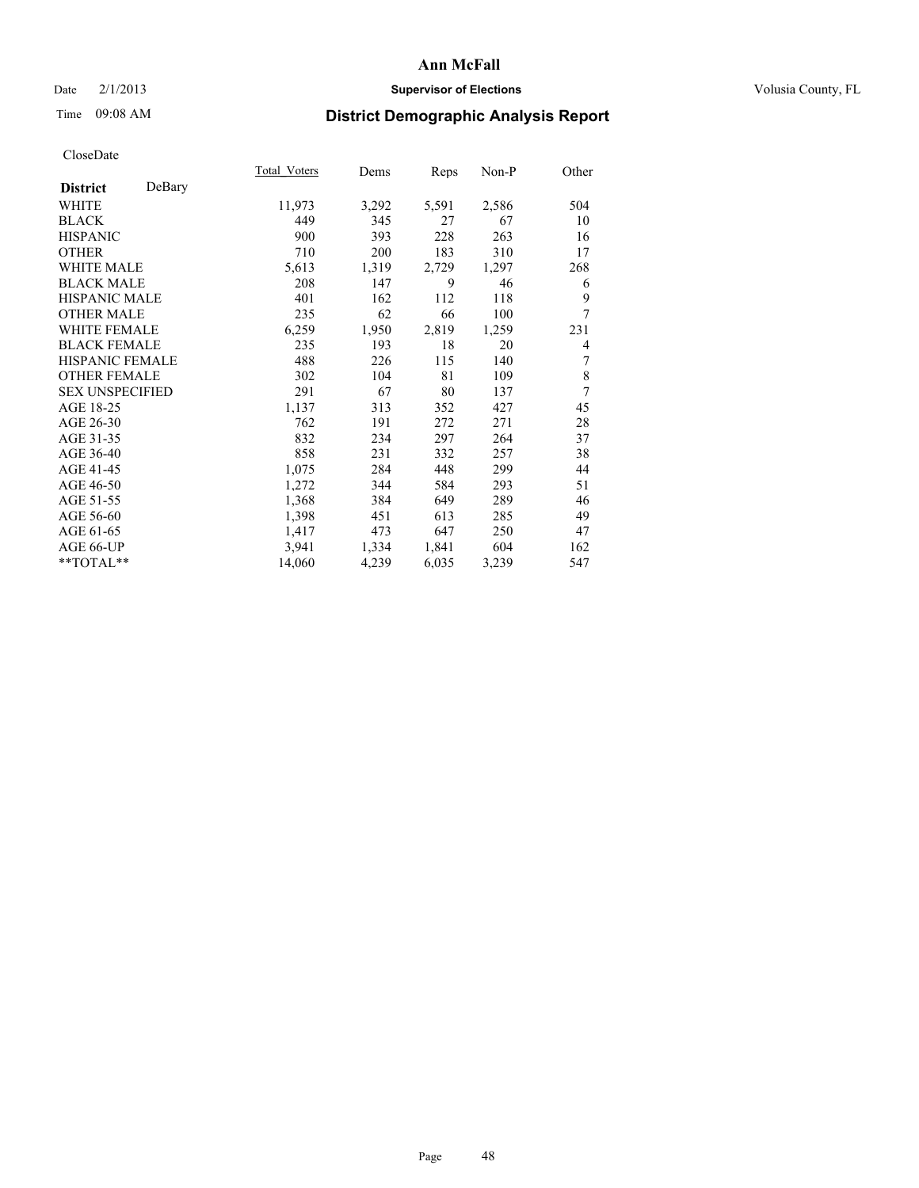# Ann McFall

Date 2/1/2013

**Supervisor of Elections**

Volusia County, FL

Time 09:08 AM

## District Demographic Analysis Report

CloseDate

| **District** DeBary | Total_Voters | Dems | Reps | Non-P | Other |
|---|---|---|---|---|---|
| WHITE | 11,973 | 3,292 | 5,591 | 2,586 | 504 |
| BLACK | 449 | 345 | 27 | 67 | 10 |
| HISPANIC | 900 | 393 | 228 | 263 | 16 |
| OTHER | 710 | 200 | 183 | 310 | 17 |
| WHITE MALE | 5,613 | 1,319 | 2,729 | 1,297 | 268 |
| BLACK MALE | 208 | 147 | 9 | 46 | 6 |
| HISPANIC MALE | 401 | 162 | 112 | 118 | 9 |
| OTHER MALE | 235 | 62 | 66 | 100 | 7 |
| WHITE FEMALE | 6,259 | 1,950 | 2,819 | 1,259 | 231 |
| BLACK FEMALE | 235 | 193 | 18 | 20 | 4 |
| HISPANIC FEMALE | 488 | 226 | 115 | 140 | 7 |
| OTHER FEMALE | 302 | 104 | 81 | 109 | 8 |
| SEX UNSPECIFIED | 291 | 67 | 80 | 137 | 7 |
| AGE 18-25 | 1,137 | 313 | 352 | 427 | 45 |
| AGE 26-30 | 762 | 191 | 272 | 271 | 28 |
| AGE 31-35 | 832 | 234 | 297 | 264 | 37 |
| AGE 36-40 | 858 | 231 | 332 | 257 | 38 |
| AGE 41-45 | 1,075 | 284 | 448 | 299 | 44 |
| AGE 46-50 | 1,272 | 344 | 584 | 293 | 51 |
| AGE 51-55 | 1,368 | 384 | 649 | 289 | 46 |
| AGE 56-60 | 1,398 | 451 | 613 | 285 | 49 |
| AGE 61-65 | 1,417 | 473 | 647 | 250 | 47 |
| AGE 66-UP | 3,941 | 1,334 | 1,841 | 604 | 162 |
| **TOTAL** | 14,060 | 4,239 | 6,035 | 3,239 | 547 |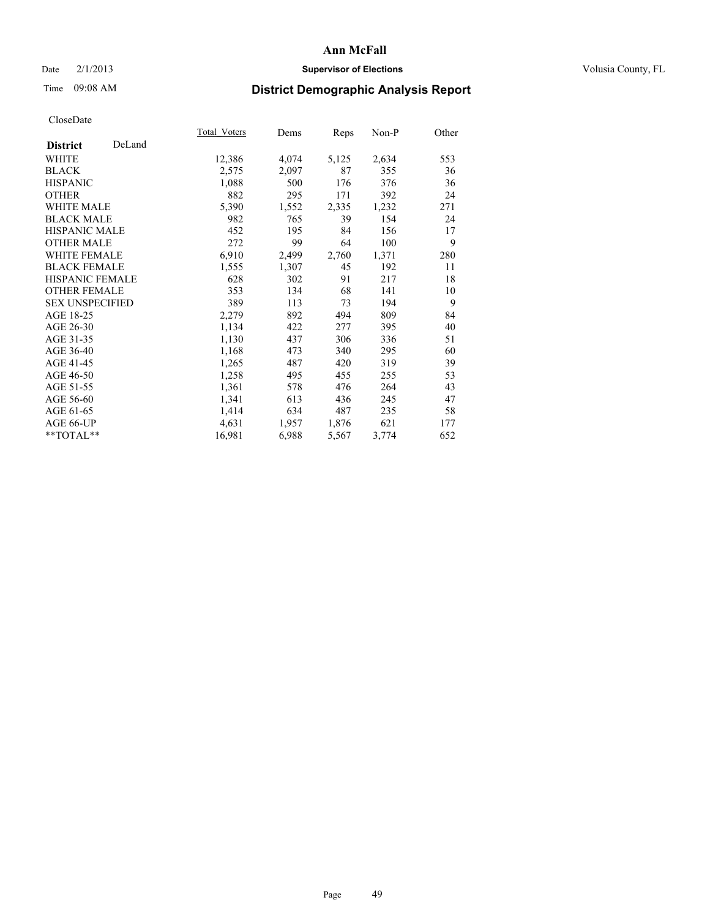# Ann McFall

Date 2/1/2013 **Supervisor of Elections** Volusia County, FL

Time 09:08 AM **District Demographic Analysis Report**

CloseDate

| **District** DeLand | Total_Voters | Dems | Reps | Non-P | Other |
|---|---|---|---|---|---|
| WHITE | 12,386 | 4,074 | 5,125 | 2,634 | 553 |
| BLACK | 2,575 | 2,097 | 87 | 355 | 36 |
| HISPANIC | 1,088 | 500 | 176 | 376 | 36 |
| OTHER | 882 | 295 | 171 | 392 | 24 |
| WHITE MALE | 5,390 | 1,552 | 2,335 | 1,232 | 271 |
| BLACK MALE | 982 | 765 | 39 | 154 | 24 |
| HISPANIC MALE | 452 | 195 | 84 | 156 | 17 |
| OTHER MALE | 272 | 99 | 64 | 100 | 9 |
| WHITE FEMALE | 6,910 | 2,499 | 2,760 | 1,371 | 280 |
| BLACK FEMALE | 1,555 | 1,307 | 45 | 192 | 11 |
| HISPANIC FEMALE | 628 | 302 | 91 | 217 | 18 |
| OTHER FEMALE | 353 | 134 | 68 | 141 | 10 |
| SEX UNSPECIFIED | 389 | 113 | 73 | 194 | 9 |
| AGE 18-25 | 2,279 | 892 | 494 | 809 | 84 |
| AGE 26-30 | 1,134 | 422 | 277 | 395 | 40 |
| AGE 31-35 | 1,130 | 437 | 306 | 336 | 51 |
| AGE 36-40 | 1,168 | 473 | 340 | 295 | 60 |
| AGE 41-45 | 1,265 | 487 | 420 | 319 | 39 |
| AGE 46-50 | 1,258 | 495 | 455 | 255 | 53 |
| AGE 51-55 | 1,361 | 578 | 476 | 264 | 43 |
| AGE 56-60 | 1,341 | 613 | 436 | 245 | 47 |
| AGE 61-65 | 1,414 | 634 | 487 | 235 | 58 |
| AGE 66-UP | 4,631 | 1,957 | 1,876 | 621 | 177 |
| **TOTAL** | 16,981 | 6,988 | 5,567 | 3,774 | 652 |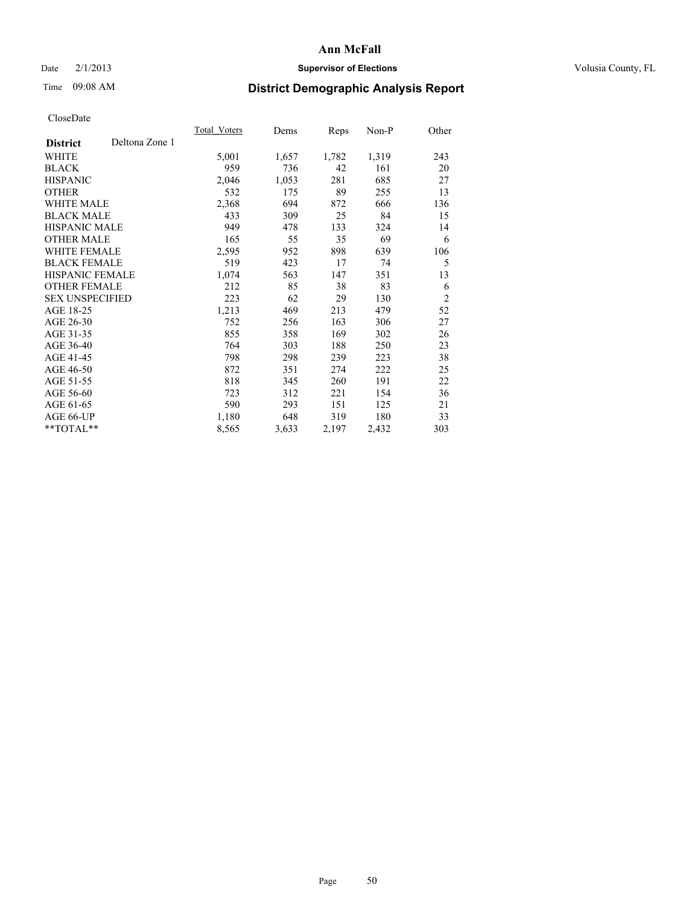# Ann McFall

Date 2/1/2013 **Supervisor of Elections** Volusia County, FL

Time 09:08 AM **District Demographic Analysis Report**

CloseDate

| **District** Deltona Zone 1 | Total_Voters | Dems | Reps | Non-P | Other |
|---|---|---|---|---|---|
| WHITE | 5,001 | 1,657 | 1,782 | 1,319 | 243 |
| BLACK | 959 | 736 | 42 | 161 | 20 |
| HISPANIC | 2,046 | 1,053 | 281 | 685 | 27 |
| OTHER | 532 | 175 | 89 | 255 | 13 |
| WHITE MALE | 2,368 | 694 | 872 | 666 | 136 |
| BLACK MALE | 433 | 309 | 25 | 84 | 15 |
| HISPANIC MALE | 949 | 478 | 133 | 324 | 14 |
| OTHER MALE | 165 | 55 | 35 | 69 | 6 |
| WHITE FEMALE | 2,595 | 952 | 898 | 639 | 106 |
| BLACK FEMALE | 519 | 423 | 17 | 74 | 5 |
| HISPANIC FEMALE | 1,074 | 563 | 147 | 351 | 13 |
| OTHER FEMALE | 212 | 85 | 38 | 83 | 6 |
| SEX UNSPECIFIED | 223 | 62 | 29 | 130 | 2 |
| AGE 18-25 | 1,213 | 469 | 213 | 479 | 52 |
| AGE 26-30 | 752 | 256 | 163 | 306 | 27 |
| AGE 31-35 | 855 | 358 | 169 | 302 | 26 |
| AGE 36-40 | 764 | 303 | 188 | 250 | 23 |
| AGE 41-45 | 798 | 298 | 239 | 223 | 38 |
| AGE 46-50 | 872 | 351 | 274 | 222 | 25 |
| AGE 51-55 | 818 | 345 | 260 | 191 | 22 |
| AGE 56-60 | 723 | 312 | 221 | 154 | 36 |
| AGE 61-65 | 590 | 293 | 151 | 125 | 21 |
| AGE 66-UP | 1,180 | 648 | 319 | 180 | 33 |
| **TOTAL** | 8,565 | 3,633 | 2,197 | 2,432 | 303 |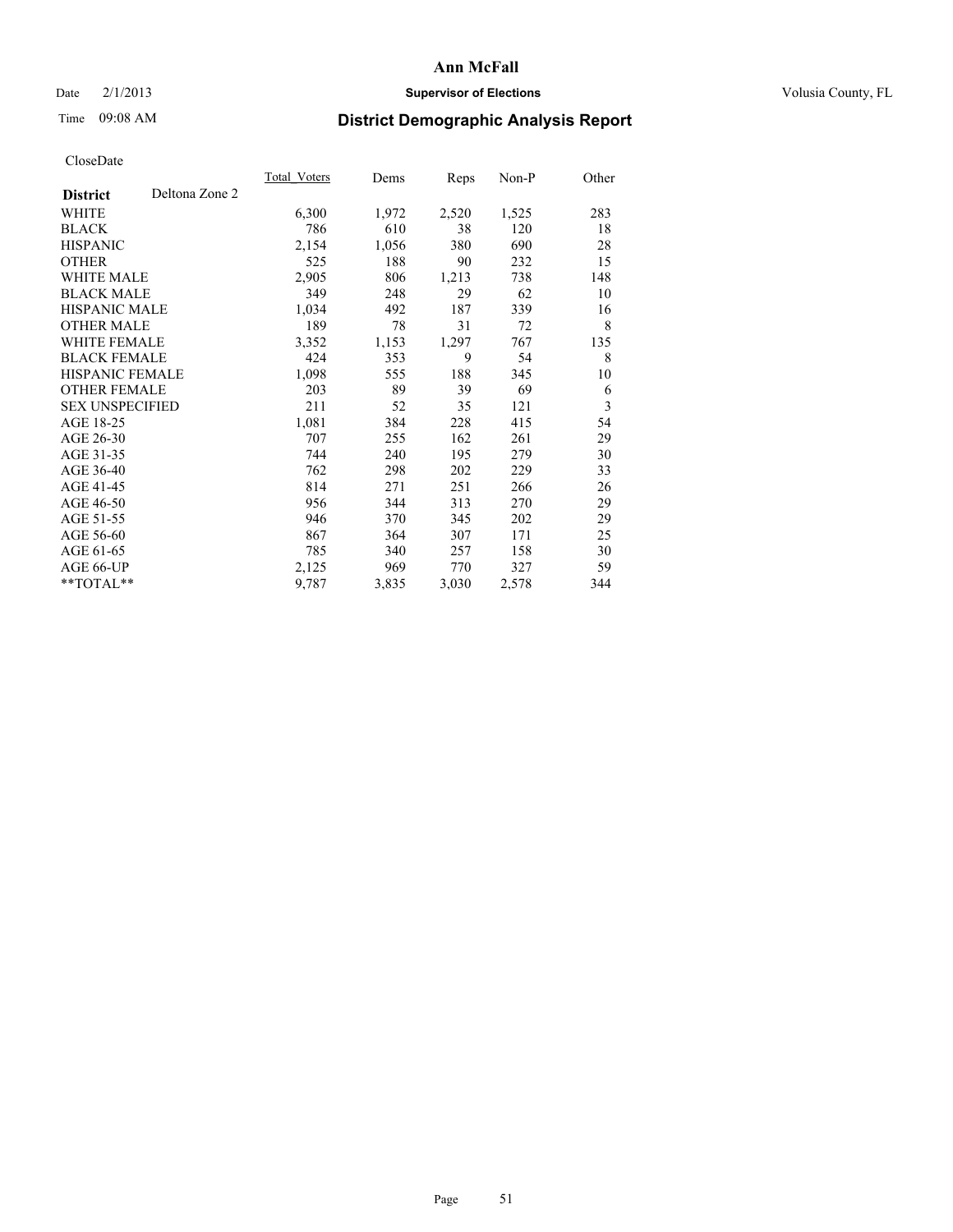# Ann McFall

Date 2/1/2013 **Supervisor of Elections** Volusia County, FL

Time 09:08 AM

## District Demographic Analysis Report

CloseDate

| **District** Deltona Zone 2 | Total Voters | Dems | Reps | Non-P | Other |
|---|---|---|---|---|---|
| WHITE | 6,300 | 1,972 | 2,520 | 1,525 | 283 |
| BLACK | 786 | 610 | 38 | 120 | 18 |
| HISPANIC | 2,154 | 1,056 | 380 | 690 | 28 |
| OTHER | 525 | 188 | 90 | 232 | 15 |
| WHITE MALE | 2,905 | 806 | 1,213 | 738 | 148 |
| BLACK MALE | 349 | 248 | 29 | 62 | 10 |
| HISPANIC MALE | 1,034 | 492 | 187 | 339 | 16 |
| OTHER MALE | 189 | 78 | 31 | 72 | 8 |
| WHITE FEMALE | 3,352 | 1,153 | 1,297 | 767 | 135 |
| BLACK FEMALE | 424 | 353 | 9 | 54 | 8 |
| HISPANIC FEMALE | 1,098 | 555 | 188 | 345 | 10 |
| OTHER FEMALE | 203 | 89 | 39 | 69 | 6 |
| SEX UNSPECIFIED | 211 | 52 | 35 | 121 | 3 |
| AGE 18-25 | 1,081 | 384 | 228 | 415 | 54 |
| AGE 26-30 | 707 | 255 | 162 | 261 | 29 |
| AGE 31-35 | 744 | 240 | 195 | 279 | 30 |
| AGE 36-40 | 762 | 298 | 202 | 229 | 33 |
| AGE 41-45 | 814 | 271 | 251 | 266 | 26 |
| AGE 46-50 | 956 | 344 | 313 | 270 | 29 |
| AGE 51-55 | 946 | 370 | 345 | 202 | 29 |
| AGE 56-60 | 867 | 364 | 307 | 171 | 25 |
| AGE 61-65 | 785 | 340 | 257 | 158 | 30 |
| AGE 66-UP | 2,125 | 969 | 770 | 327 | 59 |
| **TOTAL** | 9,787 | 3,835 | 3,030 | 2,578 | 344 |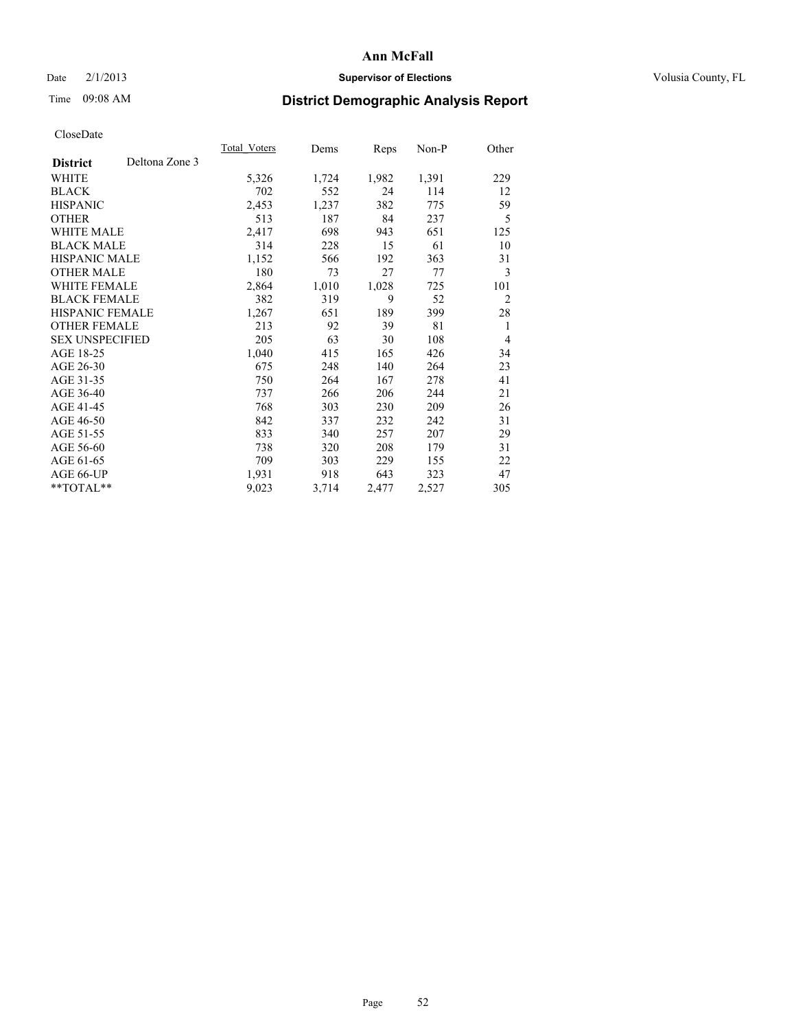CloseDate

| District | Deltona Zone 3 | Total_Voters | Dems | Reps | Non-P | Other |
|---|---|---|---|---|---|---|
| WHITE | | 5,326 | 1,724 | 1,982 | 1,391 | 229 |
| BLACK | | 702 | 552 | 24 | 114 | 12 |
| HISPANIC | | 2,453 | 1,237 | 382 | 775 | 59 |
| OTHER | | 513 | 187 | 84 | 237 | 5 |
| WHITE MALE | | 2,417 | 698 | 943 | 651 | 125 |
| BLACK MALE | | 314 | 228 | 15 | 61 | 10 |
| HISPANIC MALE | | 1,152 | 566 | 192 | 363 | 31 |
| OTHER MALE | | 180 | 73 | 27 | 77 | 3 |
| WHITE FEMALE | | 2,864 | 1,010 | 1,028 | 725 | 101 |
| BLACK FEMALE | | 382 | 319 | 9 | 52 | 2 |
| HISPANIC FEMALE | | 1,267 | 651 | 189 | 399 | 28 |
| OTHER FEMALE | | 213 | 92 | 39 | 81 | 1 |
| SEX UNSPECIFIED | | 205 | 63 | 30 | 108 | 4 |
| AGE 18-25 | | 1,040 | 415 | 165 | 426 | 34 |
| AGE 26-30 | | 675 | 248 | 140 | 264 | 23 |
| AGE 31-35 | | 750 | 264 | 167 | 278 | 41 |
| AGE 36-40 | | 737 | 266 | 206 | 244 | 21 |
| AGE 41-45 | | 768 | 303 | 230 | 209 | 26 |
| AGE 46-50 | | 842 | 337 | 232 | 242 | 31 |
| AGE 51-55 | | 833 | 340 | 257 | 207 | 29 |
| AGE 56-60 | | 738 | 320 | 208 | 179 | 31 |
| AGE 61-65 | | 709 | 303 | 229 | 155 | 22 |
| AGE 66-UP | | 1,931 | 918 | 643 | 323 | 47 |
| **TOTAL** | | 9,023 | 3,714 | 2,477 | 2,527 | 305 |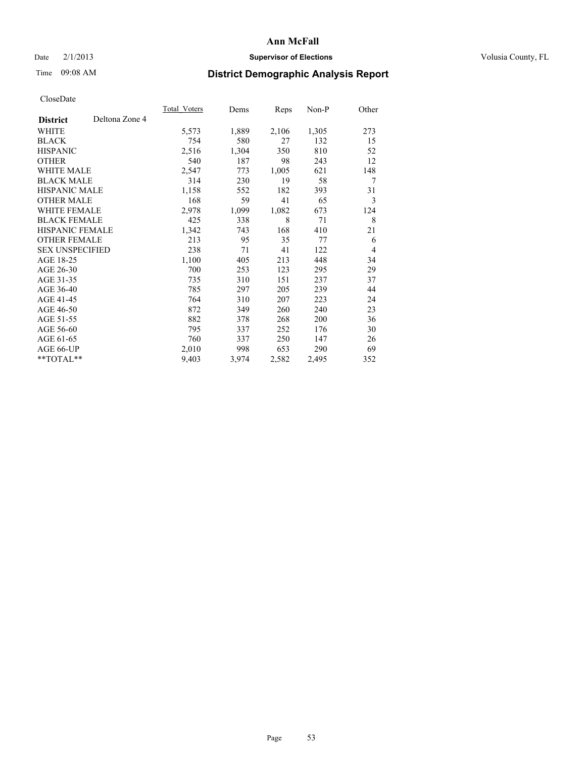# Ann McFall

Date 2/1/2013 **Supervisor of Elections** Volusia County, FL

Time 09:08 AM **District Demographic Analysis Report**

CloseDate

| **District** Deltona Zone 4 | Total_Voters | Dems | Reps | Non-P | Other |
|---|---|---|---|---|---|
| WHITE | 5,573 | 1,889 | 2,106 | 1,305 | 273 |
| BLACK | 754 | 580 | 27 | 132 | 15 |
| HISPANIC | 2,516 | 1,304 | 350 | 810 | 52 |
| OTHER | 540 | 187 | 98 | 243 | 12 |
| WHITE MALE | 2,547 | 773 | 1,005 | 621 | 148 |
| BLACK MALE | 314 | 230 | 19 | 58 | 7 |
| HISPANIC MALE | 1,158 | 552 | 182 | 393 | 31 |
| OTHER MALE | 168 | 59 | 41 | 65 | 3 |
| WHITE FEMALE | 2,978 | 1,099 | 1,082 | 673 | 124 |
| BLACK FEMALE | 425 | 338 | 8 | 71 | 8 |
| HISPANIC FEMALE | 1,342 | 743 | 168 | 410 | 21 |
| OTHER FEMALE | 213 | 95 | 35 | 77 | 6 |
| SEX UNSPECIFIED | 238 | 71 | 41 | 122 | 4 |
| AGE 18-25 | 1,100 | 405 | 213 | 448 | 34 |
| AGE 26-30 | 700 | 253 | 123 | 295 | 29 |
| AGE 31-35 | 735 | 310 | 151 | 237 | 37 |
| AGE 36-40 | 785 | 297 | 205 | 239 | 44 |
| AGE 41-45 | 764 | 310 | 207 | 223 | 24 |
| AGE 46-50 | 872 | 349 | 260 | 240 | 23 |
| AGE 51-55 | 882 | 378 | 268 | 200 | 36 |
| AGE 56-60 | 795 | 337 | 252 | 176 | 30 |
| AGE 61-65 | 760 | 337 | 250 | 147 | 26 |
| AGE 66-UP | 2,010 | 998 | 653 | 290 | 69 |
| **TOTAL** | 9,403 | 3,974 | 2,582 | 2,495 | 352 |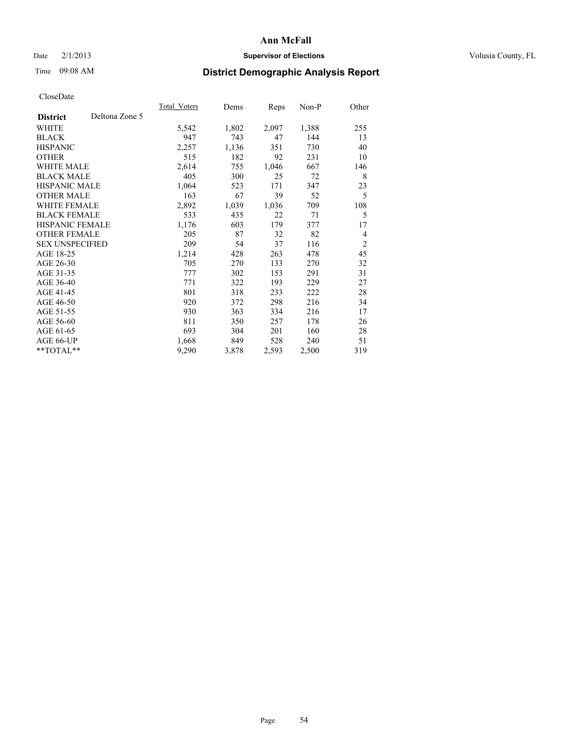# Ann McFall

Date 2/1/2013 **Supervisor of Elections** Volusia County, FL

Time 09:08 AM **District Demographic Analysis Report**

CloseDate

| **District** Deltona Zone 5 | Total_Voters | Dems | Reps | Non-P | Other |
|---|---|---|---|---|---|
| WHITE | 5,542 | 1,802 | 2,097 | 1,388 | 255 |
| BLACK | 947 | 743 | 47 | 144 | 13 |
| HISPANIC | 2,257 | 1,136 | 351 | 730 | 40 |
| OTHER | 515 | 182 | 92 | 231 | 10 |
| WHITE MALE | 2,614 | 755 | 1,046 | 667 | 146 |
| BLACK MALE | 405 | 300 | 25 | 72 | 8 |
| HISPANIC MALE | 1,064 | 523 | 171 | 347 | 23 |
| OTHER MALE | 163 | 67 | 39 | 52 | 5 |
| WHITE FEMALE | 2,892 | 1,039 | 1,036 | 709 | 108 |
| BLACK FEMALE | 533 | 435 | 22 | 71 | 5 |
| HISPANIC FEMALE | 1,176 | 603 | 179 | 377 | 17 |
| OTHER FEMALE | 205 | 87 | 32 | 82 | 4 |
| SEX UNSPECIFIED | 209 | 54 | 37 | 116 | 2 |
| AGE 18-25 | 1,214 | 428 | 263 | 478 | 45 |
| AGE 26-30 | 705 | 270 | 133 | 270 | 32 |
| AGE 31-35 | 777 | 302 | 153 | 291 | 31 |
| AGE 36-40 | 771 | 322 | 193 | 229 | 27 |
| AGE 41-45 | 801 | 318 | 233 | 222 | 28 |
| AGE 46-50 | 920 | 372 | 298 | 216 | 34 |
| AGE 51-55 | 930 | 363 | 334 | 216 | 17 |
| AGE 56-60 | 811 | 350 | 257 | 178 | 26 |
| AGE 61-65 | 693 | 304 | 201 | 160 | 28 |
| AGE 66-UP | 1,668 | 849 | 528 | 240 | 51 |
| **TOTAL** | 9,290 | 3,878 | 2,593 | 2,500 | 319 |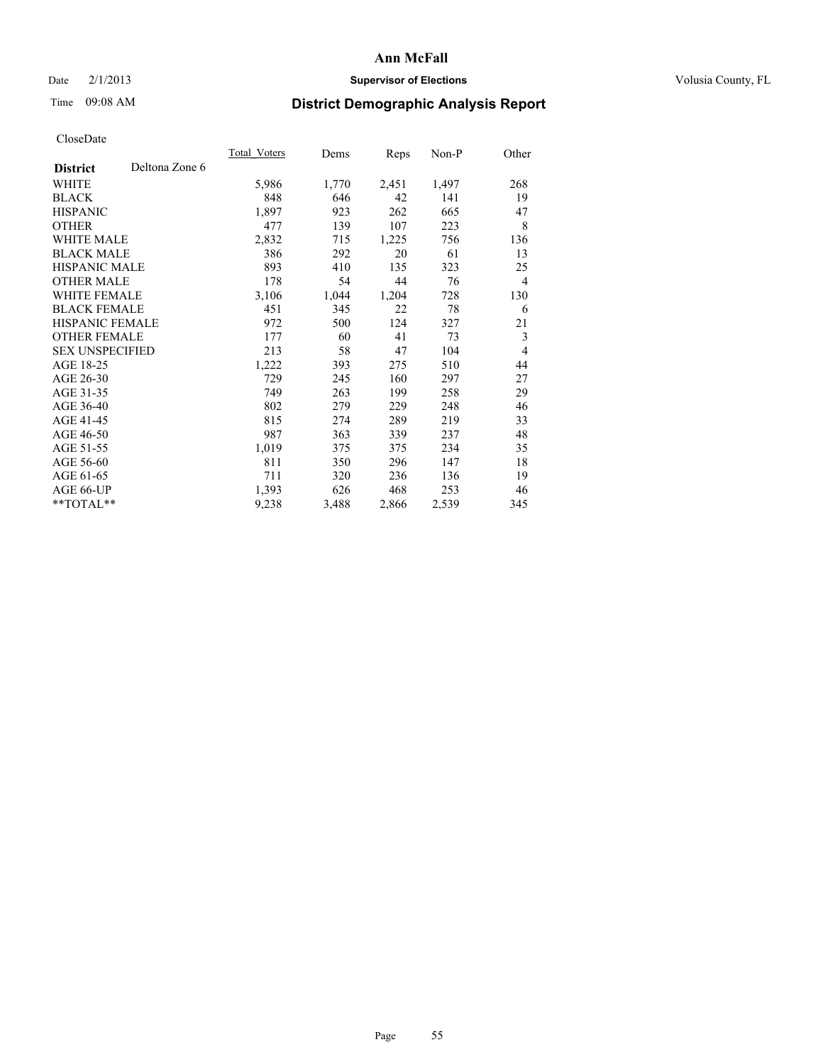**Ann McFall**

Date 2/1/2013 **Supervisor of Elections** Volusia County, FL

Time 09:08 AM

## District Demographic Analysis Report

CloseDate

| **District** Deltona Zone 6 | Total_Voters | Dems | Reps | Non-P | Other |
|---|---|---|---|---|---|
| WHITE | 5,986 | 1,770 | 2,451 | 1,497 | 268 |
| BLACK | 848 | 646 | 42 | 141 | 19 |
| HISPANIC | 1,897 | 923 | 262 | 665 | 47 |
| OTHER | 477 | 139 | 107 | 223 | 8 |
| WHITE MALE | 2,832 | 715 | 1,225 | 756 | 136 |
| BLACK MALE | 386 | 292 | 20 | 61 | 13 |
| HISPANIC MALE | 893 | 410 | 135 | 323 | 25 |
| OTHER MALE | 178 | 54 | 44 | 76 | 4 |
| WHITE FEMALE | 3,106 | 1,044 | 1,204 | 728 | 130 |
| BLACK FEMALE | 451 | 345 | 22 | 78 | 6 |
| HISPANIC FEMALE | 972 | 500 | 124 | 327 | 21 |
| OTHER FEMALE | 177 | 60 | 41 | 73 | 3 |
| SEX UNSPECIFIED | 213 | 58 | 47 | 104 | 4 |
| AGE 18-25 | 1,222 | 393 | 275 | 510 | 44 |
| AGE 26-30 | 729 | 245 | 160 | 297 | 27 |
| AGE 31-35 | 749 | 263 | 199 | 258 | 29 |
| AGE 36-40 | 802 | 279 | 229 | 248 | 46 |
| AGE 41-45 | 815 | 274 | 289 | 219 | 33 |
| AGE 46-50 | 987 | 363 | 339 | 237 | 48 |
| AGE 51-55 | 1,019 | 375 | 375 | 234 | 35 |
| AGE 56-60 | 811 | 350 | 296 | 147 | 18 |
| AGE 61-65 | 711 | 320 | 236 | 136 | 19 |
| AGE 66-UP | 1,393 | 626 | 468 | 253 | 46 |
| **TOTAL** | 9,238 | 3,488 | 2,866 | 2,539 | 345 |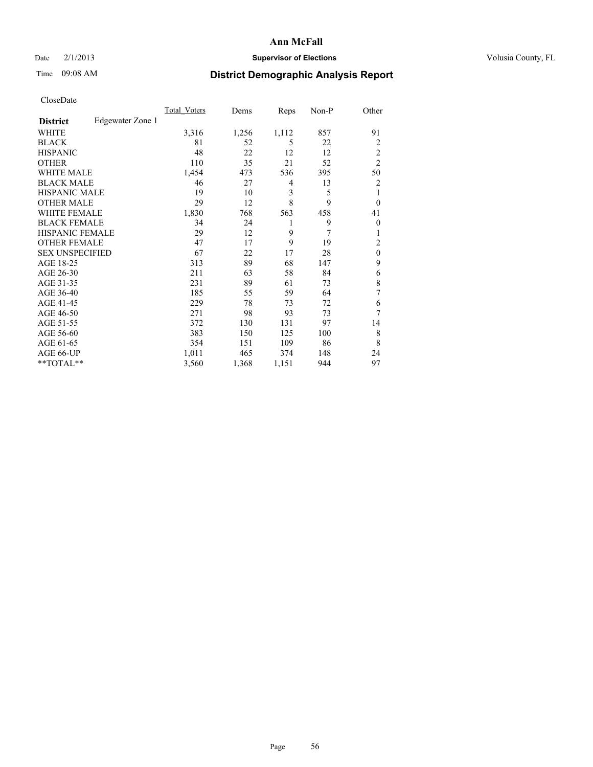CloseDate

| District | Edgewater Zone 1 | Total_Voters | Dems | Reps | Non-P | Other |
|---|---|---|---|---|---|---|
| WHITE | | 3,316 | 1,256 | 1,112 | 857 | 91 |
| BLACK | | 81 | 52 | 5 | 22 | 2 |
| HISPANIC | | 48 | 22 | 12 | 12 | 2 |
| OTHER | | 110 | 35 | 21 | 52 | 2 |
| WHITE MALE | | 1,454 | 473 | 536 | 395 | 50 |
| BLACK MALE | | 46 | 27 | 4 | 13 | 2 |
| HISPANIC MALE | | 19 | 10 | 3 | 5 | 1 |
| OTHER MALE | | 29 | 12 | 8 | 9 | 0 |
| WHITE FEMALE | | 1,830 | 768 | 563 | 458 | 41 |
| BLACK FEMALE | | 34 | 24 | 1 | 9 | 0 |
| HISPANIC FEMALE | | 29 | 12 | 9 | 7 | 1 |
| OTHER FEMALE | | 47 | 17 | 9 | 19 | 2 |
| SEX UNSPECIFIED | | 67 | 22 | 17 | 28 | 0 |
| AGE 18-25 | | 313 | 89 | 68 | 147 | 9 |
| AGE 26-30 | | 211 | 63 | 58 | 84 | 6 |
| AGE 31-35 | | 231 | 89 | 61 | 73 | 8 |
| AGE 36-40 | | 185 | 55 | 59 | 64 | 7 |
| AGE 41-45 | | 229 | 78 | 73 | 72 | 6 |
| AGE 46-50 | | 271 | 98 | 93 | 73 | 7 |
| AGE 51-55 | | 372 | 130 | 131 | 97 | 14 |
| AGE 56-60 | | 383 | 150 | 125 | 100 | 8 |
| AGE 61-65 | | 354 | 151 | 109 | 86 | 8 |
| AGE 66-UP | | 1,011 | 465 | 374 | 148 | 24 |
| **TOTAL** | | 3,560 | 1,368 | 1,151 | 944 | 97 |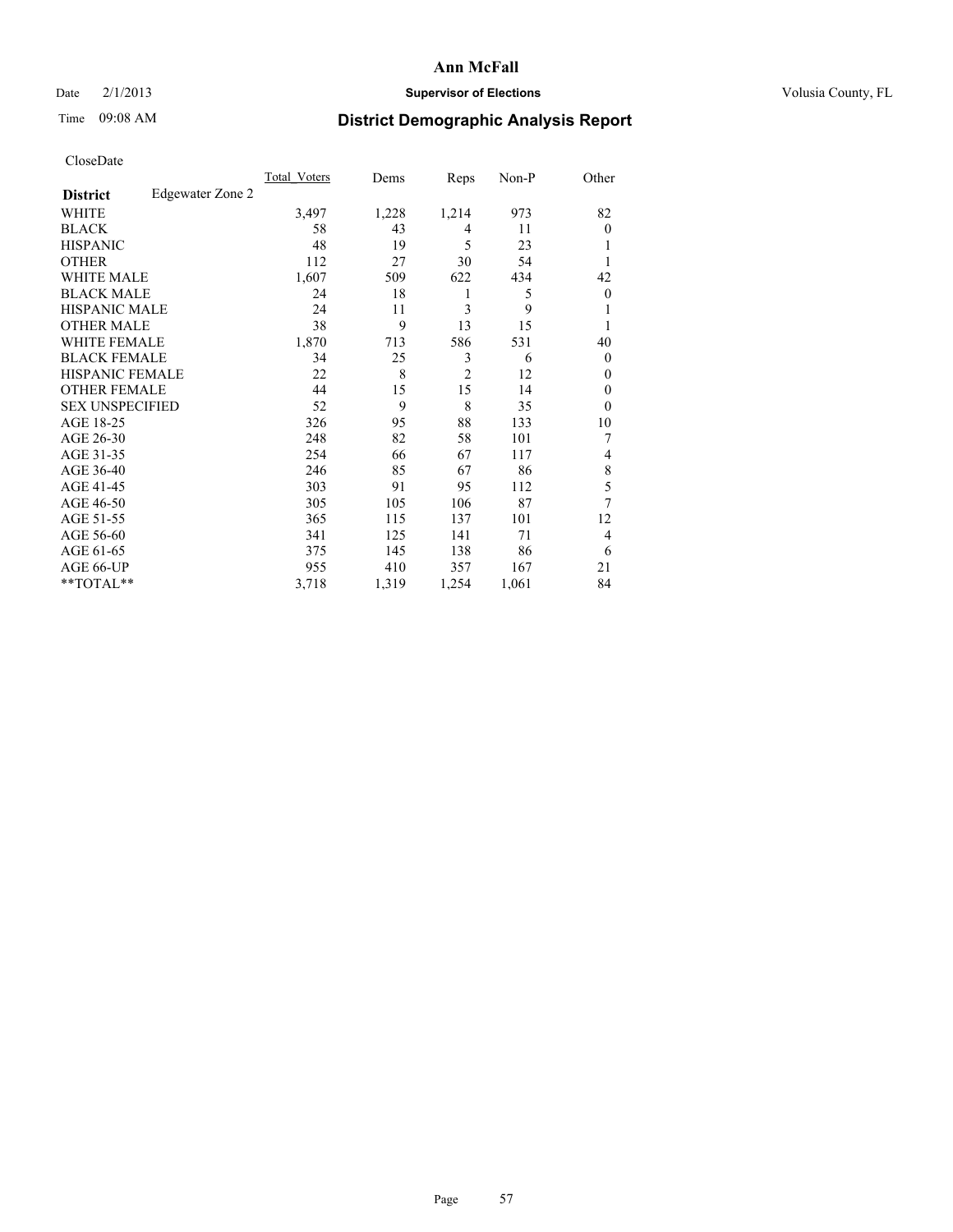# Ann McFall

Date 2/1/2013 **Supervisor of Elections** Volusia County, FL

Time 09:08 AM **District Demographic Analysis Report**

CloseDate

| **District** | Edgewater Zone 2 | Total_Voters | Dems | Reps | Non-P | Other |
|---|---|---|---|---|---|---|
| WHITE | | 3,497 | 1,228 | 1,214 | 973 | 82 |
| BLACK | | 58 | 43 | 4 | 11 | 0 |
| HISPANIC | | 48 | 19 | 5 | 23 | 1 |
| OTHER | | 112 | 27 | 30 | 54 | 1 |
| WHITE MALE | | 1,607 | 509 | 622 | 434 | 42 |
| BLACK MALE | | 24 | 18 | 1 | 5 | 0 |
| HISPANIC MALE | | 24 | 11 | 3 | 9 | 1 |
| OTHER MALE | | 38 | 9 | 13 | 15 | 1 |
| WHITE FEMALE | | 1,870 | 713 | 586 | 531 | 40 |
| BLACK FEMALE | | 34 | 25 | 3 | 6 | 0 |
| HISPANIC FEMALE | | 22 | 8 | 2 | 12 | 0 |
| OTHER FEMALE | | 44 | 15 | 15 | 14 | 0 |
| SEX UNSPECIFIED | | 52 | 9 | 8 | 35 | 0 |
| AGE 18-25 | | 326 | 95 | 88 | 133 | 10 |
| AGE 26-30 | | 248 | 82 | 58 | 101 | 7 |
| AGE 31-35 | | 254 | 66 | 67 | 117 | 4 |
| AGE 36-40 | | 246 | 85 | 67 | 86 | 8 |
| AGE 41-45 | | 303 | 91 | 95 | 112 | 5 |
| AGE 46-50 | | 305 | 105 | 106 | 87 | 7 |
| AGE 51-55 | | 365 | 115 | 137 | 101 | 12 |
| AGE 56-60 | | 341 | 125 | 141 | 71 | 4 |
| AGE 61-65 | | 375 | 145 | 138 | 86 | 6 |
| AGE 66-UP | | 955 | 410 | 357 | 167 | 21 |
| **TOTAL** | | 3,718 | 1,319 | 1,254 | 1,061 | 84 |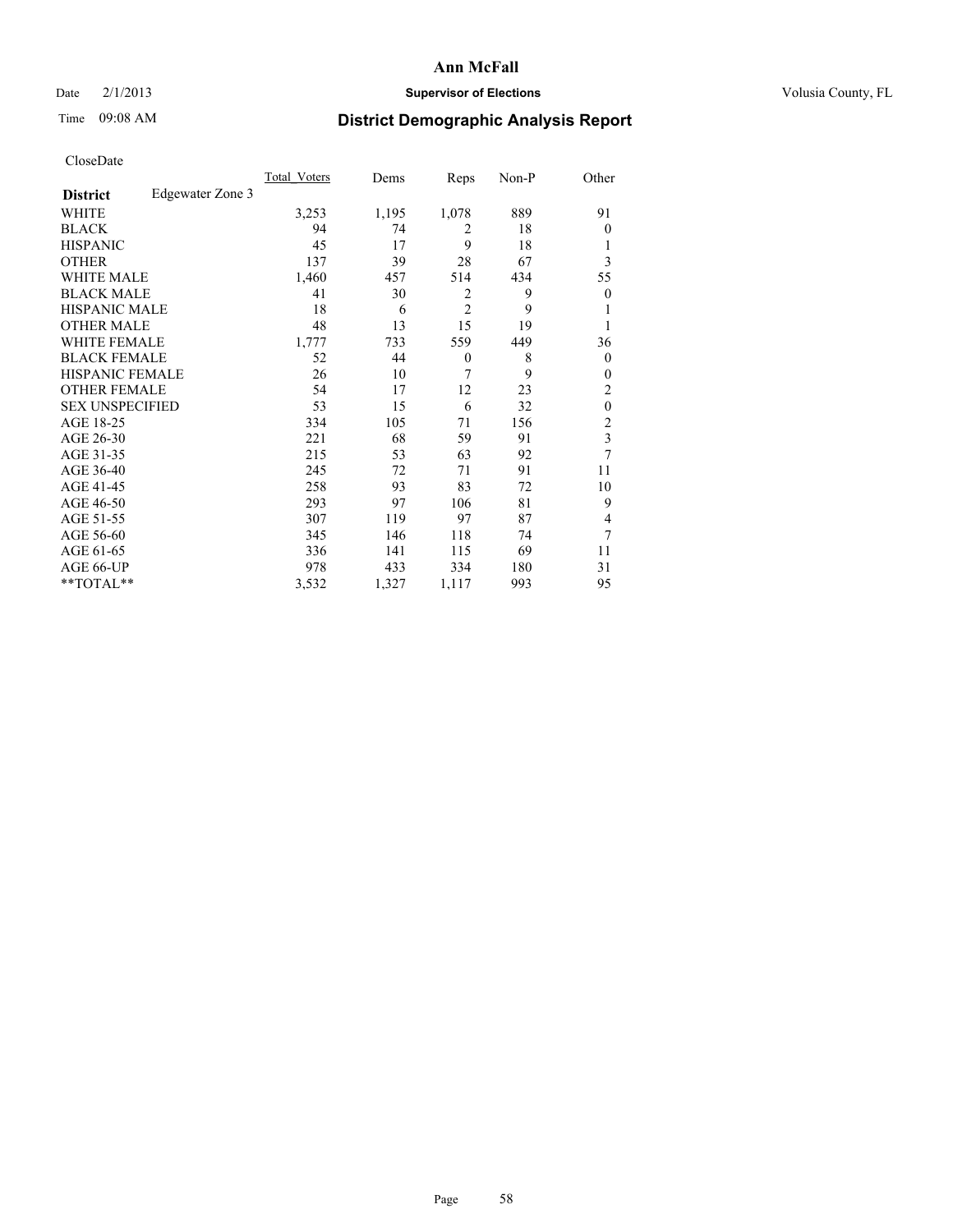# Ann McFall

Date 2/1/2013 **Supervisor of Elections** Volusia County, FL

Time 09:08 AM **District Demographic Analysis Report**

CloseDate

| **District** Edgewater Zone 3 | Total_Voters | Dems | Reps | Non-P | Other |
|---|---|---|---|---|---|
| WHITE | 3,253 | 1,195 | 1,078 | 889 | 91 |
| BLACK | 94 | 74 | 2 | 18 | 0 |
| HISPANIC | 45 | 17 | 9 | 18 | 1 |
| OTHER | 137 | 39 | 28 | 67 | 3 |
| WHITE MALE | 1,460 | 457 | 514 | 434 | 55 |
| BLACK MALE | 41 | 30 | 2 | 9 | 0 |
| HISPANIC MALE | 18 | 6 | 2 | 9 | 1 |
| OTHER MALE | 48 | 13 | 15 | 19 | 1 |
| WHITE FEMALE | 1,777 | 733 | 559 | 449 | 36 |
| BLACK FEMALE | 52 | 44 | 0 | 8 | 0 |
| HISPANIC FEMALE | 26 | 10 | 7 | 9 | 0 |
| OTHER FEMALE | 54 | 17 | 12 | 23 | 2 |
| SEX UNSPECIFIED | 53 | 15 | 6 | 32 | 0 |
| AGE 18-25 | 334 | 105 | 71 | 156 | 2 |
| AGE 26-30 | 221 | 68 | 59 | 91 | 3 |
| AGE 31-35 | 215 | 53 | 63 | 92 | 7 |
| AGE 36-40 | 245 | 72 | 71 | 91 | 11 |
| AGE 41-45 | 258 | 93 | 83 | 72 | 10 |
| AGE 46-50 | 293 | 97 | 106 | 81 | 9 |
| AGE 51-55 | 307 | 119 | 97 | 87 | 4 |
| AGE 56-60 | 345 | 146 | 118 | 74 | 7 |
| AGE 61-65 | 336 | 141 | 115 | 69 | 11 |
| AGE 66-UP | 978 | 433 | 334 | 180 | 31 |
| **TOTAL** | 3,532 | 1,327 | 1,117 | 993 | 95 |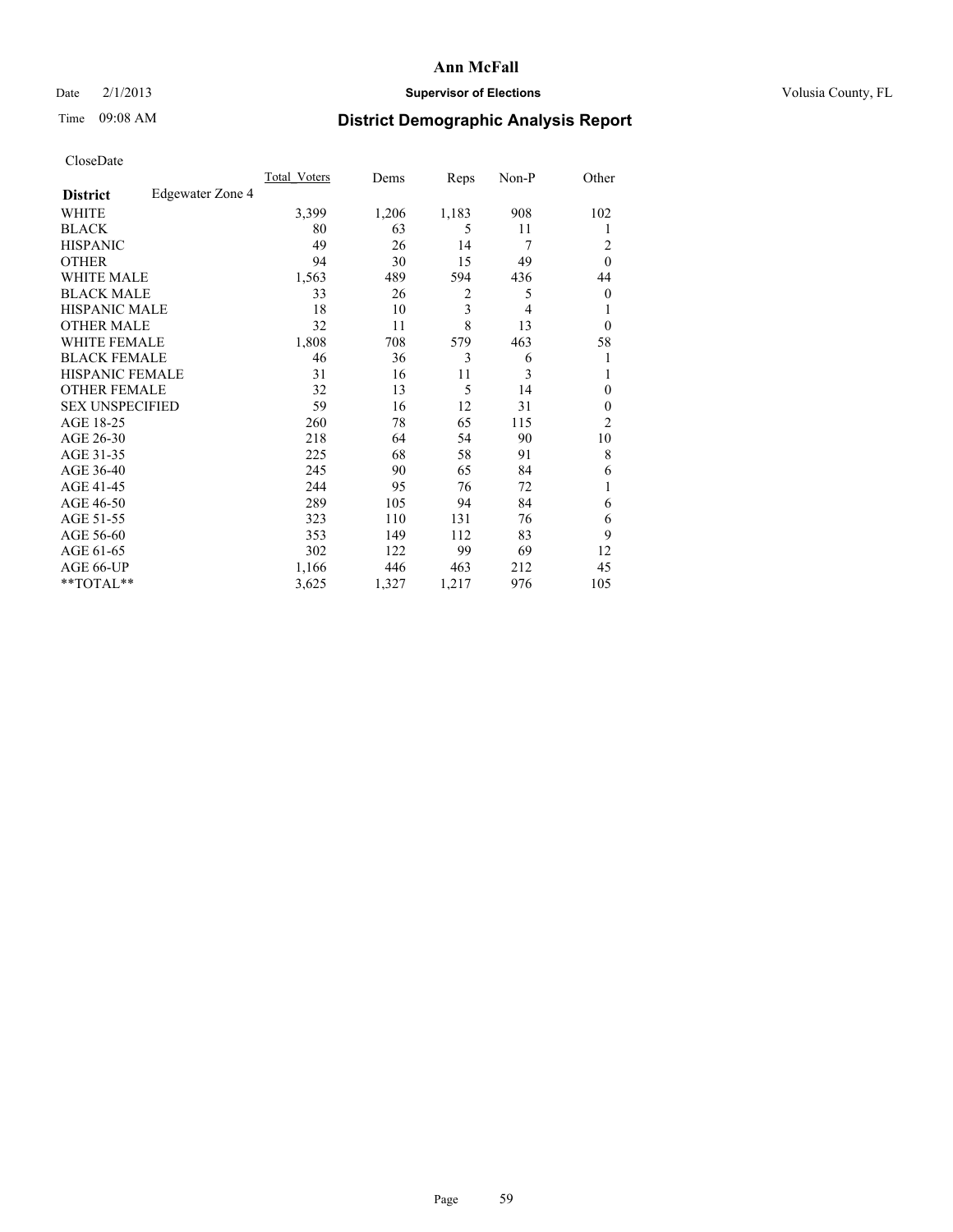# Ann McFall

Date 2/1/2013 **Supervisor of Elections** Volusia County, FL

Time 09:08 AM **District Demographic Analysis Report**

CloseDate

| **District** Edgewater Zone 4 | Total_Voters | Dems | Reps | Non-P | Other |
|---|---|---|---|---|---|
| WHITE | 3,399 | 1,206 | 1,183 | 908 | 102 |
| BLACK | 80 | 63 | 5 | 11 | 1 |
| HISPANIC | 49 | 26 | 14 | 7 | 2 |
| OTHER | 94 | 30 | 15 | 49 | 0 |
| WHITE MALE | 1,563 | 489 | 594 | 436 | 44 |
| BLACK MALE | 33 | 26 | 2 | 5 | 0 |
| HISPANIC MALE | 18 | 10 | 3 | 4 | 1 |
| OTHER MALE | 32 | 11 | 8 | 13 | 0 |
| WHITE FEMALE | 1,808 | 708 | 579 | 463 | 58 |
| BLACK FEMALE | 46 | 36 | 3 | 6 | 1 |
| HISPANIC FEMALE | 31 | 16 | 11 | 3 | 1 |
| OTHER FEMALE | 32 | 13 | 5 | 14 | 0 |
| SEX UNSPECIFIED | 59 | 16 | 12 | 31 | 0 |
| AGE 18-25 | 260 | 78 | 65 | 115 | 2 |
| AGE 26-30 | 218 | 64 | 54 | 90 | 10 |
| AGE 31-35 | 225 | 68 | 58 | 91 | 8 |
| AGE 36-40 | 245 | 90 | 65 | 84 | 6 |
| AGE 41-45 | 244 | 95 | 76 | 72 | 1 |
| AGE 46-50 | 289 | 105 | 94 | 84 | 6 |
| AGE 51-55 | 323 | 110 | 131 | 76 | 6 |
| AGE 56-60 | 353 | 149 | 112 | 83 | 9 |
| AGE 61-65 | 302 | 122 | 99 | 69 | 12 |
| AGE 66-UP | 1,166 | 446 | 463 | 212 | 45 |
| **TOTAL** | 3,625 | 1,327 | 1,217 | 976 | 105 |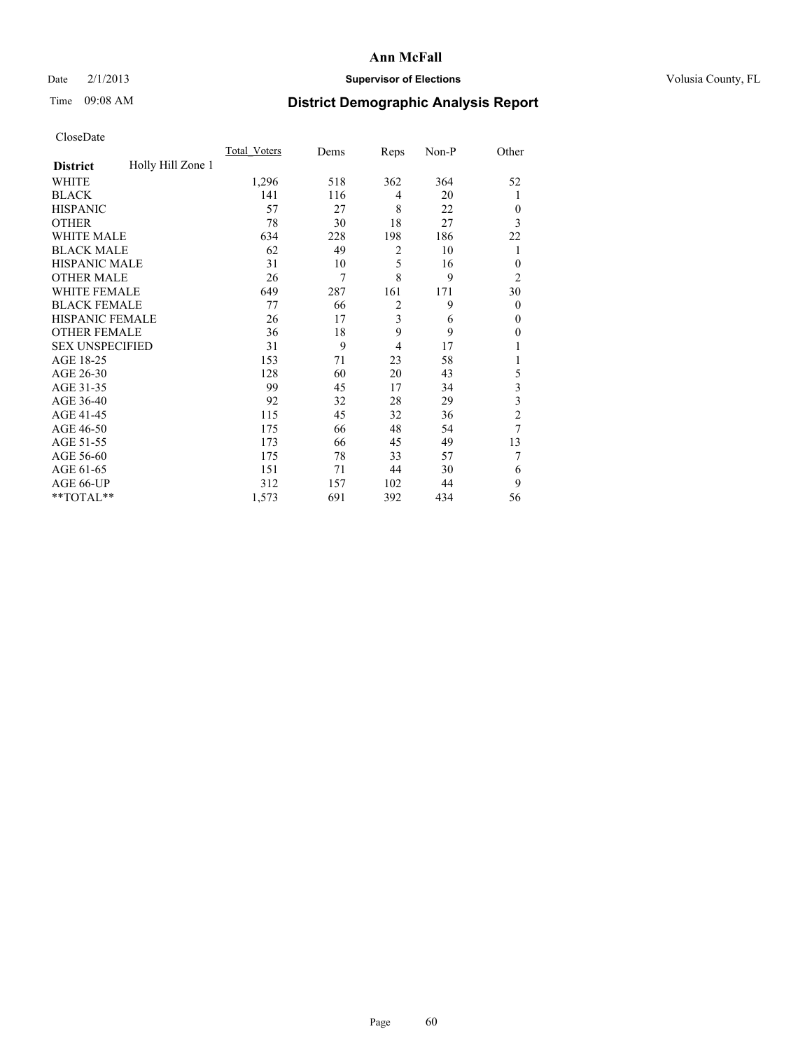# Ann McFall

Date 2/1/2013 **Supervisor of Elections** Volusia County, FL

Time 09:08 AM **District Demographic Analysis Report**

CloseDate

| **District** Holly Hill Zone 1 | Total_Voters | Dems | Reps | Non-P | Other |
|---|---|---|---|---|---|
| WHITE | 1,296 | 518 | 362 | 364 | 52 |
| BLACK | 141 | 116 | 4 | 20 | 1 |
| HISPANIC | 57 | 27 | 8 | 22 | 0 |
| OTHER | 78 | 30 | 18 | 27 | 3 |
| WHITE MALE | 634 | 228 | 198 | 186 | 22 |
| BLACK MALE | 62 | 49 | 2 | 10 | 1 |
| HISPANIC MALE | 31 | 10 | 5 | 16 | 0 |
| OTHER MALE | 26 | 7 | 8 | 9 | 2 |
| WHITE FEMALE | 649 | 287 | 161 | 171 | 30 |
| BLACK FEMALE | 77 | 66 | 2 | 9 | 0 |
| HISPANIC FEMALE | 26 | 17 | 3 | 6 | 0 |
| OTHER FEMALE | 36 | 18 | 9 | 9 | 0 |
| SEX UNSPECIFIED | 31 | 9 | 4 | 17 | 1 |
| AGE 18-25 | 153 | 71 | 23 | 58 | 1 |
| AGE 26-30 | 128 | 60 | 20 | 43 | 5 |
| AGE 31-35 | 99 | 45 | 17 | 34 | 3 |
| AGE 36-40 | 92 | 32 | 28 | 29 | 3 |
| AGE 41-45 | 115 | 45 | 32 | 36 | 2 |
| AGE 46-50 | 175 | 66 | 48 | 54 | 7 |
| AGE 51-55 | 173 | 66 | 45 | 49 | 13 |
| AGE 56-60 | 175 | 78 | 33 | 57 | 7 |
| AGE 61-65 | 151 | 71 | 44 | 30 | 6 |
| AGE 66-UP | 312 | 157 | 102 | 44 | 9 |
| **TOTAL** | 1,573 | 691 | 392 | 434 | 56 |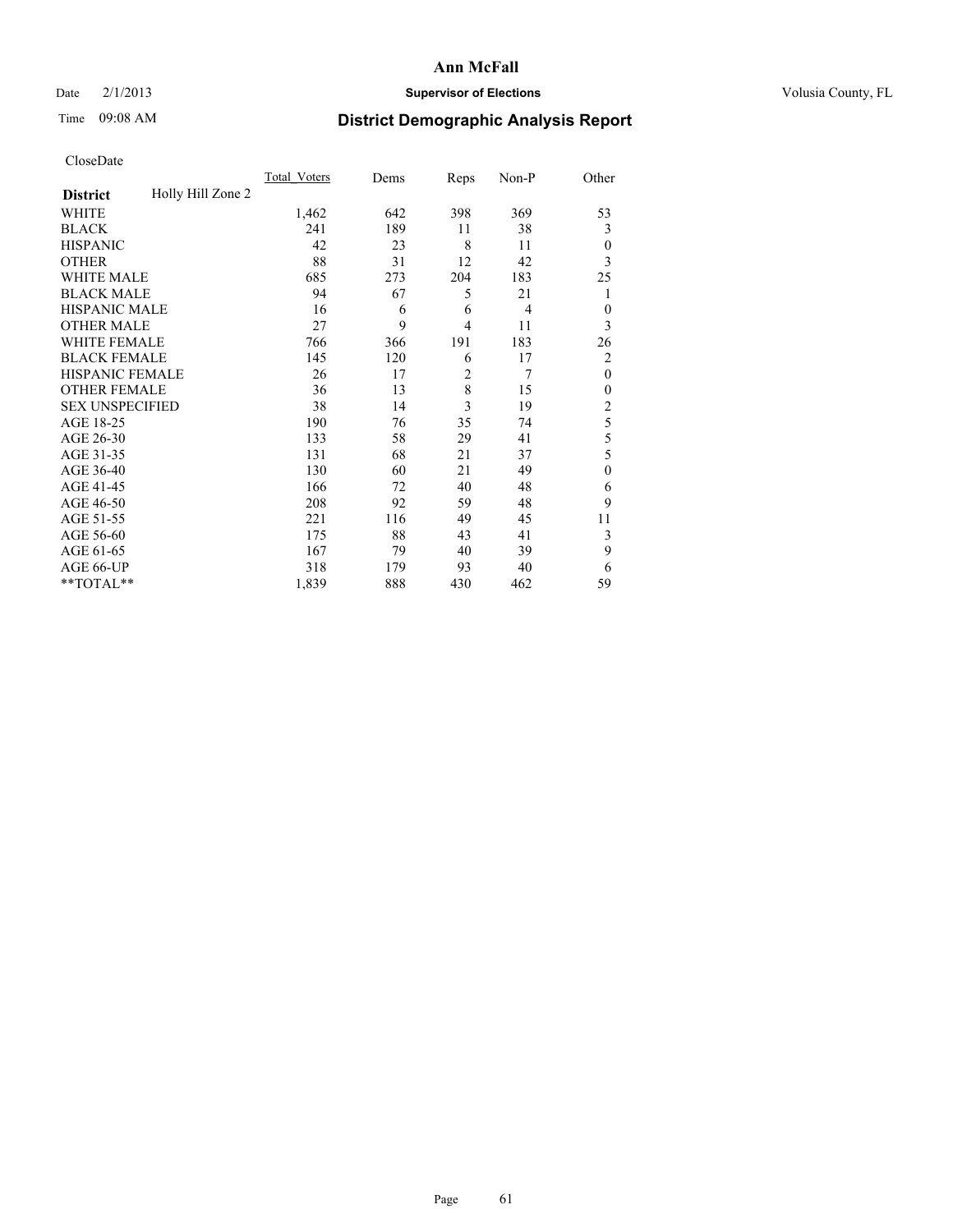# Ann McFall

Date 2/1/2013 **Supervisor of Elections** Volusia County, FL

Time 09:08 AM **District Demographic Analysis Report**

CloseDate

| **District** Holly Hill Zone 2 | Total_Voters | Dems | Reps | Non-P | Other |
|---|---|---|---|---|---|
| WHITE | 1,462 | 642 | 398 | 369 | 53 |
| BLACK | 241 | 189 | 11 | 38 | 3 |
| HISPANIC | 42 | 23 | 8 | 11 | 0 |
| OTHER | 88 | 31 | 12 | 42 | 3 |
| WHITE MALE | 685 | 273 | 204 | 183 | 25 |
| BLACK MALE | 94 | 67 | 5 | 21 | 1 |
| HISPANIC MALE | 16 | 6 | 6 | 4 | 0 |
| OTHER MALE | 27 | 9 | 4 | 11 | 3 |
| WHITE FEMALE | 766 | 366 | 191 | 183 | 26 |
| BLACK FEMALE | 145 | 120 | 6 | 17 | 2 |
| HISPANIC FEMALE | 26 | 17 | 2 | 7 | 0 |
| OTHER FEMALE | 36 | 13 | 8 | 15 | 0 |
| SEX UNSPECIFIED | 38 | 14 | 3 | 19 | 2 |
| AGE 18-25 | 190 | 76 | 35 | 74 | 5 |
| AGE 26-30 | 133 | 58 | 29 | 41 | 5 |
| AGE 31-35 | 131 | 68 | 21 | 37 | 5 |
| AGE 36-40 | 130 | 60 | 21 | 49 | 0 |
| AGE 41-45 | 166 | 72 | 40 | 48 | 6 |
| AGE 46-50 | 208 | 92 | 59 | 48 | 9 |
| AGE 51-55 | 221 | 116 | 49 | 45 | 11 |
| AGE 56-60 | 175 | 88 | 43 | 41 | 3 |
| AGE 61-65 | 167 | 79 | 40 | 39 | 9 |
| AGE 66-UP | 318 | 179 | 93 | 40 | 6 |
| **TOTAL** | 1,839 | 888 | 430 | 462 | 59 |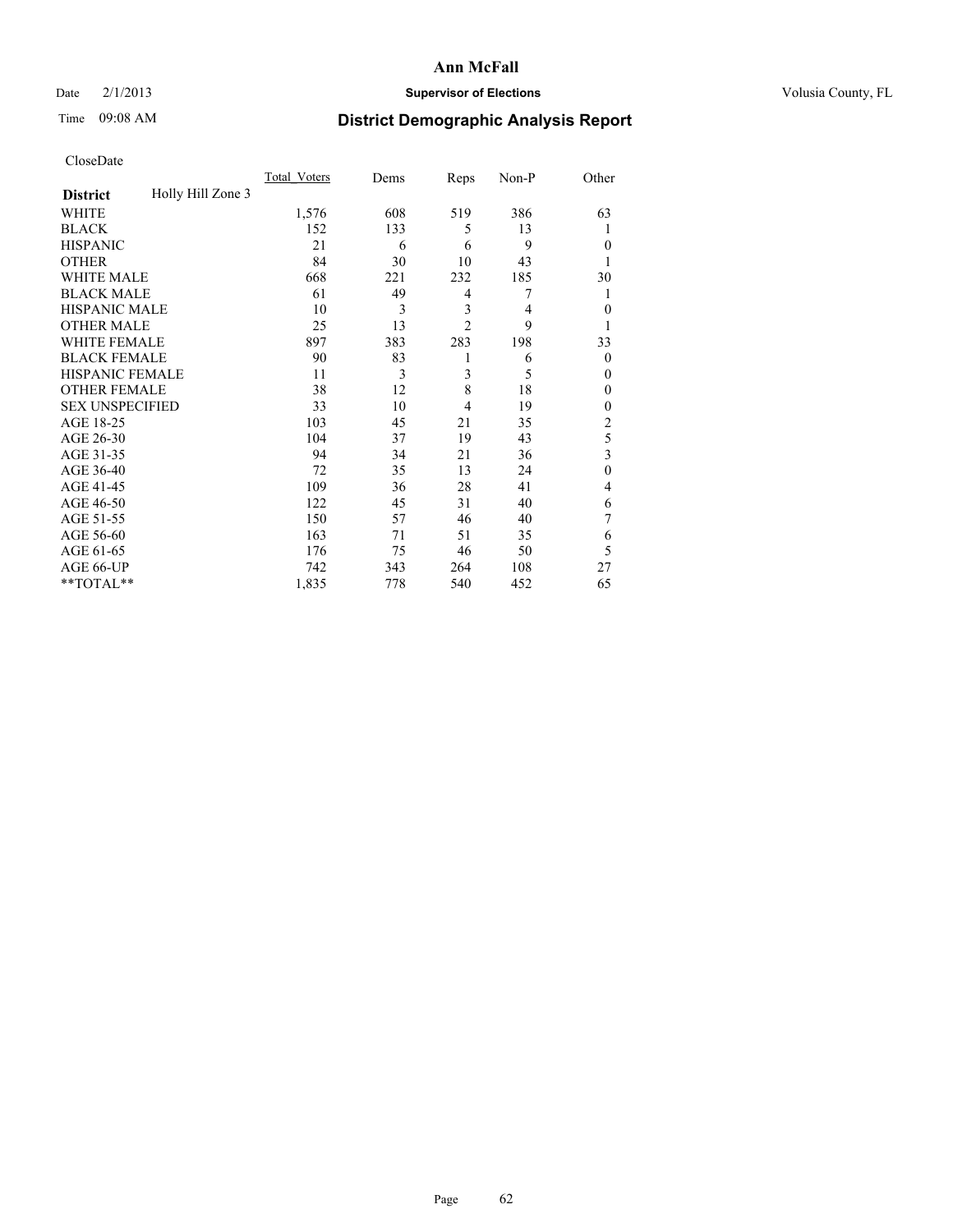# Ann McFall

Date 2/1/2013 **Supervisor of Elections** Volusia County, FL

Time 09:08 AM

## District Demographic Analysis Report

CloseDate

| **District** Holly Hill Zone 3 | Total_Voters | Dems | Reps | Non-P | Other |
|---|---|---|---|---|---|
| WHITE | 1,576 | 608 | 519 | 386 | 63 |
| BLACK | 152 | 133 | 5 | 13 | 1 |
| HISPANIC | 21 | 6 | 6 | 9 | 0 |
| OTHER | 84 | 30 | 10 | 43 | 1 |
| WHITE MALE | 668 | 221 | 232 | 185 | 30 |
| BLACK MALE | 61 | 49 | 4 | 7 | 1 |
| HISPANIC MALE | 10 | 3 | 3 | 4 | 0 |
| OTHER MALE | 25 | 13 | 2 | 9 | 1 |
| WHITE FEMALE | 897 | 383 | 283 | 198 | 33 |
| BLACK FEMALE | 90 | 83 | 1 | 6 | 0 |
| HISPANIC FEMALE | 11 | 3 | 3 | 5 | 0 |
| OTHER FEMALE | 38 | 12 | 8 | 18 | 0 |
| SEX UNSPECIFIED | 33 | 10 | 4 | 19 | 0 |
| AGE 18-25 | 103 | 45 | 21 | 35 | 2 |
| AGE 26-30 | 104 | 37 | 19 | 43 | 5 |
| AGE 31-35 | 94 | 34 | 21 | 36 | 3 |
| AGE 36-40 | 72 | 35 | 13 | 24 | 0 |
| AGE 41-45 | 109 | 36 | 28 | 41 | 4 |
| AGE 46-50 | 122 | 45 | 31 | 40 | 6 |
| AGE 51-55 | 150 | 57 | 46 | 40 | 7 |
| AGE 56-60 | 163 | 71 | 51 | 35 | 6 |
| AGE 61-65 | 176 | 75 | 46 | 50 | 5 |
| AGE 66-UP | 742 | 343 | 264 | 108 | 27 |
| **TOTAL** | 1,835 | 778 | 540 | 452 | 65 |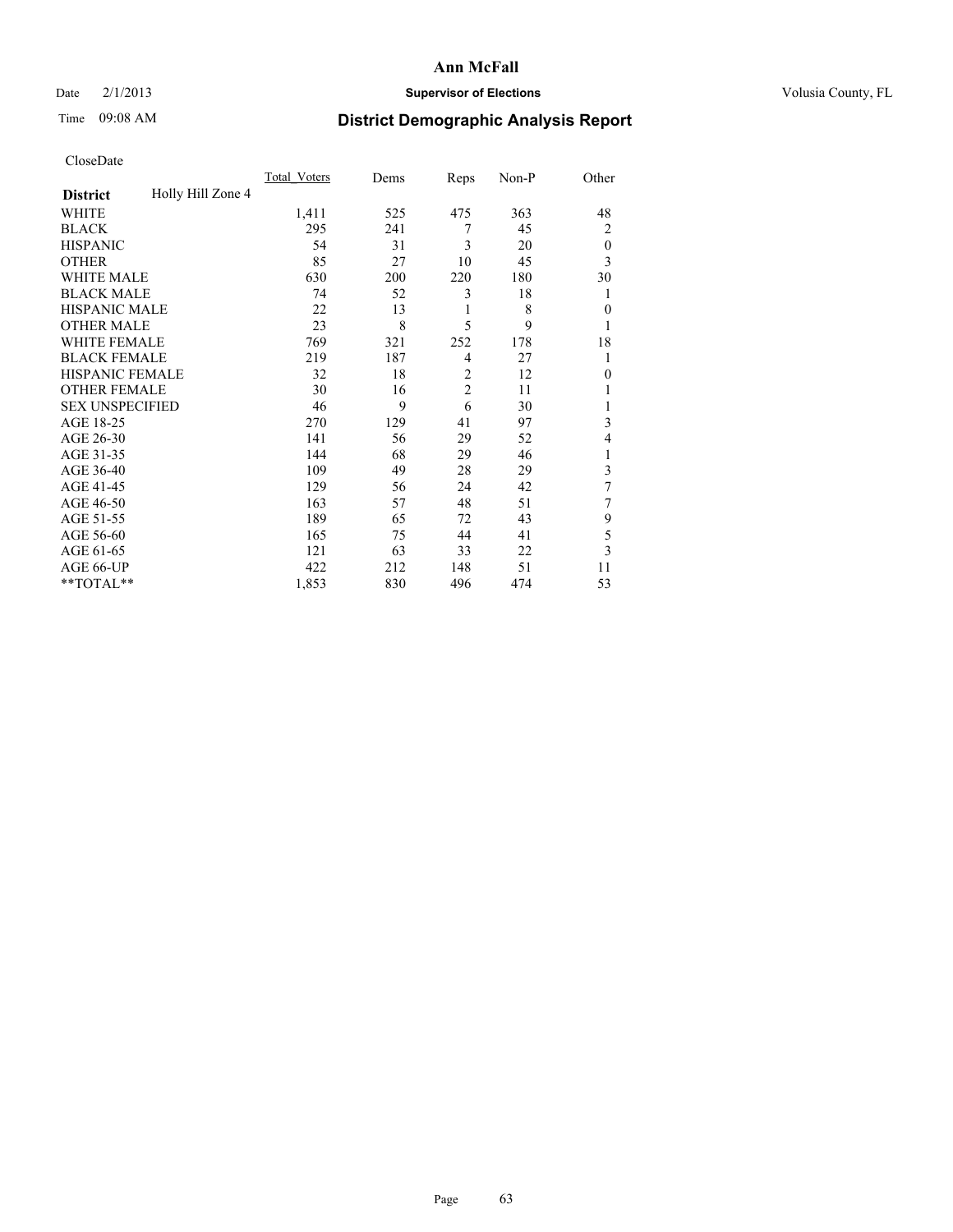**Ann McFall**

Date 2/1/2013 **Supervisor of Elections** Volusia County, FL

Time 09:08 AM **District Demographic Analysis Report**

CloseDate

| **District** Holly Hill Zone 4 | Total_Voters | Dems | Reps | Non-P | Other |
|---|---|---|---|---|---|
| WHITE | 1,411 | 525 | 475 | 363 | 48 |
| BLACK | 295 | 241 | 7 | 45 | 2 |
| HISPANIC | 54 | 31 | 3 | 20 | 0 |
| OTHER | 85 | 27 | 10 | 45 | 3 |
| WHITE MALE | 630 | 200 | 220 | 180 | 30 |
| BLACK MALE | 74 | 52 | 3 | 18 | 1 |
| HISPANIC MALE | 22 | 13 | 1 | 8 | 0 |
| OTHER MALE | 23 | 8 | 5 | 9 | 1 |
| WHITE FEMALE | 769 | 321 | 252 | 178 | 18 |
| BLACK FEMALE | 219 | 187 | 4 | 27 | 1 |
| HISPANIC FEMALE | 32 | 18 | 2 | 12 | 0 |
| OTHER FEMALE | 30 | 16 | 2 | 11 | 1 |
| SEX UNSPECIFIED | 46 | 9 | 6 | 30 | 1 |
| AGE 18-25 | 270 | 129 | 41 | 97 | 3 |
| AGE 26-30 | 141 | 56 | 29 | 52 | 4 |
| AGE 31-35 | 144 | 68 | 29 | 46 | 1 |
| AGE 36-40 | 109 | 49 | 28 | 29 | 3 |
| AGE 41-45 | 129 | 56 | 24 | 42 | 7 |
| AGE 46-50 | 163 | 57 | 48 | 51 | 7 |
| AGE 51-55 | 189 | 65 | 72 | 43 | 9 |
| AGE 56-60 | 165 | 75 | 44 | 41 | 5 |
| AGE 61-65 | 121 | 63 | 33 | 22 | 3 |
| AGE 66-UP | 422 | 212 | 148 | 51 | 11 |
| **TOTAL** | 1,853 | 830 | 496 | 474 | 53 |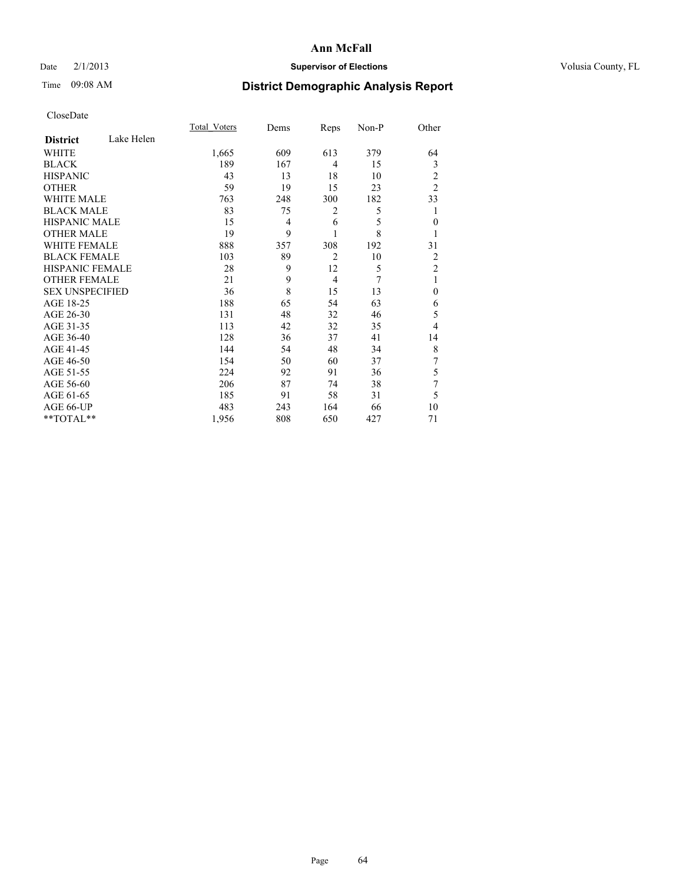# District Demographic Analysis Report

CloseDate

| District: Lake Helen | Total_Voters | Dems | Reps | Non-P | Other |
|---|---|---|---|---|---|
| WHITE | 1,665 | 609 | 613 | 379 | 64 |
| BLACK | 189 | 167 | 4 | 15 | 3 |
| HISPANIC | 43 | 13 | 18 | 10 | 2 |
| OTHER | 59 | 19 | 15 | 23 | 2 |
| WHITE MALE | 763 | 248 | 300 | 182 | 33 |
| BLACK MALE | 83 | 75 | 2 | 5 | 1 |
| HISPANIC MALE | 15 | 4 | 6 | 5 | 0 |
| OTHER MALE | 19 | 9 | 1 | 8 | 1 |
| WHITE FEMALE | 888 | 357 | 308 | 192 | 31 |
| BLACK FEMALE | 103 | 89 | 2 | 10 | 2 |
| HISPANIC FEMALE | 28 | 9 | 12 | 5 | 2 |
| OTHER FEMALE | 21 | 9 | 4 | 7 | 1 |
| SEX UNSPECIFIED | 36 | 8 | 15 | 13 | 0 |
| AGE 18-25 | 188 | 65 | 54 | 63 | 6 |
| AGE 26-30 | 131 | 48 | 32 | 46 | 5 |
| AGE 31-35 | 113 | 42 | 32 | 35 | 4 |
| AGE 36-40 | 128 | 36 | 37 | 41 | 14 |
| AGE 41-45 | 144 | 54 | 48 | 34 | 8 |
| AGE 46-50 | 154 | 50 | 60 | 37 | 7 |
| AGE 51-55 | 224 | 92 | 91 | 36 | 5 |
| AGE 56-60 | 206 | 87 | 74 | 38 | 7 |
| AGE 61-65 | 185 | 91 | 58 | 31 | 5 |
| AGE 66-UP | 483 | 243 | 164 | 66 | 10 |
| **TOTAL** | 1,956 | 808 | 650 | 427 | 71 |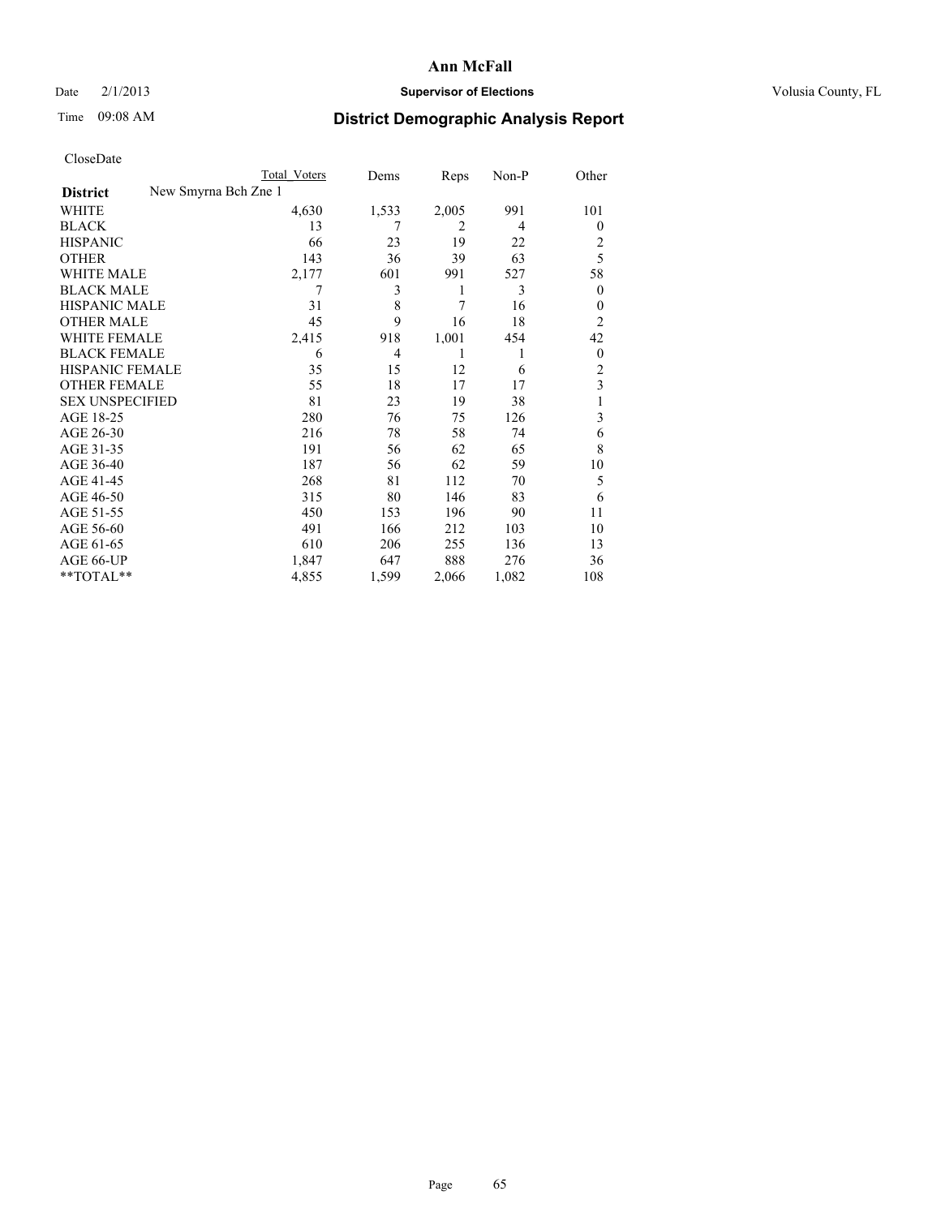# Ann McFall

Date 2/1/2013 **Supervisor of Elections** Volusia County, FL

Time 09:08 AM

## District Demographic Analysis Report

CloseDate

| | Total Voters | Dems | Reps | Non-P | Other |
|---|---|---|---|---|---|
| **District** New Smyrna Bch Zne 1 | | | | | |
| WHITE | 4,630 | 1,533 | 2,005 | 991 | 101 |
| BLACK | 13 | 7 | 2 | 4 | 0 |
| HISPANIC | 66 | 23 | 19 | 22 | 2 |
| OTHER | 143 | 36 | 39 | 63 | 5 |
| WHITE MALE | 2,177 | 601 | 991 | 527 | 58 |
| BLACK MALE | 7 | 3 | 1 | 3 | 0 |
| HISPANIC MALE | 31 | 8 | 7 | 16 | 0 |
| OTHER MALE | 45 | 9 | 16 | 18 | 2 |
| WHITE FEMALE | 2,415 | 918 | 1,001 | 454 | 42 |
| BLACK FEMALE | 6 | 4 | 1 | 1 | 0 |
| HISPANIC FEMALE | 35 | 15 | 12 | 6 | 2 |
| OTHER FEMALE | 55 | 18 | 17 | 17 | 3 |
| SEX UNSPECIFIED | 81 | 23 | 19 | 38 | 1 |
| AGE 18-25 | 280 | 76 | 75 | 126 | 3 |
| AGE 26-30 | 216 | 78 | 58 | 74 | 6 |
| AGE 31-35 | 191 | 56 | 62 | 65 | 8 |
| AGE 36-40 | 187 | 56 | 62 | 59 | 10 |
| AGE 41-45 | 268 | 81 | 112 | 70 | 5 |
| AGE 46-50 | 315 | 80 | 146 | 83 | 6 |
| AGE 51-55 | 450 | 153 | 196 | 90 | 11 |
| AGE 56-60 | 491 | 166 | 212 | 103 | 10 |
| AGE 61-65 | 610 | 206 | 255 | 136 | 13 |
| AGE 66-UP | 1,847 | 647 | 888 | 276 | 36 |
| **TOTAL** | 4,855 | 1,599 | 2,066 | 1,082 | 108 |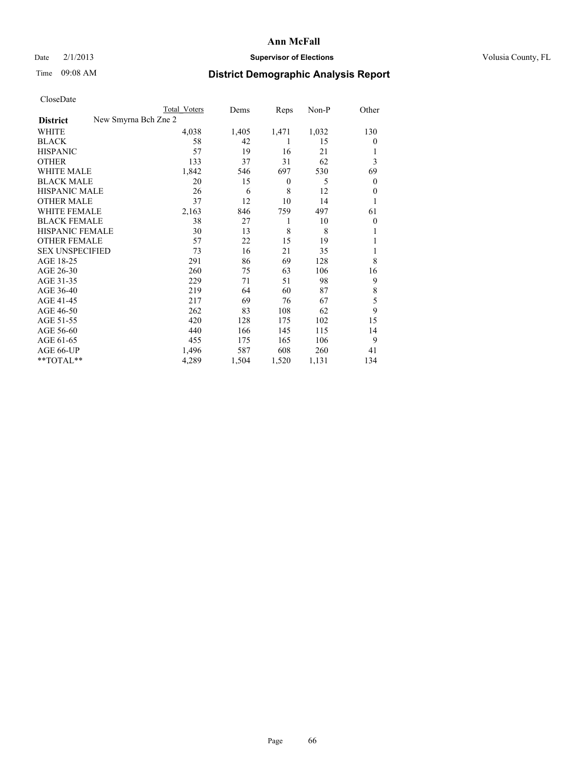# Ann McFall

Date 2/1/2013

**Supervisor of Elections**

Volusia County, FL

Time 09:08 AM

## District Demographic Analysis Report

CloseDate

| District | New Smyrna Bch Zne 2 | Total Voters | Dems | Reps | Non-P | Other |
|---|---|---|---|---|---|---|
| WHITE | | 4,038 | 1,405 | 1,471 | 1,032 | 130 |
| BLACK | | 58 | 42 | 1 | 15 | 0 |
| HISPANIC | | 57 | 19 | 16 | 21 | 1 |
| OTHER | | 133 | 37 | 31 | 62 | 3 |
| WHITE MALE | | 1,842 | 546 | 697 | 530 | 69 |
| BLACK MALE | | 20 | 15 | 0 | 5 | 0 |
| HISPANIC MALE | | 26 | 6 | 8 | 12 | 0 |
| OTHER MALE | | 37 | 12 | 10 | 14 | 1 |
| WHITE FEMALE | | 2,163 | 846 | 759 | 497 | 61 |
| BLACK FEMALE | | 38 | 27 | 1 | 10 | 0 |
| HISPANIC FEMALE | | 30 | 13 | 8 | 8 | 1 |
| OTHER FEMALE | | 57 | 22 | 15 | 19 | 1 |
| SEX UNSPECIFIED | | 73 | 16 | 21 | 35 | 1 |
| AGE 18-25 | | 291 | 86 | 69 | 128 | 8 |
| AGE 26-30 | | 260 | 75 | 63 | 106 | 16 |
| AGE 31-35 | | 229 | 71 | 51 | 98 | 9 |
| AGE 36-40 | | 219 | 64 | 60 | 87 | 8 |
| AGE 41-45 | | 217 | 69 | 76 | 67 | 5 |
| AGE 46-50 | | 262 | 83 | 108 | 62 | 9 |
| AGE 51-55 | | 420 | 128 | 175 | 102 | 15 |
| AGE 56-60 | | 440 | 166 | 145 | 115 | 14 |
| AGE 61-65 | | 455 | 175 | 165 | 106 | 9 |
| AGE 66-UP | | 1,496 | 587 | 608 | 260 | 41 |
| **TOTAL** | | 4,289 | 1,504 | 1,520 | 1,131 | 134 |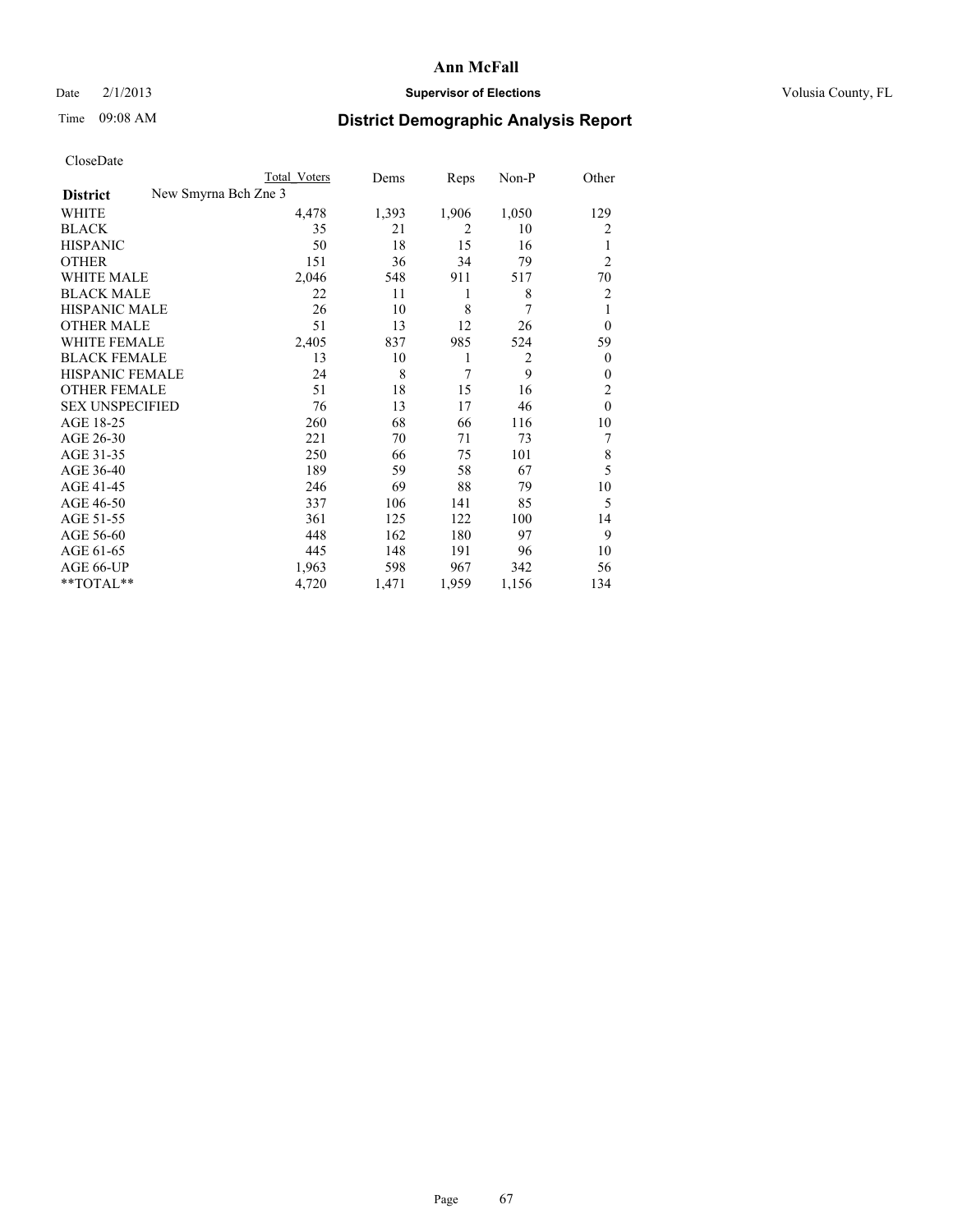Date 2/1/2013

Time 09:08 AM

# Ann McFall

## Supervisor of Elections

Volusia County, FL

## District Demographic Analysis Report

CloseDate

| | Total Voters | Dems | Reps | Non-P | Other |
|---|---|---|---|---|---|
| **District** New Smyrna Bch Zne 3 | | | | | |
| WHITE | 4,478 | 1,393 | 1,906 | 1,050 | 129 |
| BLACK | 35 | 21 | 2 | 10 | 2 |
| HISPANIC | 50 | 18 | 15 | 16 | 1 |
| OTHER | 151 | 36 | 34 | 79 | 2 |
| WHITE MALE | 2,046 | 548 | 911 | 517 | 70 |
| BLACK MALE | 22 | 11 | 1 | 8 | 2 |
| HISPANIC MALE | 26 | 10 | 8 | 7 | 1 |
| OTHER MALE | 51 | 13 | 12 | 26 | 0 |
| WHITE FEMALE | 2,405 | 837 | 985 | 524 | 59 |
| BLACK FEMALE | 13 | 10 | 1 | 2 | 0 |
| HISPANIC FEMALE | 24 | 8 | 7 | 9 | 0 |
| OTHER FEMALE | 51 | 18 | 15 | 16 | 2 |
| SEX UNSPECIFIED | 76 | 13 | 17 | 46 | 0 |
| AGE 18-25 | 260 | 68 | 66 | 116 | 10 |
| AGE 26-30 | 221 | 70 | 71 | 73 | 7 |
| AGE 31-35 | 250 | 66 | 75 | 101 | 8 |
| AGE 36-40 | 189 | 59 | 58 | 67 | 5 |
| AGE 41-45 | 246 | 69 | 88 | 79 | 10 |
| AGE 46-50 | 337 | 106 | 141 | 85 | 5 |
| AGE 51-55 | 361 | 125 | 122 | 100 | 14 |
| AGE 56-60 | 448 | 162 | 180 | 97 | 9 |
| AGE 61-65 | 445 | 148 | 191 | 96 | 10 |
| AGE 66-UP | 1,963 | 598 | 967 | 342 | 56 |
| **TOTAL** | 4,720 | 1,471 | 1,959 | 1,156 | 134 |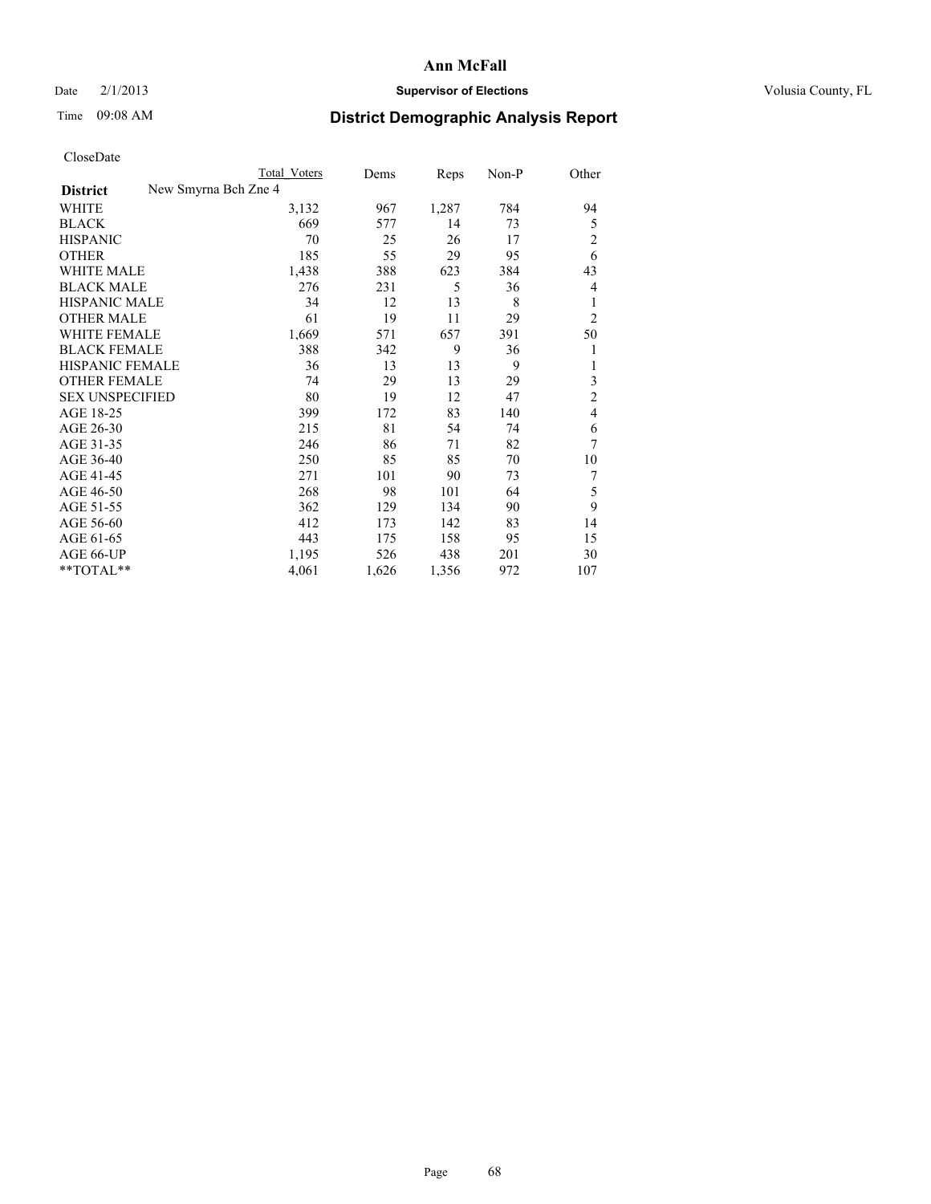# Ann McFall

Date 2/1/2013 **Supervisor of Elections** Volusia County, FL

Time 09:08 AM

## District Demographic Analysis Report

CloseDate

| | Total Voters | Dems | Reps | Non-P | Other |
|---|---|---|---|---|---|
| **District** New Smyrna Bch Zne 4 | | | | | |
| WHITE | 3,132 | 967 | 1,287 | 784 | 94 |
| BLACK | 669 | 577 | 14 | 73 | 5 |
| HISPANIC | 70 | 25 | 26 | 17 | 2 |
| OTHER | 185 | 55 | 29 | 95 | 6 |
| WHITE MALE | 1,438 | 388 | 623 | 384 | 43 |
| BLACK MALE | 276 | 231 | 5 | 36 | 4 |
| HISPANIC MALE | 34 | 12 | 13 | 8 | 1 |
| OTHER MALE | 61 | 19 | 11 | 29 | 2 |
| WHITE FEMALE | 1,669 | 571 | 657 | 391 | 50 |
| BLACK FEMALE | 388 | 342 | 9 | 36 | 1 |
| HISPANIC FEMALE | 36 | 13 | 13 | 9 | 1 |
| OTHER FEMALE | 74 | 29 | 13 | 29 | 3 |
| SEX UNSPECIFIED | 80 | 19 | 12 | 47 | 2 |
| AGE 18-25 | 399 | 172 | 83 | 140 | 4 |
| AGE 26-30 | 215 | 81 | 54 | 74 | 6 |
| AGE 31-35 | 246 | 86 | 71 | 82 | 7 |
| AGE 36-40 | 250 | 85 | 85 | 70 | 10 |
| AGE 41-45 | 271 | 101 | 90 | 73 | 7 |
| AGE 46-50 | 268 | 98 | 101 | 64 | 5 |
| AGE 51-55 | 362 | 129 | 134 | 90 | 9 |
| AGE 56-60 | 412 | 173 | 142 | 83 | 14 |
| AGE 61-65 | 443 | 175 | 158 | 95 | 15 |
| AGE 66-UP | 1,195 | 526 | 438 | 201 | 30 |
| **TOTAL** | 4,061 | 1,626 | 1,356 | 972 | 107 |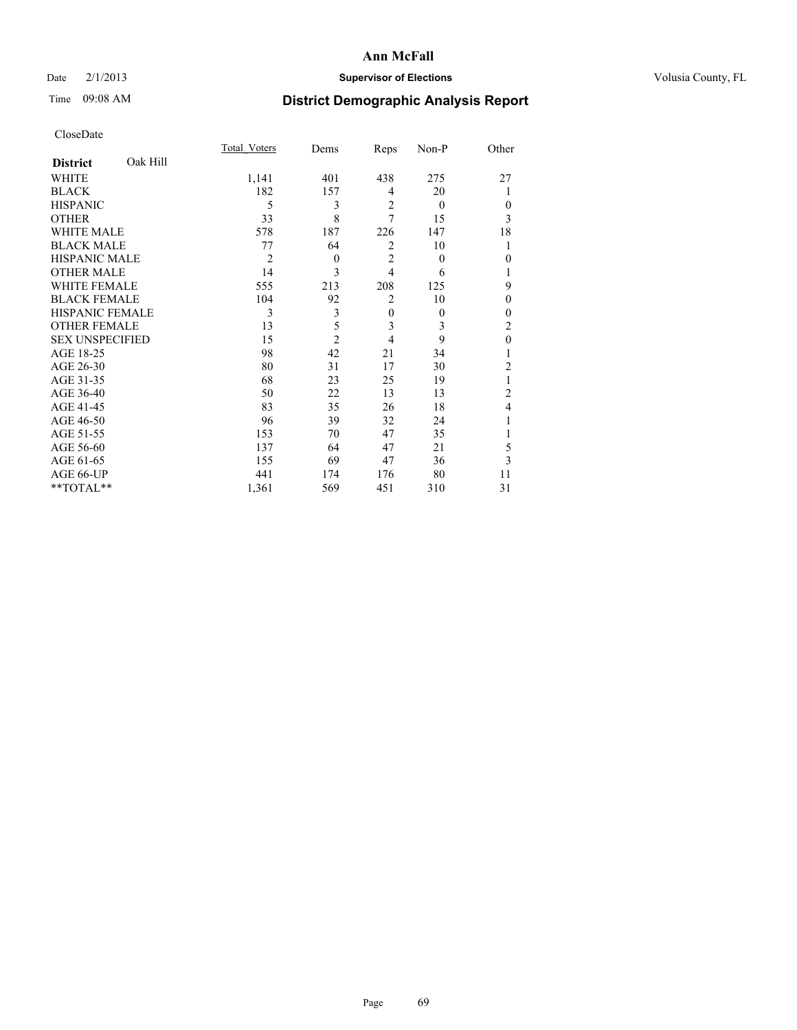**Ann McFall**

Date 2/1/2013 **Supervisor of Elections** Volusia County, FL

Time 09:08 AM

## District Demographic Analysis Report

CloseDate

| **District** Oak Hill | Total_Voters | Dems | Reps | Non-P | Other |
|---|---|---|---|---|---|
| WHITE | 1,141 | 401 | 438 | 275 | 27 |
| BLACK | 182 | 157 | 4 | 20 | 1 |
| HISPANIC | 5 | 3 | 2 | 0 | 0 |
| OTHER | 33 | 8 | 7 | 15 | 3 |
| WHITE MALE | 578 | 187 | 226 | 147 | 18 |
| BLACK MALE | 77 | 64 | 2 | 10 | 1 |
| HISPANIC MALE | 2 | 0 | 2 | 0 | 0 |
| OTHER MALE | 14 | 3 | 4 | 6 | 1 |
| WHITE FEMALE | 555 | 213 | 208 | 125 | 9 |
| BLACK FEMALE | 104 | 92 | 2 | 10 | 0 |
| HISPANIC FEMALE | 3 | 3 | 0 | 0 | 0 |
| OTHER FEMALE | 13 | 5 | 3 | 3 | 2 |
| SEX UNSPECIFIED | 15 | 2 | 4 | 9 | 0 |
| AGE 18-25 | 98 | 42 | 21 | 34 | 1 |
| AGE 26-30 | 80 | 31 | 17 | 30 | 2 |
| AGE 31-35 | 68 | 23 | 25 | 19 | 1 |
| AGE 36-40 | 50 | 22 | 13 | 13 | 2 |
| AGE 41-45 | 83 | 35 | 26 | 18 | 4 |
| AGE 46-50 | 96 | 39 | 32 | 24 | 1 |
| AGE 51-55 | 153 | 70 | 47 | 35 | 1 |
| AGE 56-60 | 137 | 64 | 47 | 21 | 5 |
| AGE 61-65 | 155 | 69 | 47 | 36 | 3 |
| AGE 66-UP | 441 | 174 | 176 | 80 | 11 |
| **TOTAL** | 1,361 | 569 | 451 | 310 | 31 |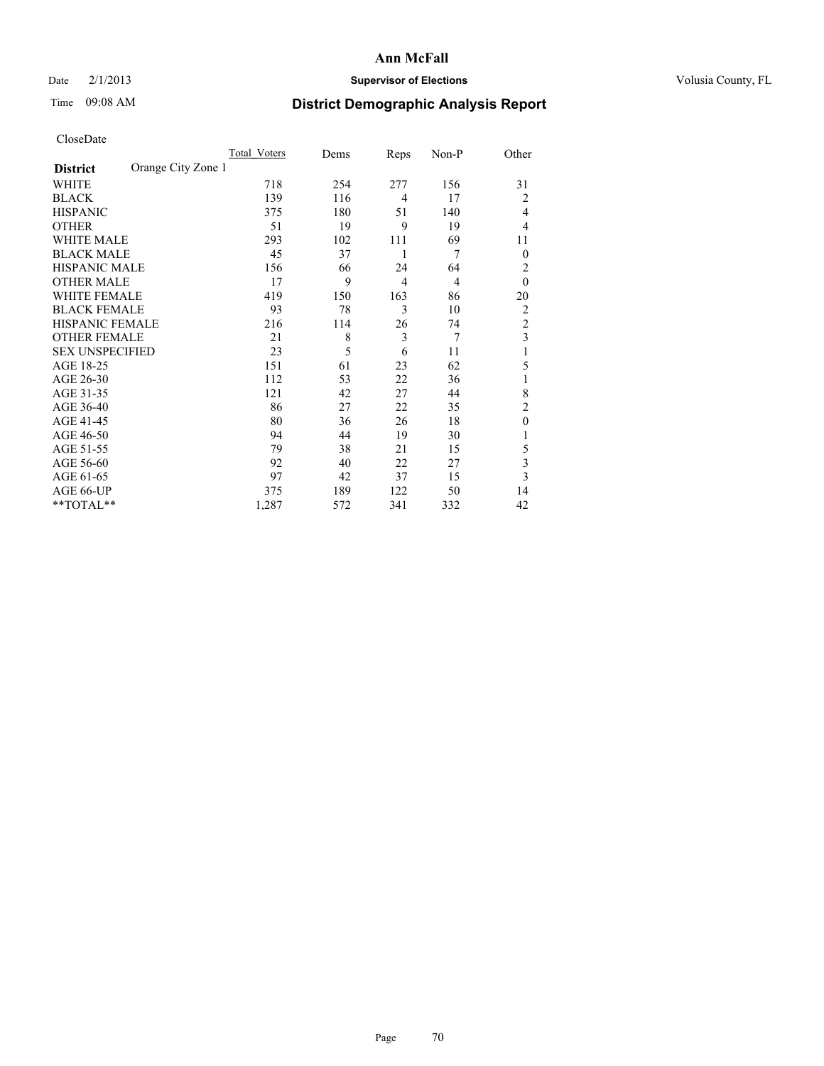**Ann McFall**

Date 2/1/2013 **Supervisor of Elections** Volusia County, FL

Time 09:08 AM

## District Demographic Analysis Report

CloseDate

| **District** Orange City Zone 1 | Total_Voters | Dems | Reps | Non-P | Other |
|---|---|---|---|---|---|
| WHITE | 718 | 254 | 277 | 156 | 31 |
| BLACK | 139 | 116 | 4 | 17 | 2 |
| HISPANIC | 375 | 180 | 51 | 140 | 4 |
| OTHER | 51 | 19 | 9 | 19 | 4 |
| WHITE MALE | 293 | 102 | 111 | 69 | 11 |
| BLACK MALE | 45 | 37 | 1 | 7 | 0 |
| HISPANIC MALE | 156 | 66 | 24 | 64 | 2 |
| OTHER MALE | 17 | 9 | 4 | 4 | 0 |
| WHITE FEMALE | 419 | 150 | 163 | 86 | 20 |
| BLACK FEMALE | 93 | 78 | 3 | 10 | 2 |
| HISPANIC FEMALE | 216 | 114 | 26 | 74 | 2 |
| OTHER FEMALE | 21 | 8 | 3 | 7 | 3 |
| SEX UNSPECIFIED | 23 | 5 | 6 | 11 | 1 |
| AGE 18-25 | 151 | 61 | 23 | 62 | 5 |
| AGE 26-30 | 112 | 53 | 22 | 36 | 1 |
| AGE 31-35 | 121 | 42 | 27 | 44 | 8 |
| AGE 36-40 | 86 | 27 | 22 | 35 | 2 |
| AGE 41-45 | 80 | 36 | 26 | 18 | 0 |
| AGE 46-50 | 94 | 44 | 19 | 30 | 1 |
| AGE 51-55 | 79 | 38 | 21 | 15 | 5 |
| AGE 56-60 | 92 | 40 | 22 | 27 | 3 |
| AGE 61-65 | 97 | 42 | 37 | 15 | 3 |
| AGE 66-UP | 375 | 189 | 122 | 50 | 14 |
| **TOTAL** | 1,287 | 572 | 341 | 332 | 42 |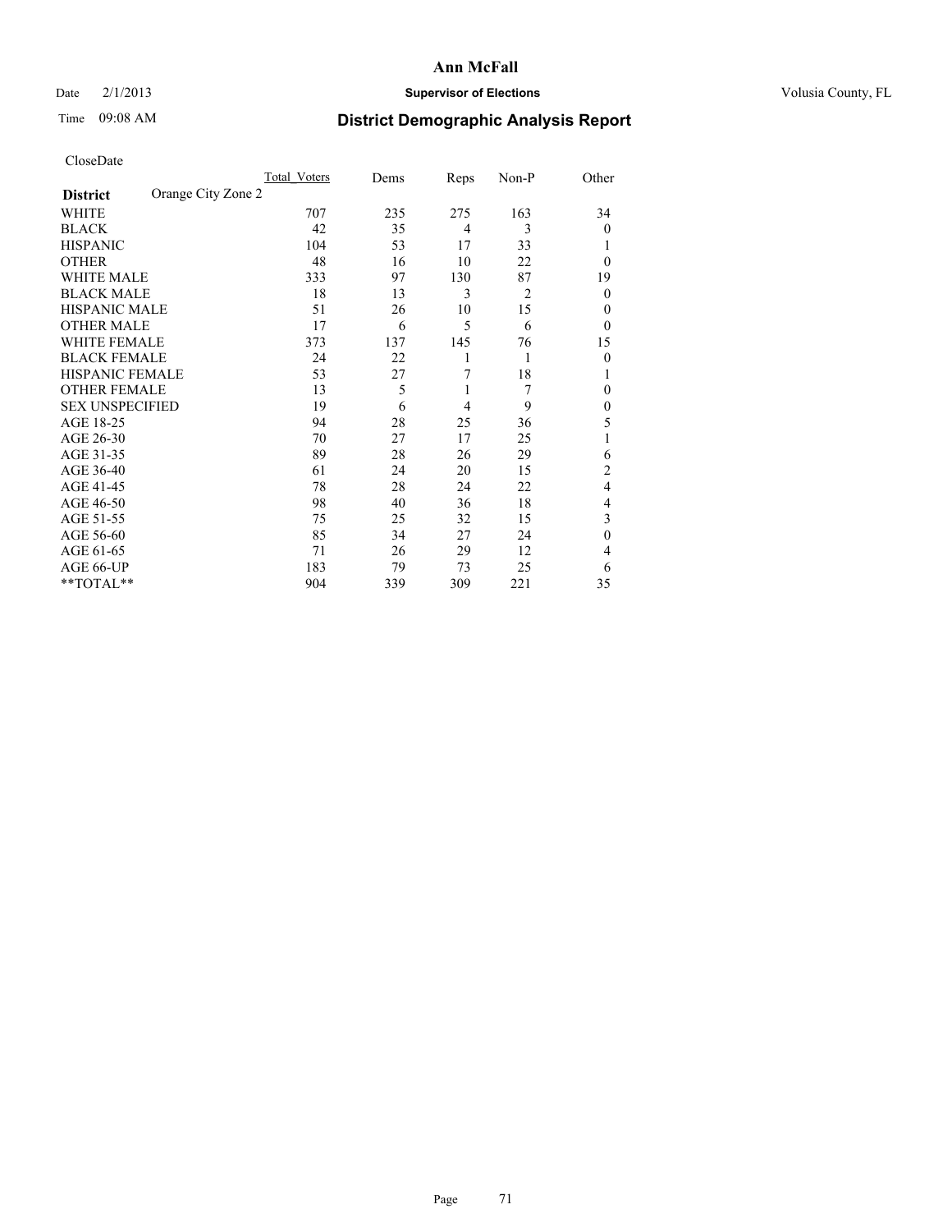# Ann McFall

Date 2/1/2013 **Supervisor of Elections** Volusia County, FL

Time 09:08 AM

## District Demographic Analysis Report

CloseDate

| **District** Orange City Zone 2 | Total Voters | Dems | Reps | Non-P | Other |
|---|---|---|---|---|---|
| WHITE | 707 | 235 | 275 | 163 | 34 |
| BLACK | 42 | 35 | 4 | 3 | 0 |
| HISPANIC | 104 | 53 | 17 | 33 | 1 |
| OTHER | 48 | 16 | 10 | 22 | 0 |
| WHITE MALE | 333 | 97 | 130 | 87 | 19 |
| BLACK MALE | 18 | 13 | 3 | 2 | 0 |
| HISPANIC MALE | 51 | 26 | 10 | 15 | 0 |
| OTHER MALE | 17 | 6 | 5 | 6 | 0 |
| WHITE FEMALE | 373 | 137 | 145 | 76 | 15 |
| BLACK FEMALE | 24 | 22 | 1 | 1 | 0 |
| HISPANIC FEMALE | 53 | 27 | 7 | 18 | 1 |
| OTHER FEMALE | 13 | 5 | 1 | 7 | 0 |
| SEX UNSPECIFIED | 19 | 6 | 4 | 9 | 0 |
| AGE 18-25 | 94 | 28 | 25 | 36 | 5 |
| AGE 26-30 | 70 | 27 | 17 | 25 | 1 |
| AGE 31-35 | 89 | 28 | 26 | 29 | 6 |
| AGE 36-40 | 61 | 24 | 20 | 15 | 2 |
| AGE 41-45 | 78 | 28 | 24 | 22 | 4 |
| AGE 46-50 | 98 | 40 | 36 | 18 | 4 |
| AGE 51-55 | 75 | 25 | 32 | 15 | 3 |
| AGE 56-60 | 85 | 34 | 27 | 24 | 0 |
| AGE 61-65 | 71 | 26 | 29 | 12 | 4 |
| AGE 66-UP | 183 | 79 | 73 | 25 | 6 |
| **TOTAL** | 904 | 339 | 309 | 221 | 35 |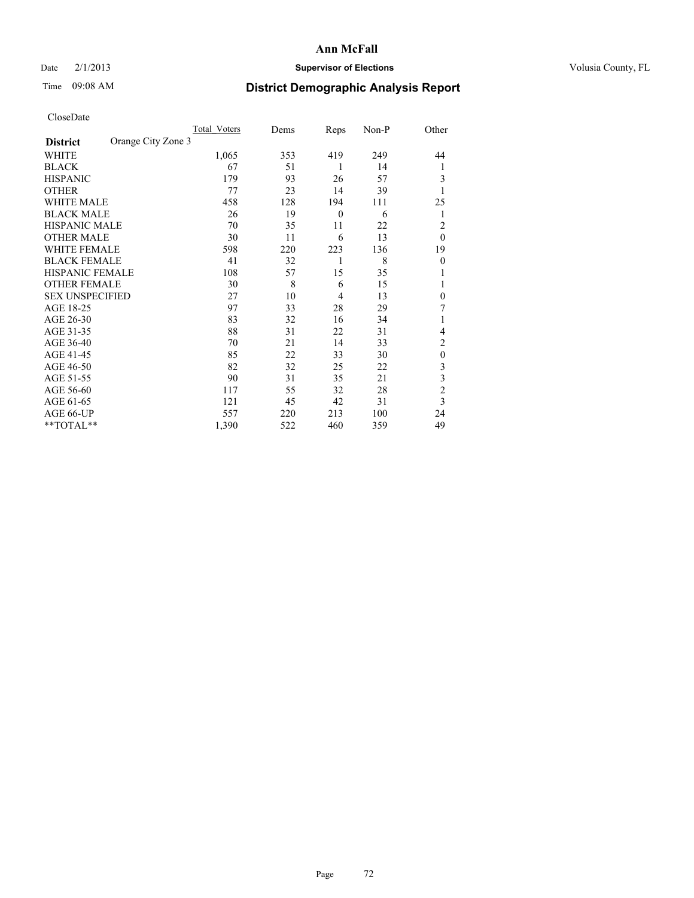# Ann McFall

Date 2/1/2013 **Supervisor of Elections** Volusia County, FL

Time 09:08 AM **District Demographic Analysis Report**

CloseDate

| | Total Voters | Dems | Reps | Non-P | Other |
|---|---|---|---|---|---|
| **District** Orange City Zone 3 | | | | | |
| WHITE | 1,065 | 353 | 419 | 249 | 44 |
| BLACK | 67 | 51 | 1 | 14 | 1 |
| HISPANIC | 179 | 93 | 26 | 57 | 3 |
| OTHER | 77 | 23 | 14 | 39 | 1 |
| WHITE MALE | 458 | 128 | 194 | 111 | 25 |
| BLACK MALE | 26 | 19 | 0 | 6 | 1 |
| HISPANIC MALE | 70 | 35 | 11 | 22 | 2 |
| OTHER MALE | 30 | 11 | 6 | 13 | 0 |
| WHITE FEMALE | 598 | 220 | 223 | 136 | 19 |
| BLACK FEMALE | 41 | 32 | 1 | 8 | 0 |
| HISPANIC FEMALE | 108 | 57 | 15 | 35 | 1 |
| OTHER FEMALE | 30 | 8 | 6 | 15 | 1 |
| SEX UNSPECIFIED | 27 | 10 | 4 | 13 | 0 |
| AGE 18-25 | 97 | 33 | 28 | 29 | 7 |
| AGE 26-30 | 83 | 32 | 16 | 34 | 1 |
| AGE 31-35 | 88 | 31 | 22 | 31 | 4 |
| AGE 36-40 | 70 | 21 | 14 | 33 | 2 |
| AGE 41-45 | 85 | 22 | 33 | 30 | 0 |
| AGE 46-50 | 82 | 32 | 25 | 22 | 3 |
| AGE 51-55 | 90 | 31 | 35 | 21 | 3 |
| AGE 56-60 | 117 | 55 | 32 | 28 | 2 |
| AGE 61-65 | 121 | 45 | 42 | 31 | 3 |
| AGE 66-UP | 557 | 220 | 213 | 100 | 24 |
| **TOTAL** | 1,390 | 522 | 460 | 359 | 49 |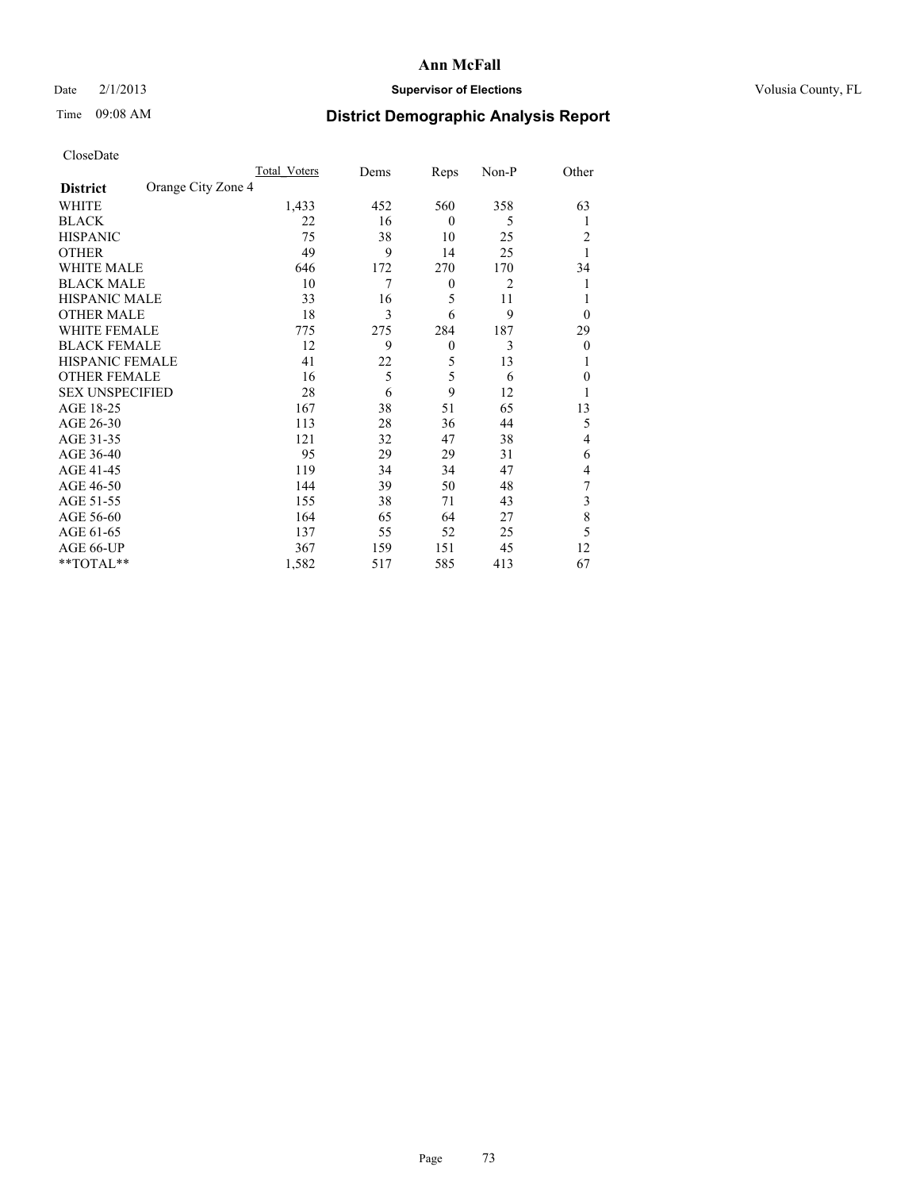# Ann McFall

Date 2/1/2013 **Supervisor of Elections** Volusia County, FL

Time 09:08 AM **District Demographic Analysis Report**

CloseDate

| **District** Orange City Zone 4 | Total Voters | Dems | Reps | Non-P | Other |
|---|---|---|---|---|---|
| WHITE | 1,433 | 452 | 560 | 358 | 63 |
| BLACK | 22 | 16 | 0 | 5 | 1 |
| HISPANIC | 75 | 38 | 10 | 25 | 2 |
| OTHER | 49 | 9 | 14 | 25 | 1 |
| WHITE MALE | 646 | 172 | 270 | 170 | 34 |
| BLACK MALE | 10 | 7 | 0 | 2 | 1 |
| HISPANIC MALE | 33 | 16 | 5 | 11 | 1 |
| OTHER MALE | 18 | 3 | 6 | 9 | 0 |
| WHITE FEMALE | 775 | 275 | 284 | 187 | 29 |
| BLACK FEMALE | 12 | 9 | 0 | 3 | 0 |
| HISPANIC FEMALE | 41 | 22 | 5 | 13 | 1 |
| OTHER FEMALE | 16 | 5 | 5 | 6 | 0 |
| SEX UNSPECIFIED | 28 | 6 | 9 | 12 | 1 |
| AGE 18-25 | 167 | 38 | 51 | 65 | 13 |
| AGE 26-30 | 113 | 28 | 36 | 44 | 5 |
| AGE 31-35 | 121 | 32 | 47 | 38 | 4 |
| AGE 36-40 | 95 | 29 | 29 | 31 | 6 |
| AGE 41-45 | 119 | 34 | 34 | 47 | 4 |
| AGE 46-50 | 144 | 39 | 50 | 48 | 7 |
| AGE 51-55 | 155 | 38 | 71 | 43 | 3 |
| AGE 56-60 | 164 | 65 | 64 | 27 | 8 |
| AGE 61-65 | 137 | 55 | 52 | 25 | 5 |
| AGE 66-UP | 367 | 159 | 151 | 45 | 12 |
| **TOTAL** | 1,582 | 517 | 585 | 413 | 67 |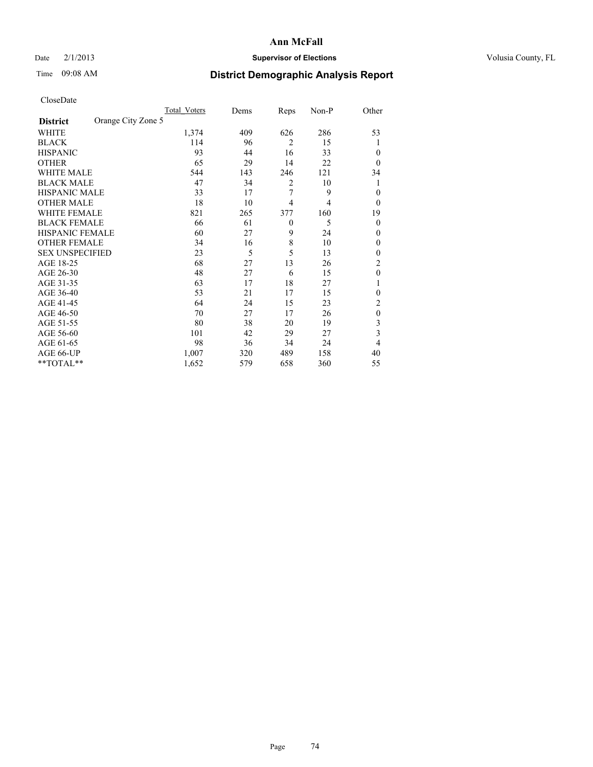# Ann McFall

Date 2/1/2013 **Supervisor of Elections** Volusia County, FL

Time 09:08 AM **District Demographic Analysis Report**

CloseDate

| **District** | Orange City Zone 5 | Total_Voters | Dems | Reps | Non-P | Other |
|---|---|---|---|---|---|---|
| WHITE | | 1,374 | 409 | 626 | 286 | 53 |
| BLACK | | 114 | 96 | 2 | 15 | 1 |
| HISPANIC | | 93 | 44 | 16 | 33 | 0 |
| OTHER | | 65 | 29 | 14 | 22 | 0 |
| WHITE MALE | | 544 | 143 | 246 | 121 | 34 |
| BLACK MALE | | 47 | 34 | 2 | 10 | 1 |
| HISPANIC MALE | | 33 | 17 | 7 | 9 | 0 |
| OTHER MALE | | 18 | 10 | 4 | 4 | 0 |
| WHITE FEMALE | | 821 | 265 | 377 | 160 | 19 |
| BLACK FEMALE | | 66 | 61 | 0 | 5 | 0 |
| HISPANIC FEMALE | | 60 | 27 | 9 | 24 | 0 |
| OTHER FEMALE | | 34 | 16 | 8 | 10 | 0 |
| SEX UNSPECIFIED | | 23 | 5 | 5 | 13 | 0 |
| AGE 18-25 | | 68 | 27 | 13 | 26 | 2 |
| AGE 26-30 | | 48 | 27 | 6 | 15 | 0 |
| AGE 31-35 | | 63 | 17 | 18 | 27 | 1 |
| AGE 36-40 | | 53 | 21 | 17 | 15 | 0 |
| AGE 41-45 | | 64 | 24 | 15 | 23 | 2 |
| AGE 46-50 | | 70 | 27 | 17 | 26 | 0 |
| AGE 51-55 | | 80 | 38 | 20 | 19 | 3 |
| AGE 56-60 | | 101 | 42 | 29 | 27 | 3 |
| AGE 61-65 | | 98 | 36 | 34 | 24 | 4 |
| AGE 66-UP | | 1,007 | 320 | 489 | 158 | 40 |
| **TOTAL** | | 1,652 | 579 | 658 | 360 | 55 |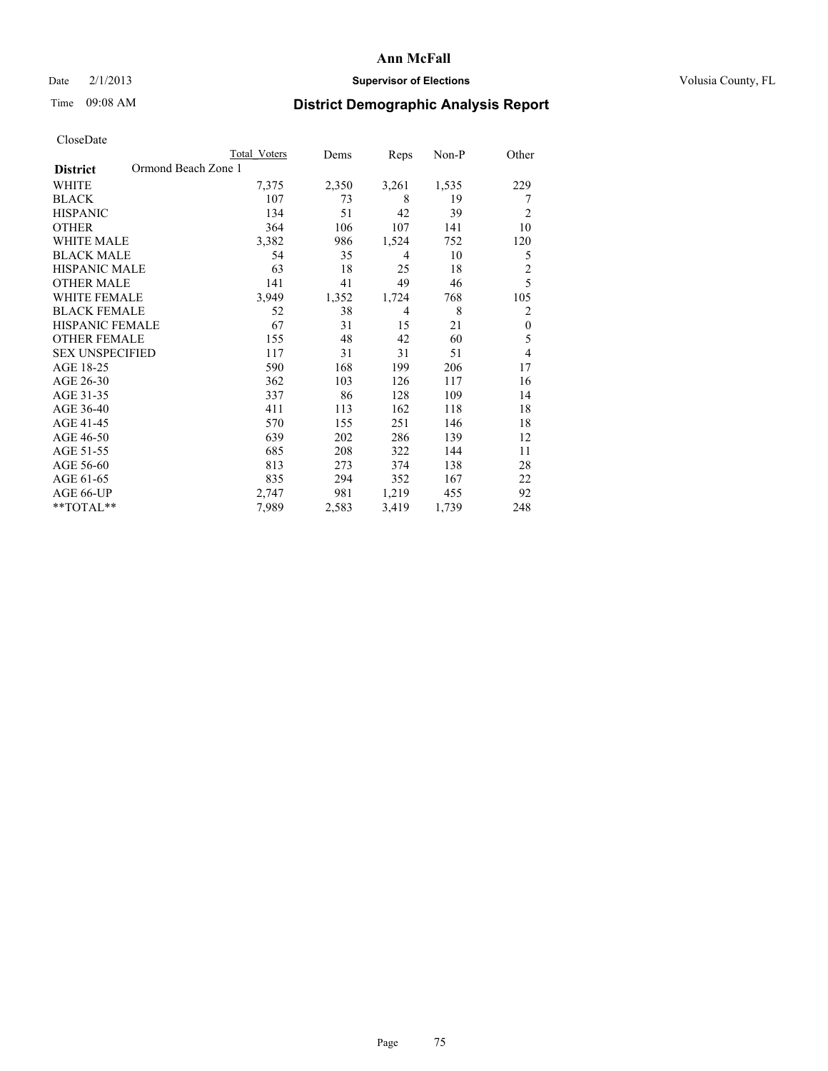# Ann McFall

Date 2/1/2013 **Supervisor of Elections** Volusia County, FL

Time 09:08 AM

## District Demographic Analysis Report

CloseDate

| District: Ormond Beach Zone 1 | Total Voters | Dems | Reps | Non-P | Other |
|---|---|---|---|---|---|
| WHITE | 7,375 | 2,350 | 3,261 | 1,535 | 229 |
| BLACK | 107 | 73 | 8 | 19 | 7 |
| HISPANIC | 134 | 51 | 42 | 39 | 2 |
| OTHER | 364 | 106 | 107 | 141 | 10 |
| WHITE MALE | 3,382 | 986 | 1,524 | 752 | 120 |
| BLACK MALE | 54 | 35 | 4 | 10 | 5 |
| HISPANIC MALE | 63 | 18 | 25 | 18 | 2 |
| OTHER MALE | 141 | 41 | 49 | 46 | 5 |
| WHITE FEMALE | 3,949 | 1,352 | 1,724 | 768 | 105 |
| BLACK FEMALE | 52 | 38 | 4 | 8 | 2 |
| HISPANIC FEMALE | 67 | 31 | 15 | 21 | 0 |
| OTHER FEMALE | 155 | 48 | 42 | 60 | 5 |
| SEX UNSPECIFIED | 117 | 31 | 31 | 51 | 4 |
| AGE 18-25 | 590 | 168 | 199 | 206 | 17 |
| AGE 26-30 | 362 | 103 | 126 | 117 | 16 |
| AGE 31-35 | 337 | 86 | 128 | 109 | 14 |
| AGE 36-40 | 411 | 113 | 162 | 118 | 18 |
| AGE 41-45 | 570 | 155 | 251 | 146 | 18 |
| AGE 46-50 | 639 | 202 | 286 | 139 | 12 |
| AGE 51-55 | 685 | 208 | 322 | 144 | 11 |
| AGE 56-60 | 813 | 273 | 374 | 138 | 28 |
| AGE 61-65 | 835 | 294 | 352 | 167 | 22 |
| AGE 66-UP | 2,747 | 981 | 1,219 | 455 | 92 |
| **TOTAL** | 7,989 | 2,583 | 3,419 | 1,739 | 248 |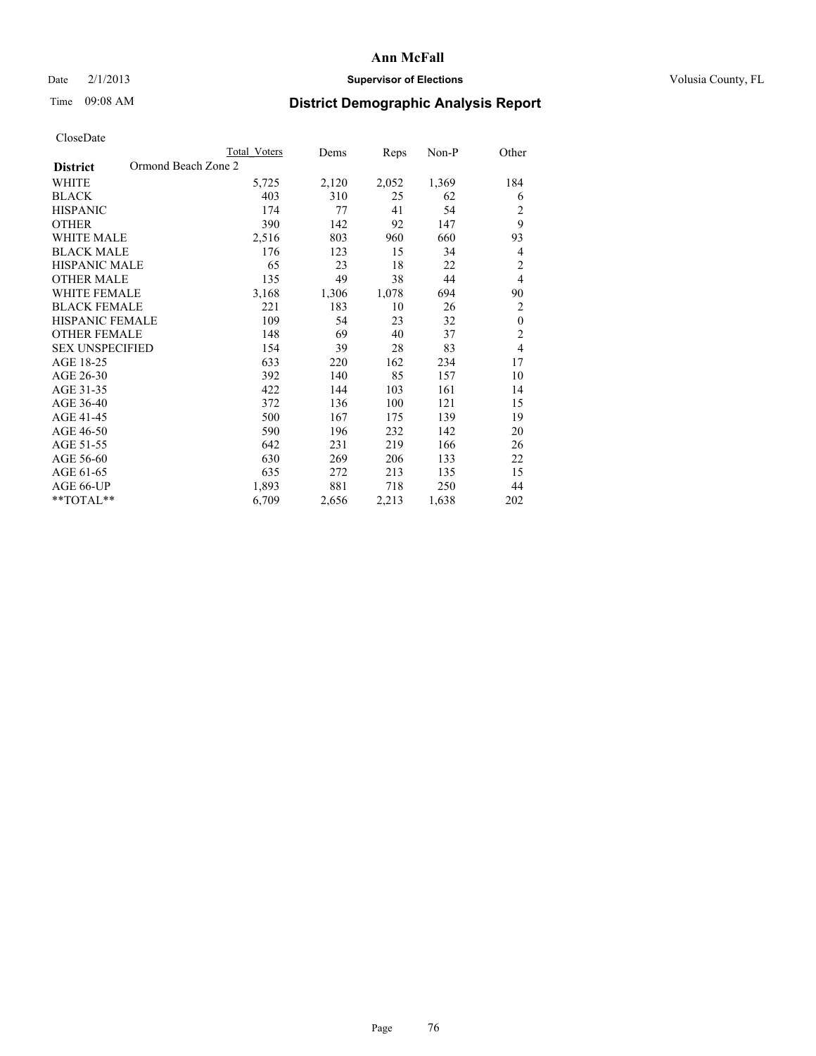**Ann McFall**

Date 2/1/2013 **Supervisor of Elections** Volusia County, FL

Time 09:08 AM **District Demographic Analysis Report**

CloseDate

| | Total Voters | Dems | Reps | Non-P | Other |
|---|---|---|---|---|---|
| **District** Ormond Beach Zone 2 | | | | | |
| WHITE | 5,725 | 2,120 | 2,052 | 1,369 | 184 |
| BLACK | 403 | 310 | 25 | 62 | 6 |
| HISPANIC | 174 | 77 | 41 | 54 | 2 |
| OTHER | 390 | 142 | 92 | 147 | 9 |
| WHITE MALE | 2,516 | 803 | 960 | 660 | 93 |
| BLACK MALE | 176 | 123 | 15 | 34 | 4 |
| HISPANIC MALE | 65 | 23 | 18 | 22 | 2 |
| OTHER MALE | 135 | 49 | 38 | 44 | 4 |
| WHITE FEMALE | 3,168 | 1,306 | 1,078 | 694 | 90 |
| BLACK FEMALE | 221 | 183 | 10 | 26 | 2 |
| HISPANIC FEMALE | 109 | 54 | 23 | 32 | 0 |
| OTHER FEMALE | 148 | 69 | 40 | 37 | 2 |
| SEX UNSPECIFIED | 154 | 39 | 28 | 83 | 4 |
| AGE 18-25 | 633 | 220 | 162 | 234 | 17 |
| AGE 26-30 | 392 | 140 | 85 | 157 | 10 |
| AGE 31-35 | 422 | 144 | 103 | 161 | 14 |
| AGE 36-40 | 372 | 136 | 100 | 121 | 15 |
| AGE 41-45 | 500 | 167 | 175 | 139 | 19 |
| AGE 46-50 | 590 | 196 | 232 | 142 | 20 |
| AGE 51-55 | 642 | 231 | 219 | 166 | 26 |
| AGE 56-60 | 630 | 269 | 206 | 133 | 22 |
| AGE 61-65 | 635 | 272 | 213 | 135 | 15 |
| AGE 66-UP | 1,893 | 881 | 718 | 250 | 44 |
| **TOTAL** | 6,709 | 2,656 | 2,213 | 1,638 | 202 |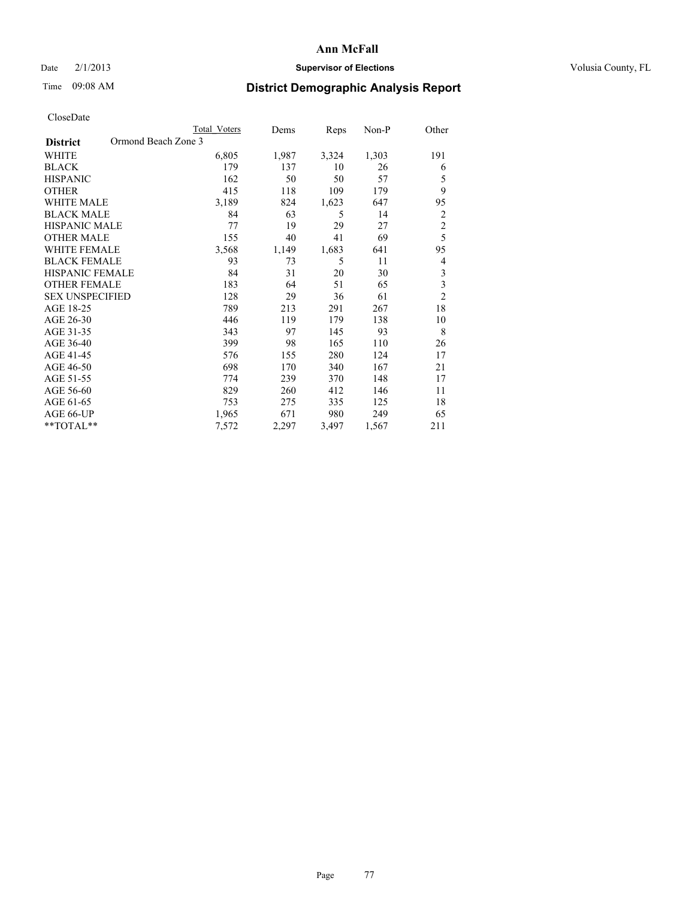# Ann McFall

Date 2/1/2013 **Supervisor of Elections** Volusia County, FL

Time 09:08 AM **District Demographic Analysis Report**

CloseDate

| **District** Ormond Beach Zone 3 | Total Voters | Dems | Reps | Non-P | Other |
|---|---|---|---|---|---|
| WHITE | 6,805 | 1,987 | 3,324 | 1,303 | 191 |
| BLACK | 179 | 137 | 10 | 26 | 6 |
| HISPANIC | 162 | 50 | 50 | 57 | 5 |
| OTHER | 415 | 118 | 109 | 179 | 9 |
| WHITE MALE | 3,189 | 824 | 1,623 | 647 | 95 |
| BLACK MALE | 84 | 63 | 5 | 14 | 2 |
| HISPANIC MALE | 77 | 19 | 29 | 27 | 2 |
| OTHER MALE | 155 | 40 | 41 | 69 | 5 |
| WHITE FEMALE | 3,568 | 1,149 | 1,683 | 641 | 95 |
| BLACK FEMALE | 93 | 73 | 5 | 11 | 4 |
| HISPANIC FEMALE | 84 | 31 | 20 | 30 | 3 |
| OTHER FEMALE | 183 | 64 | 51 | 65 | 3 |
| SEX UNSPECIFIED | 128 | 29 | 36 | 61 | 2 |
| AGE 18-25 | 789 | 213 | 291 | 267 | 18 |
| AGE 26-30 | 446 | 119 | 179 | 138 | 10 |
| AGE 31-35 | 343 | 97 | 145 | 93 | 8 |
| AGE 36-40 | 399 | 98 | 165 | 110 | 26 |
| AGE 41-45 | 576 | 155 | 280 | 124 | 17 |
| AGE 46-50 | 698 | 170 | 340 | 167 | 21 |
| AGE 51-55 | 774 | 239 | 370 | 148 | 17 |
| AGE 56-60 | 829 | 260 | 412 | 146 | 11 |
| AGE 61-65 | 753 | 275 | 335 | 125 | 18 |
| AGE 66-UP | 1,965 | 671 | 980 | 249 | 65 |
| **TOTAL** | 7,572 | 2,297 | 3,497 | 1,567 | 211 |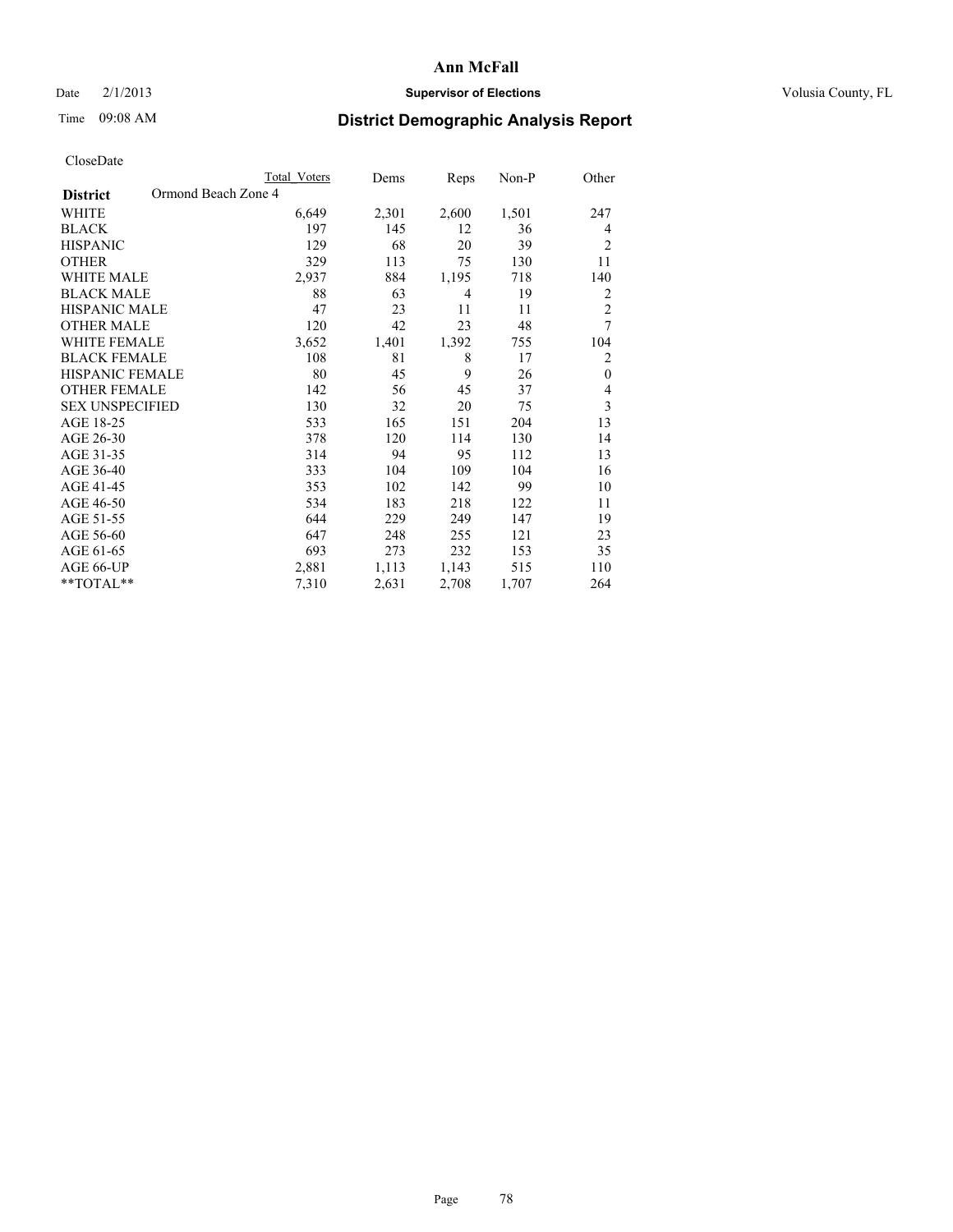# Ann McFall

Date 2/1/2013 **Supervisor of Elections** Volusia County, FL

Time 09:08 AM

## District Demographic Analysis Report

CloseDate

| | Total Voters | Dems | Reps | Non-P | Other |
|---|---|---|---|---|---|
| **District** Ormond Beach Zone 4 | | | | | |
| WHITE | 6,649 | 2,301 | 2,600 | 1,501 | 247 |
| BLACK | 197 | 145 | 12 | 36 | 4 |
| HISPANIC | 129 | 68 | 20 | 39 | 2 |
| OTHER | 329 | 113 | 75 | 130 | 11 |
| WHITE MALE | 2,937 | 884 | 1,195 | 718 | 140 |
| BLACK MALE | 88 | 63 | 4 | 19 | 2 |
| HISPANIC MALE | 47 | 23 | 11 | 11 | 2 |
| OTHER MALE | 120 | 42 | 23 | 48 | 7 |
| WHITE FEMALE | 3,652 | 1,401 | 1,392 | 755 | 104 |
| BLACK FEMALE | 108 | 81 | 8 | 17 | 2 |
| HISPANIC FEMALE | 80 | 45 | 9 | 26 | 0 |
| OTHER FEMALE | 142 | 56 | 45 | 37 | 4 |
| SEX UNSPECIFIED | 130 | 32 | 20 | 75 | 3 |
| AGE 18-25 | 533 | 165 | 151 | 204 | 13 |
| AGE 26-30 | 378 | 120 | 114 | 130 | 14 |
| AGE 31-35 | 314 | 94 | 95 | 112 | 13 |
| AGE 36-40 | 333 | 104 | 109 | 104 | 16 |
| AGE 41-45 | 353 | 102 | 142 | 99 | 10 |
| AGE 46-50 | 534 | 183 | 218 | 122 | 11 |
| AGE 51-55 | 644 | 229 | 249 | 147 | 19 |
| AGE 56-60 | 647 | 248 | 255 | 121 | 23 |
| AGE 61-65 | 693 | 273 | 232 | 153 | 35 |
| AGE 66-UP | 2,881 | 1,113 | 1,143 | 515 | 110 |
| **TOTAL** | 7,310 | 2,631 | 2,708 | 1,707 | 264 |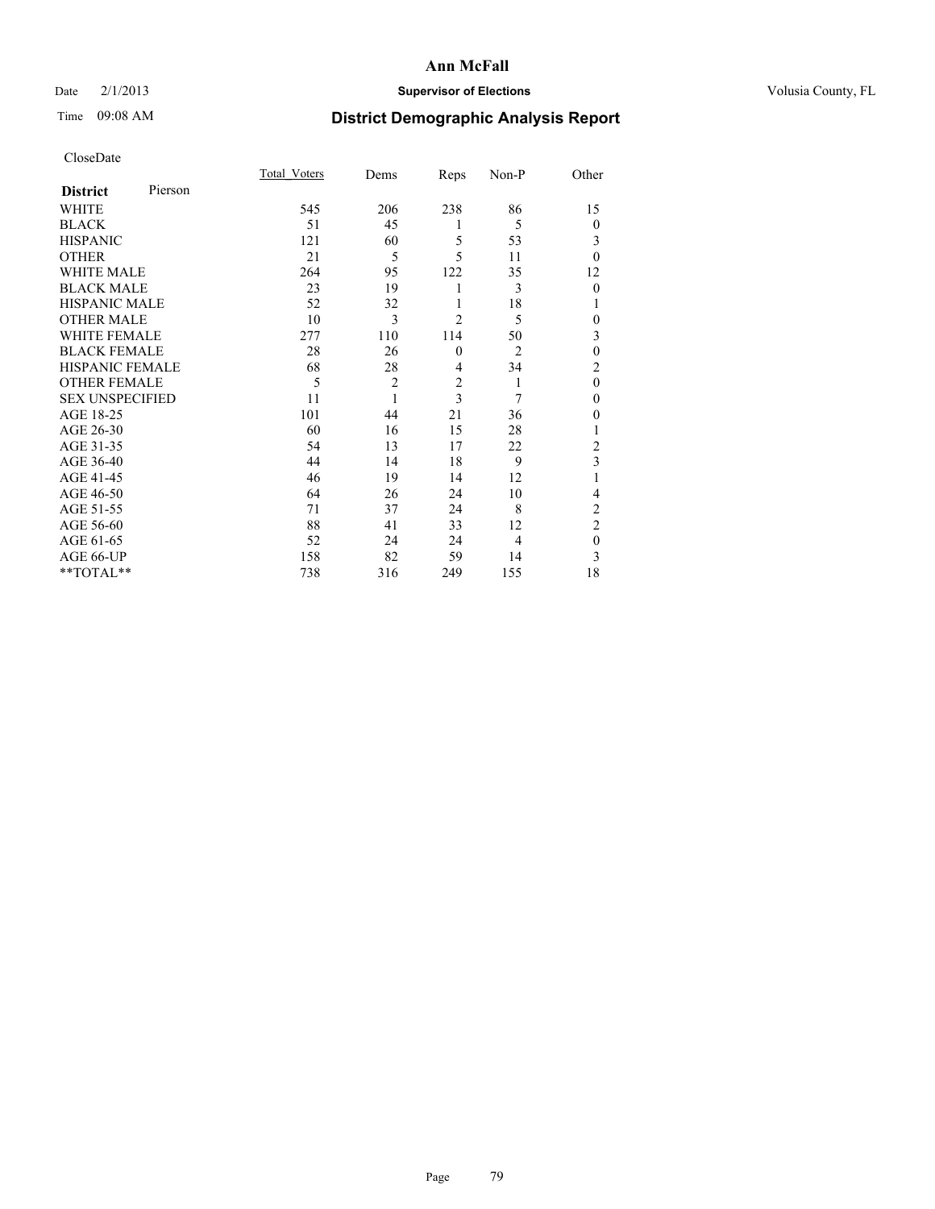# Ann McFall

Date 2/1/2013 **Supervisor of Elections** Volusia County, FL

Time 09:08 AM **District Demographic Analysis Report**

CloseDate

| **District** Pierson | Total_Voters | Dems | Reps | Non-P | Other |
|---|---|---|---|---|---|
| WHITE | 545 | 206 | 238 | 86 | 15 |
| BLACK | 51 | 45 | 1 | 5 | 0 |
| HISPANIC | 121 | 60 | 5 | 53 | 3 |
| OTHER | 21 | 5 | 5 | 11 | 0 |
| WHITE MALE | 264 | 95 | 122 | 35 | 12 |
| BLACK MALE | 23 | 19 | 1 | 3 | 0 |
| HISPANIC MALE | 52 | 32 | 1 | 18 | 1 |
| OTHER MALE | 10 | 3 | 2 | 5 | 0 |
| WHITE FEMALE | 277 | 110 | 114 | 50 | 3 |
| BLACK FEMALE | 28 | 26 | 0 | 2 | 0 |
| HISPANIC FEMALE | 68 | 28 | 4 | 34 | 2 |
| OTHER FEMALE | 5 | 2 | 2 | 1 | 0 |
| SEX UNSPECIFIED | 11 | 1 | 3 | 7 | 0 |
| AGE 18-25 | 101 | 44 | 21 | 36 | 0 |
| AGE 26-30 | 60 | 16 | 15 | 28 | 1 |
| AGE 31-35 | 54 | 13 | 17 | 22 | 2 |
| AGE 36-40 | 44 | 14 | 18 | 9 | 3 |
| AGE 41-45 | 46 | 19 | 14 | 12 | 1 |
| AGE 46-50 | 64 | 26 | 24 | 10 | 4 |
| AGE 51-55 | 71 | 37 | 24 | 8 | 2 |
| AGE 56-60 | 88 | 41 | 33 | 12 | 2 |
| AGE 61-65 | 52 | 24 | 24 | 4 | 0 |
| AGE 66-UP | 158 | 82 | 59 | 14 | 3 |
| **TOTAL** | 738 | 316 | 249 | 155 | 18 |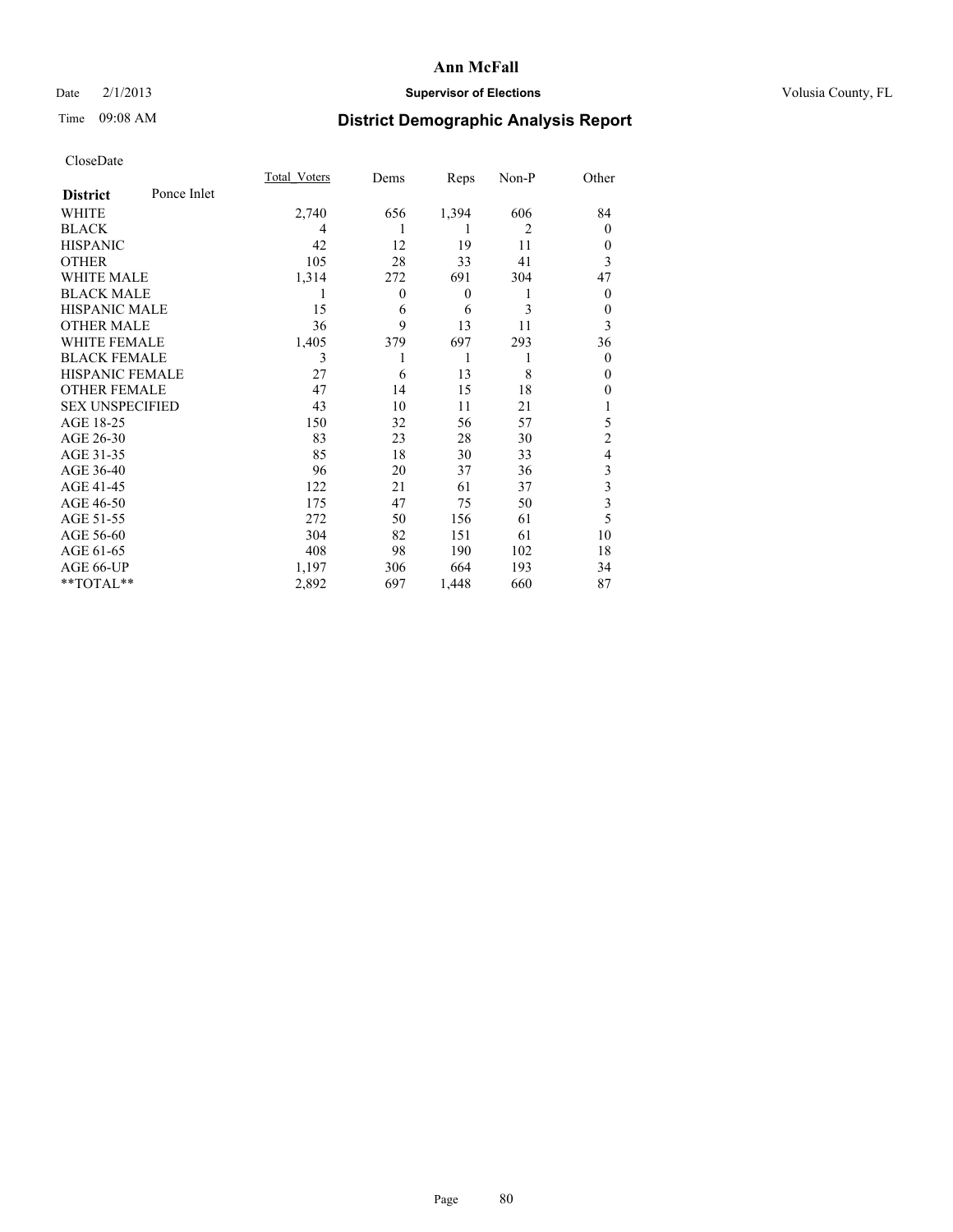# Ann McFall

Date 2/1/2013 **Supervisor of Elections** Volusia County, FL

Time 09:08 AM **District Demographic Analysis Report**

CloseDate

| **District** Ponce Inlet | Total_Voters | Dems | Reps | Non-P | Other |
|---|---|---|---|---|---|
| WHITE | 2,740 | 656 | 1,394 | 606 | 84 |
| BLACK | 4 | 1 | 1 | 2 | 0 |
| HISPANIC | 42 | 12 | 19 | 11 | 0 |
| OTHER | 105 | 28 | 33 | 41 | 3 |
| WHITE MALE | 1,314 | 272 | 691 | 304 | 47 |
| BLACK MALE | 1 | 0 | 0 | 1 | 0 |
| HISPANIC MALE | 15 | 6 | 6 | 3 | 0 |
| OTHER MALE | 36 | 9 | 13 | 11 | 3 |
| WHITE FEMALE | 1,405 | 379 | 697 | 293 | 36 |
| BLACK FEMALE | 3 | 1 | 1 | 1 | 0 |
| HISPANIC FEMALE | 27 | 6 | 13 | 8 | 0 |
| OTHER FEMALE | 47 | 14 | 15 | 18 | 0 |
| SEX UNSPECIFIED | 43 | 10 | 11 | 21 | 1 |
| AGE 18-25 | 150 | 32 | 56 | 57 | 5 |
| AGE 26-30 | 83 | 23 | 28 | 30 | 2 |
| AGE 31-35 | 85 | 18 | 30 | 33 | 4 |
| AGE 36-40 | 96 | 20 | 37 | 36 | 3 |
| AGE 41-45 | 122 | 21 | 61 | 37 | 3 |
| AGE 46-50 | 175 | 47 | 75 | 50 | 3 |
| AGE 51-55 | 272 | 50 | 156 | 61 | 5 |
| AGE 56-60 | 304 | 82 | 151 | 61 | 10 |
| AGE 61-65 | 408 | 98 | 190 | 102 | 18 |
| AGE 66-UP | 1,197 | 306 | 664 | 193 | 34 |
| **TOTAL** | 2,892 | 697 | 1,448 | 660 | 87 |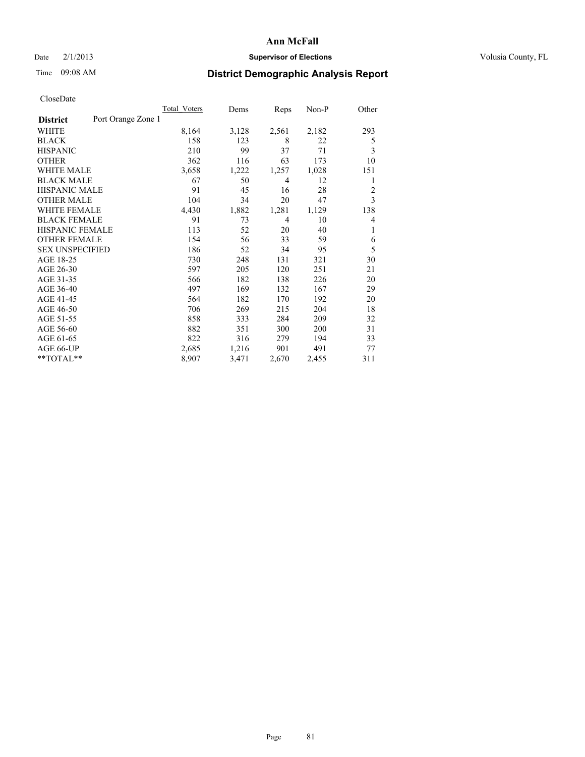# District Demographic Analysis Report

Date 2/1/2013 — Supervisor of Elections — Volusia County, FL

Time 09:08 AM

Ann McFall

CloseDate

| District: Port Orange Zone 1 | Total_Voters | Dems | Reps | Non-P | Other |
|---|---|---|---|---|---|
| WHITE | 8,164 | 3,128 | 2,561 | 2,182 | 293 |
| BLACK | 158 | 123 | 8 | 22 | 5 |
| HISPANIC | 210 | 99 | 37 | 71 | 3 |
| OTHER | 362 | 116 | 63 | 173 | 10 |
| WHITE MALE | 3,658 | 1,222 | 1,257 | 1,028 | 151 |
| BLACK MALE | 67 | 50 | 4 | 12 | 1 |
| HISPANIC MALE | 91 | 45 | 16 | 28 | 2 |
| OTHER MALE | 104 | 34 | 20 | 47 | 3 |
| WHITE FEMALE | 4,430 | 1,882 | 1,281 | 1,129 | 138 |
| BLACK FEMALE | 91 | 73 | 4 | 10 | 4 |
| HISPANIC FEMALE | 113 | 52 | 20 | 40 | 1 |
| OTHER FEMALE | 154 | 56 | 33 | 59 | 6 |
| SEX UNSPECIFIED | 186 | 52 | 34 | 95 | 5 |
| AGE 18-25 | 730 | 248 | 131 | 321 | 30 |
| AGE 26-30 | 597 | 205 | 120 | 251 | 21 |
| AGE 31-35 | 566 | 182 | 138 | 226 | 20 |
| AGE 36-40 | 497 | 169 | 132 | 167 | 29 |
| AGE 41-45 | 564 | 182 | 170 | 192 | 20 |
| AGE 46-50 | 706 | 269 | 215 | 204 | 18 |
| AGE 51-55 | 858 | 333 | 284 | 209 | 32 |
| AGE 56-60 | 882 | 351 | 300 | 200 | 31 |
| AGE 61-65 | 822 | 316 | 279 | 194 | 33 |
| AGE 66-UP | 2,685 | 1,216 | 901 | 491 | 77 |
| **TOTAL** | 8,907 | 3,471 | 2,670 | 2,455 | 311 |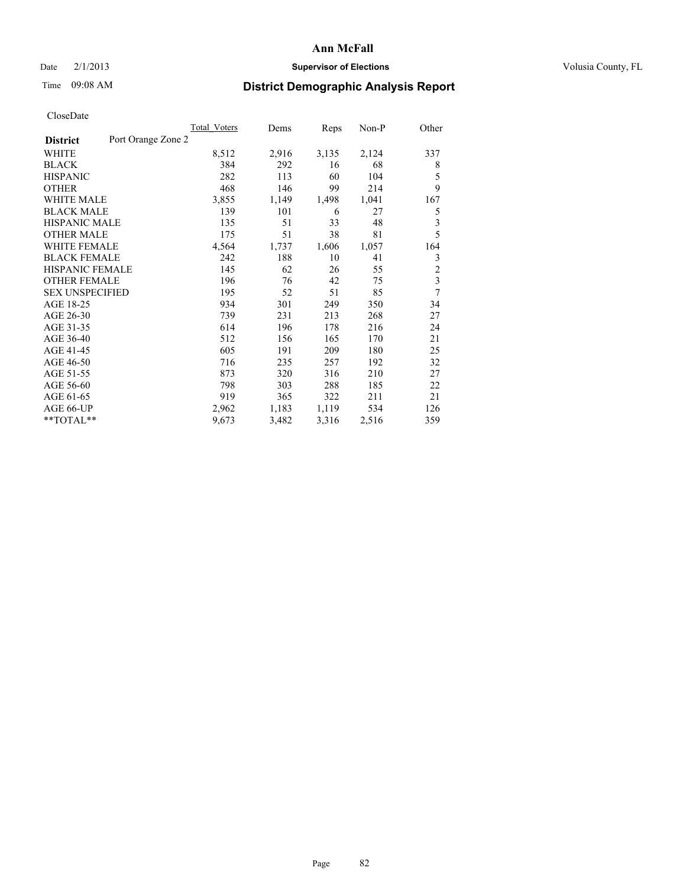Ann McFall

Date 2/1/2013 **Supervisor of Elections** Volusia County, FL

Time 09:08 AM

## District Demographic Analysis Report

CloseDate

| **District** Port Orange Zone 2 | Total Voters | Dems | Reps | Non-P | Other |
|---|---|---|---|---|---|
| WHITE | 8,512 | 2,916 | 3,135 | 2,124 | 337 |
| BLACK | 384 | 292 | 16 | 68 | 8 |
| HISPANIC | 282 | 113 | 60 | 104 | 5 |
| OTHER | 468 | 146 | 99 | 214 | 9 |
| WHITE MALE | 3,855 | 1,149 | 1,498 | 1,041 | 167 |
| BLACK MALE | 139 | 101 | 6 | 27 | 5 |
| HISPANIC MALE | 135 | 51 | 33 | 48 | 3 |
| OTHER MALE | 175 | 51 | 38 | 81 | 5 |
| WHITE FEMALE | 4,564 | 1,737 | 1,606 | 1,057 | 164 |
| BLACK FEMALE | 242 | 188 | 10 | 41 | 3 |
| HISPANIC FEMALE | 145 | 62 | 26 | 55 | 2 |
| OTHER FEMALE | 196 | 76 | 42 | 75 | 3 |
| SEX UNSPECIFIED | 195 | 52 | 51 | 85 | 7 |
| AGE 18-25 | 934 | 301 | 249 | 350 | 34 |
| AGE 26-30 | 739 | 231 | 213 | 268 | 27 |
| AGE 31-35 | 614 | 196 | 178 | 216 | 24 |
| AGE 36-40 | 512 | 156 | 165 | 170 | 21 |
| AGE 41-45 | 605 | 191 | 209 | 180 | 25 |
| AGE 46-50 | 716 | 235 | 257 | 192 | 32 |
| AGE 51-55 | 873 | 320 | 316 | 210 | 27 |
| AGE 56-60 | 798 | 303 | 288 | 185 | 22 |
| AGE 61-65 | 919 | 365 | 322 | 211 | 21 |
| AGE 66-UP | 2,962 | 1,183 | 1,119 | 534 | 126 |
| **TOTAL** | 9,673 | 3,482 | 3,316 | 2,516 | 359 |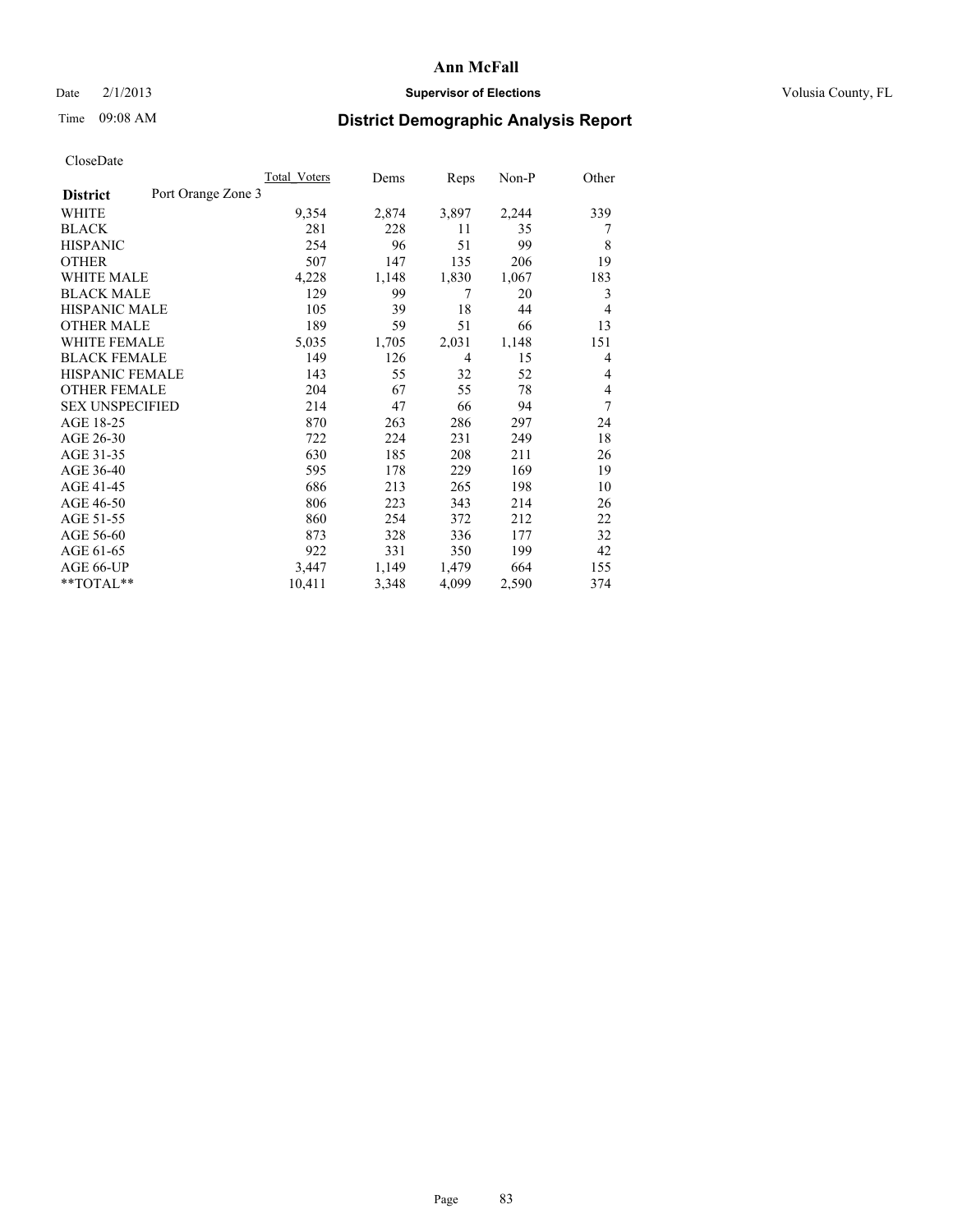# Ann McFall

Date 2/1/2013 **Supervisor of Elections** Volusia County, FL

Time 09:08 AM **District Demographic Analysis Report**

CloseDate

| **District** Port Orange Zone 3 | Total Voters | Dems | Reps | Non-P | Other |
|---|---|---|---|---|---|
| WHITE | 9,354 | 2,874 | 3,897 | 2,244 | 339 |
| BLACK | 281 | 228 | 11 | 35 | 7 |
| HISPANIC | 254 | 96 | 51 | 99 | 8 |
| OTHER | 507 | 147 | 135 | 206 | 19 |
| WHITE MALE | 4,228 | 1,148 | 1,830 | 1,067 | 183 |
| BLACK MALE | 129 | 99 | 7 | 20 | 3 |
| HISPANIC MALE | 105 | 39 | 18 | 44 | 4 |
| OTHER MALE | 189 | 59 | 51 | 66 | 13 |
| WHITE FEMALE | 5,035 | 1,705 | 2,031 | 1,148 | 151 |
| BLACK FEMALE | 149 | 126 | 4 | 15 | 4 |
| HISPANIC FEMALE | 143 | 55 | 32 | 52 | 4 |
| OTHER FEMALE | 204 | 67 | 55 | 78 | 4 |
| SEX UNSPECIFIED | 214 | 47 | 66 | 94 | 7 |
| AGE 18-25 | 870 | 263 | 286 | 297 | 24 |
| AGE 26-30 | 722 | 224 | 231 | 249 | 18 |
| AGE 31-35 | 630 | 185 | 208 | 211 | 26 |
| AGE 36-40 | 595 | 178 | 229 | 169 | 19 |
| AGE 41-45 | 686 | 213 | 265 | 198 | 10 |
| AGE 46-50 | 806 | 223 | 343 | 214 | 26 |
| AGE 51-55 | 860 | 254 | 372 | 212 | 22 |
| AGE 56-60 | 873 | 328 | 336 | 177 | 32 |
| AGE 61-65 | 922 | 331 | 350 | 199 | 42 |
| AGE 66-UP | 3,447 | 1,149 | 1,479 | 664 | 155 |
| **TOTAL** | 10,411 | 3,348 | 4,099 | 2,590 | 374 |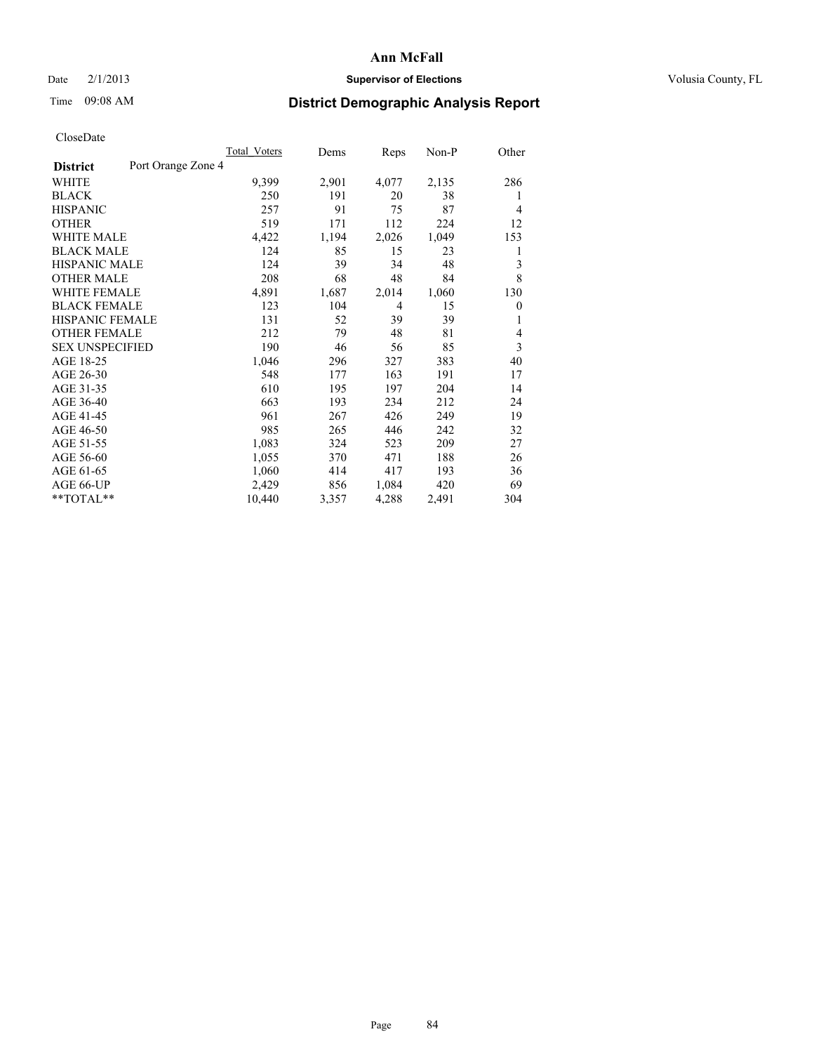# Ann McFall

Date 2/1/2013 **Supervisor of Elections** Volusia County, FL

Time 09:08 AM

## District Demographic Analysis Report

CloseDate

| **District** Port Orange Zone 4 | Total Voters | Dems | Reps | Non-P | Other |
|---|---|---|---|---|---|
| WHITE | 9,399 | 2,901 | 4,077 | 2,135 | 286 |
| BLACK | 250 | 191 | 20 | 38 | 1 |
| HISPANIC | 257 | 91 | 75 | 87 | 4 |
| OTHER | 519 | 171 | 112 | 224 | 12 |
| WHITE MALE | 4,422 | 1,194 | 2,026 | 1,049 | 153 |
| BLACK MALE | 124 | 85 | 15 | 23 | 1 |
| HISPANIC MALE | 124 | 39 | 34 | 48 | 3 |
| OTHER MALE | 208 | 68 | 48 | 84 | 8 |
| WHITE FEMALE | 4,891 | 1,687 | 2,014 | 1,060 | 130 |
| BLACK FEMALE | 123 | 104 | 4 | 15 | 0 |
| HISPANIC FEMALE | 131 | 52 | 39 | 39 | 1 |
| OTHER FEMALE | 212 | 79 | 48 | 81 | 4 |
| SEX UNSPECIFIED | 190 | 46 | 56 | 85 | 3 |
| AGE 18-25 | 1,046 | 296 | 327 | 383 | 40 |
| AGE 26-30 | 548 | 177 | 163 | 191 | 17 |
| AGE 31-35 | 610 | 195 | 197 | 204 | 14 |
| AGE 36-40 | 663 | 193 | 234 | 212 | 24 |
| AGE 41-45 | 961 | 267 | 426 | 249 | 19 |
| AGE 46-50 | 985 | 265 | 446 | 242 | 32 |
| AGE 51-55 | 1,083 | 324 | 523 | 209 | 27 |
| AGE 56-60 | 1,055 | 370 | 471 | 188 | 26 |
| AGE 61-65 | 1,060 | 414 | 417 | 193 | 36 |
| AGE 66-UP | 2,429 | 856 | 1,084 | 420 | 69 |
| **TOTAL** | 10,440 | 3,357 | 4,288 | 2,491 | 304 |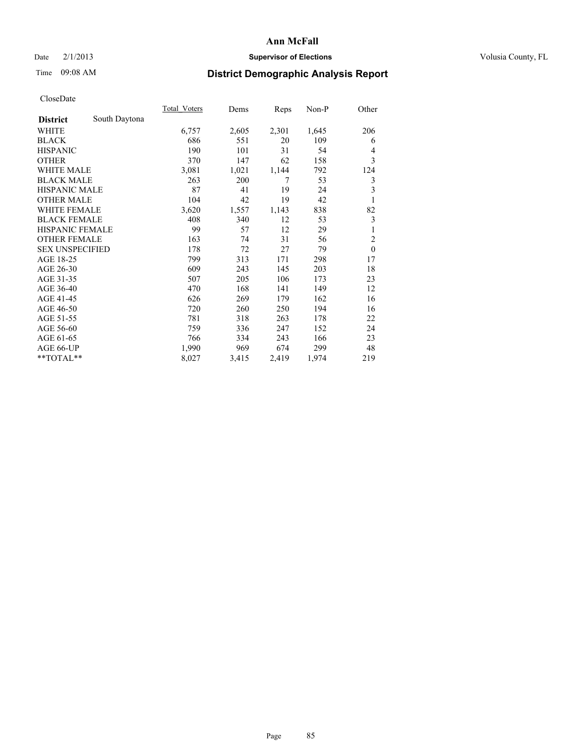# Ann McFall

Date 2/1/2013 **Supervisor of Elections** Volusia County, FL

Time 09:08 AM **District Demographic Analysis Report**

CloseDate

| District | South Daytona | Total_Voters | Dems | Reps | Non-P | Other |
|---|---|---|---|---|---|---|
| WHITE | | 6,757 | 2,605 | 2,301 | 1,645 | 206 |
| BLACK | | 686 | 551 | 20 | 109 | 6 |
| HISPANIC | | 190 | 101 | 31 | 54 | 4 |
| OTHER | | 370 | 147 | 62 | 158 | 3 |
| WHITE MALE | | 3,081 | 1,021 | 1,144 | 792 | 124 |
| BLACK MALE | | 263 | 200 | 7 | 53 | 3 |
| HISPANIC MALE | | 87 | 41 | 19 | 24 | 3 |
| OTHER MALE | | 104 | 42 | 19 | 42 | 1 |
| WHITE FEMALE | | 3,620 | 1,557 | 1,143 | 838 | 82 |
| BLACK FEMALE | | 408 | 340 | 12 | 53 | 3 |
| HISPANIC FEMALE | | 99 | 57 | 12 | 29 | 1 |
| OTHER FEMALE | | 163 | 74 | 31 | 56 | 2 |
| SEX UNSPECIFIED | | 178 | 72 | 27 | 79 | 0 |
| AGE 18-25 | | 799 | 313 | 171 | 298 | 17 |
| AGE 26-30 | | 609 | 243 | 145 | 203 | 18 |
| AGE 31-35 | | 507 | 205 | 106 | 173 | 23 |
| AGE 36-40 | | 470 | 168 | 141 | 149 | 12 |
| AGE 41-45 | | 626 | 269 | 179 | 162 | 16 |
| AGE 46-50 | | 720 | 260 | 250 | 194 | 16 |
| AGE 51-55 | | 781 | 318 | 263 | 178 | 22 |
| AGE 56-60 | | 759 | 336 | 247 | 152 | 24 |
| AGE 61-65 | | 766 | 334 | 243 | 166 | 23 |
| AGE 66-UP | | 1,990 | 969 | 674 | 299 | 48 |
| **TOTAL** | | 8,027 | 3,415 | 2,419 | 1,974 | 219 |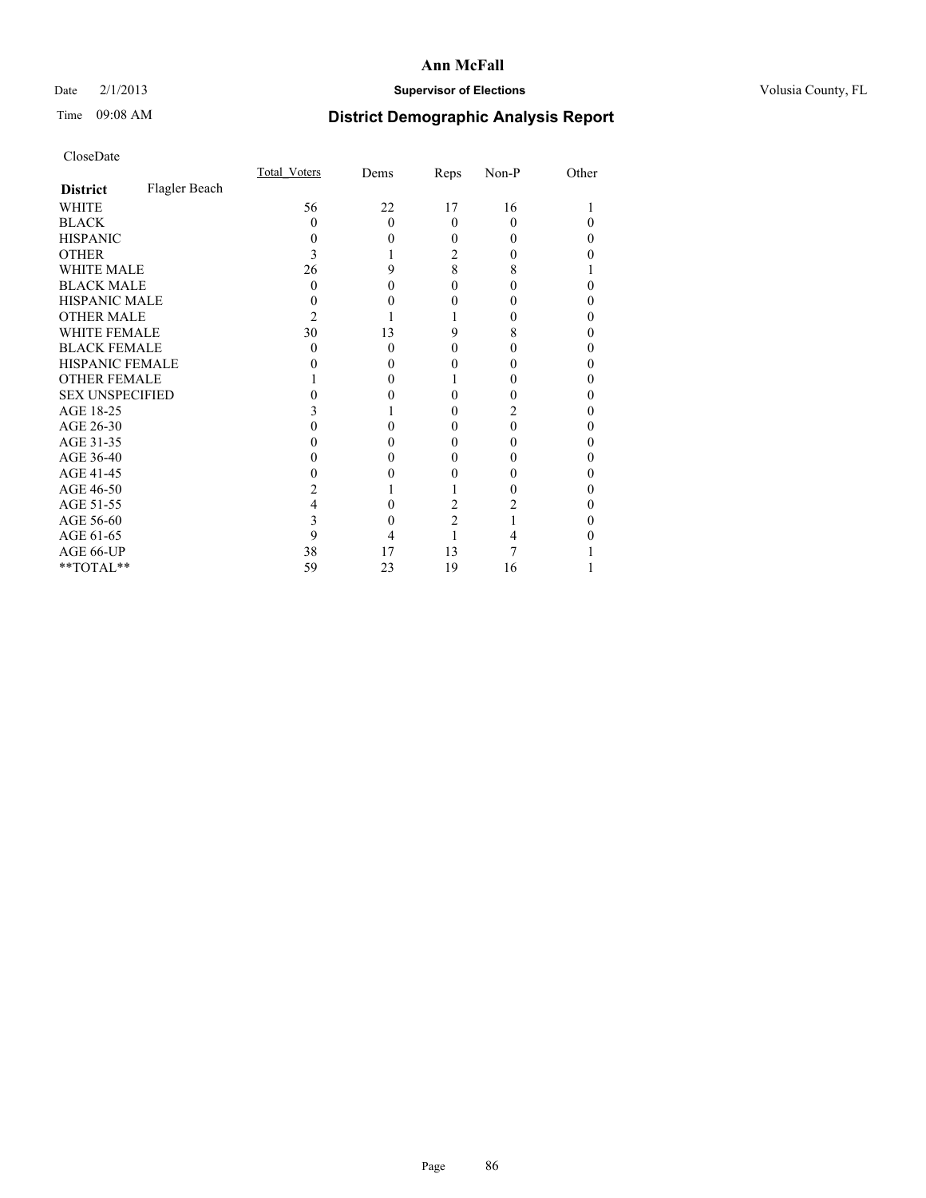Date 2/1/2013

Time 09:08 AM

# Ann McFall

## Supervisor of Elections

Volusia County, FL

## District Demographic Analysis Report

CloseDate

| | Total_Voters | Dems | Reps | Non-P | Other |
|---|---|---|---|---|---|
| **District** Flagler Beach | | | | | |
| WHITE | 56 | 22 | 17 | 16 | 1 |
| BLACK | 0 | 0 | 0 | 0 | 0 |
| HISPANIC | 0 | 0 | 0 | 0 | 0 |
| OTHER | 3 | 1 | 2 | 0 | 0 |
| WHITE MALE | 26 | 9 | 8 | 8 | 1 |
| BLACK MALE | 0 | 0 | 0 | 0 | 0 |
| HISPANIC MALE | 0 | 0 | 0 | 0 | 0 |
| OTHER MALE | 2 | 1 | 1 | 0 | 0 |
| WHITE FEMALE | 30 | 13 | 9 | 8 | 0 |
| BLACK FEMALE | 0 | 0 | 0 | 0 | 0 |
| HISPANIC FEMALE | 0 | 0 | 0 | 0 | 0 |
| OTHER FEMALE | 1 | 0 | 1 | 0 | 0 |
| SEX UNSPECIFIED | 0 | 0 | 0 | 0 | 0 |
| AGE 18-25 | 3 | 1 | 0 | 2 | 0 |
| AGE 26-30 | 0 | 0 | 0 | 0 | 0 |
| AGE 31-35 | 0 | 0 | 0 | 0 | 0 |
| AGE 36-40 | 0 | 0 | 0 | 0 | 0 |
| AGE 41-45 | 0 | 0 | 0 | 0 | 0 |
| AGE 46-50 | 2 | 1 | 1 | 0 | 0 |
| AGE 51-55 | 4 | 0 | 2 | 2 | 0 |
| AGE 56-60 | 3 | 0 | 2 | 1 | 0 |
| AGE 61-65 | 9 | 4 | 1 | 4 | 0 |
| AGE 66-UP | 38 | 17 | 13 | 7 | 1 |
| **TOTAL** | 59 | 23 | 19 | 16 | 1 |